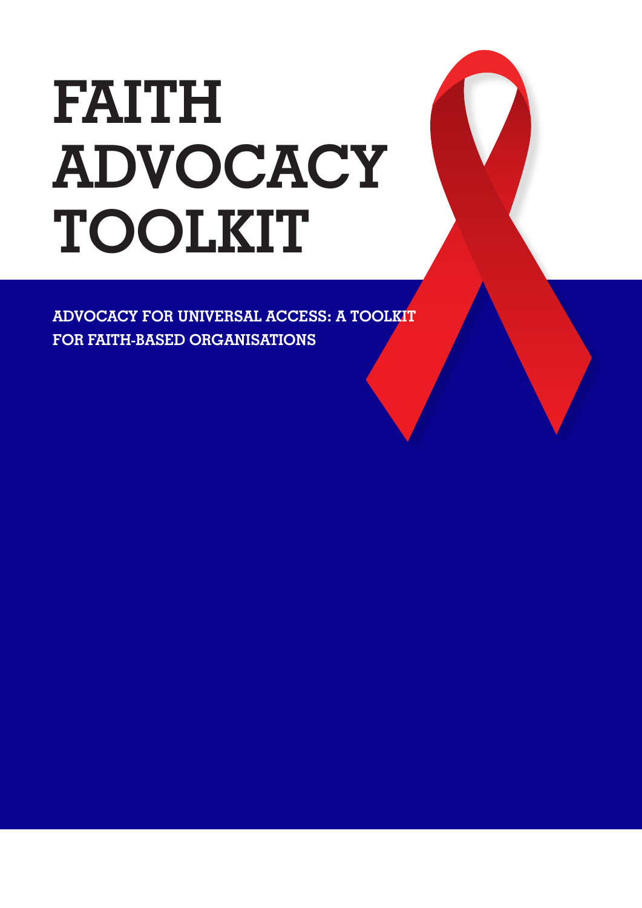# FAITH ADVOCACY TOOLKIT

ADVOCACY FOR UNIVERSAL ACCESS: A TOOLKIT FOR FAITH-BASED ORGANISATIONS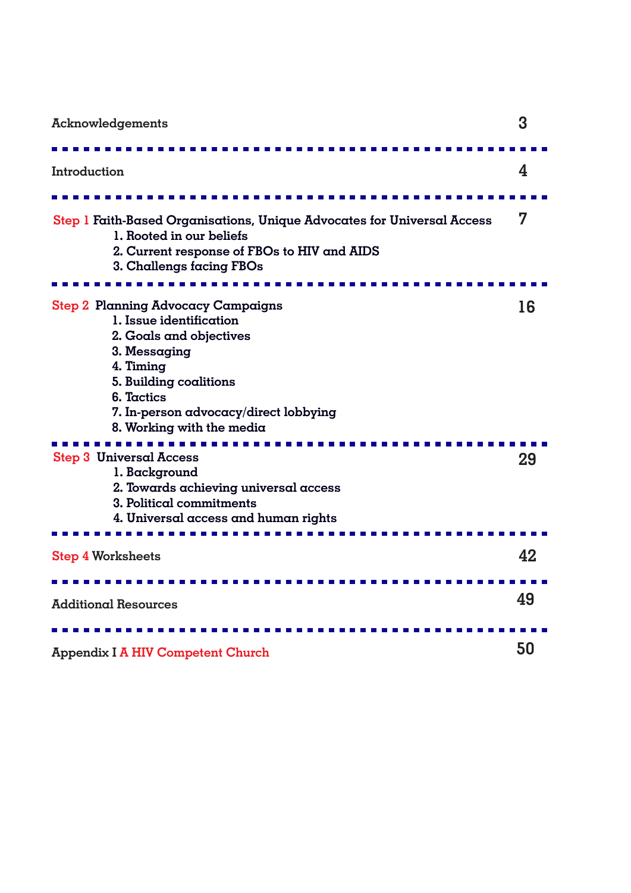| | |
|---|---|
| Acknowledgements | 3 |
| Introduction | 4 |
| Step 1 Faith-Based Organisations, Unique Advocates for Universal Access<br>1. Rooted in our beliefs<br>2. Current response of FBOs to HIV and AIDS<br>3. Challengs facing FBOs | 7 |
| Step 2 Planning Advocacy Campaigns<br>1. Issue identification<br>2. Goals and objectives<br>3. Messaging<br>4. Timing<br>5. Building coalitions<br>6. Tactics<br>7. In-person advocacy/direct lobbying<br>8. Working with the media | 16 |
| Step 3 Universal Access<br>1. Background<br>2. Towards achieving universal access<br>3. Political commitments<br>4. Universal access and human rights | 29 |
| Step 4 Worksheets | 42 |
| Additional Resources | 49 |
| Appendix I A HIV Competent Church | 50 |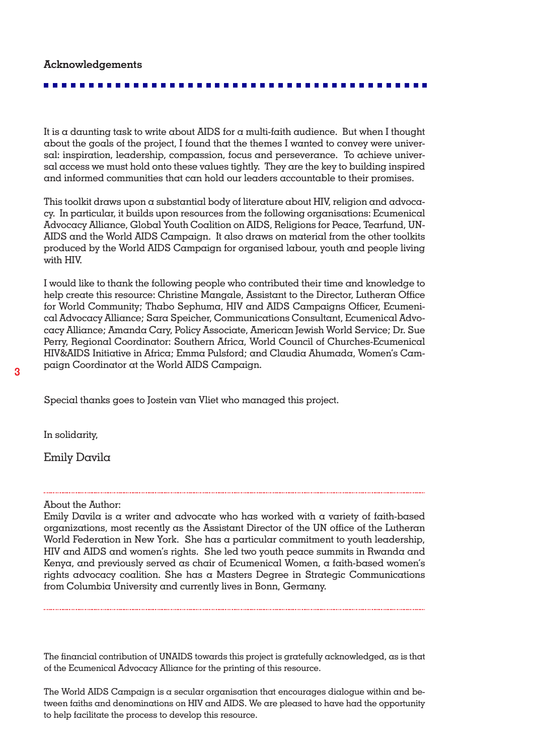## Acknowledgements

It is a daunting task to write about AIDS for a multi-faith audience. But when I thought about the goals of the project, I found that the themes I wanted to convey were universal: inspiration, leadership, compassion, focus and perseverance. To achieve universal access we must hold onto these values tightly. They are the key to building inspired and informed communities that can hold our leaders accountable to their promises.

This toolkit draws upon a substantial body of literature about HIV, religion and advocacy. In particular, it builds upon resources from the following organisations: Ecumenical Advocacy Alliance, Global Youth Coalition on AIDS, Religions for Peace, Tearfund, UNAIDS and the World AIDS Campaign. It also draws on material from the other toolkits produced by the World AIDS Campaign for organised labour, youth and people living with HIV.

I would like to thank the following people who contributed their time and knowledge to help create this resource: Christine Mangale, Assistant to the Director, Lutheran Office for World Community; Thabo Sephuma, HIV and AIDS Campaigns Officer, Ecumenical Advocacy Alliance; Sara Speicher, Communications Consultant, Ecumenical Advocacy Alliance; Amanda Cary, Policy Associate, American Jewish World Service; Dr. Sue Perry, Regional Coordinator: Southern Africa, World Council of Churches-Ecumenical HIV&AIDS Initiative in Africa; Emma Pulsford; and Claudia Ahumada, Women's Campaign Coordinator at the World AIDS Campaign.

Special thanks goes to Jostein van Vliet who managed this project.

In solidarity,

Emily Davila

---

About the Author:
Emily Davila is a writer and advocate who has worked with a variety of faith-based organizations, most recently as the Assistant Director of the UN office of the Lutheran World Federation in New York. She has a particular commitment to youth leadership, HIV and AIDS and women's rights. She led two youth peace summits in Rwanda and Kenya, and previously served as chair of Ecumenical Women, a faith-based women's rights advocacy coalition. She has a Masters Degree in Strategic Communications from Columbia University and currently lives in Bonn, Germany.

---

The financial contribution of UNAIDS towards this project is gratefully acknowledged, as is that of the Ecumenical Advocacy Alliance for the printing of this resource.

The World AIDS Campaign is a secular organisation that encourages dialogue within and between faiths and denominations on HIV and AIDS. We are pleased to have had the opportunity to help facilitate the process to develop this resource.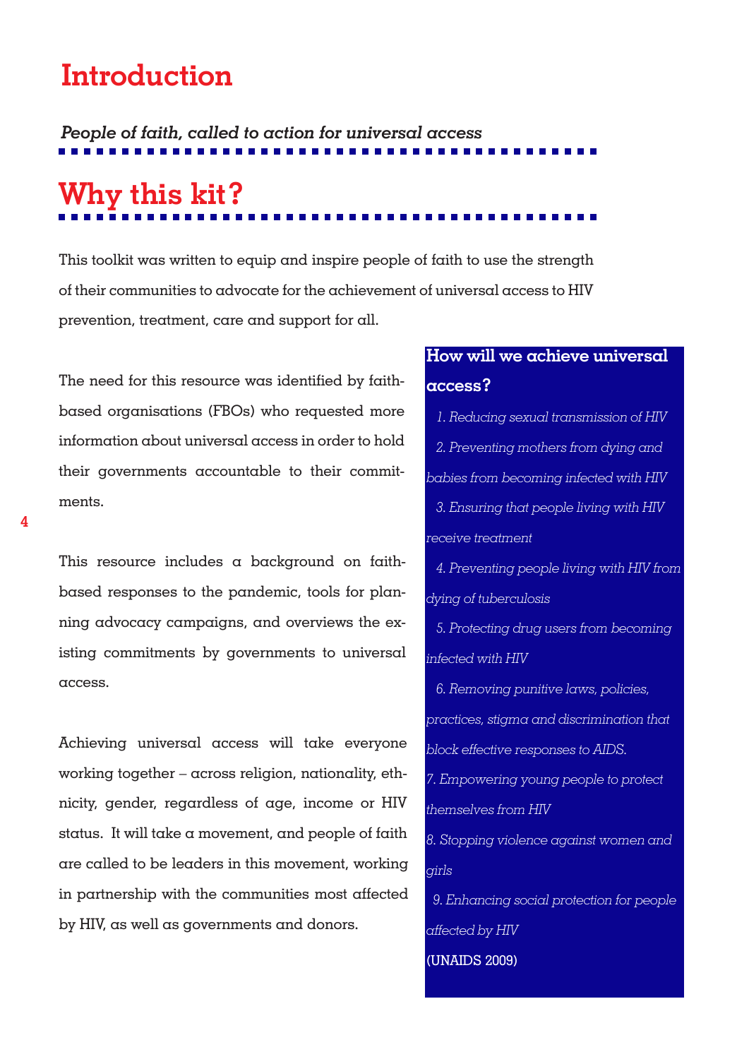# Introduction

***People of faith, called to action for universal access***

## Why this kit?

This toolkit was written to equip and inspire people of faith to use the strength of their communities to advocate for the achievement of universal access to HIV prevention, treatment, care and support for all.

The need for this resource was identified by faith-based organisations (FBOs) who requested more information about universal access in order to hold their governments accountable to their commitments.

This resource includes a background on faith-based responses to the pandemic, tools for planning advocacy campaigns, and overviews the existing commitments by governments to universal access.

Achieving universal access will take everyone working together – across religion, nationality, ethnicity, gender, regardless of age, income or HIV status. It will take a movement, and people of faith are called to be leaders in this movement, working in partnership with the communities most affected by HIV, as well as governments and donors.

**How will we achieve universal access?**

1. *Reducing sexual transmission of HIV*
2. *Preventing mothers from dying and babies from becoming infected with HIV*
3. *Ensuring that people living with HIV receive treatment*
4. *Preventing people living with HIV from dying of tuberculosis*
5. *Protecting drug users from becoming infected with HIV*
6. *Removing punitive laws, policies, practices, stigma and discrimination that block effective responses to AIDS.*
7. *Empowering young people to protect themselves from HIV*
8. *Stopping violence against women and girls*
9. *Enhancing social protection for people affected by HIV*

(UNAIDS 2009)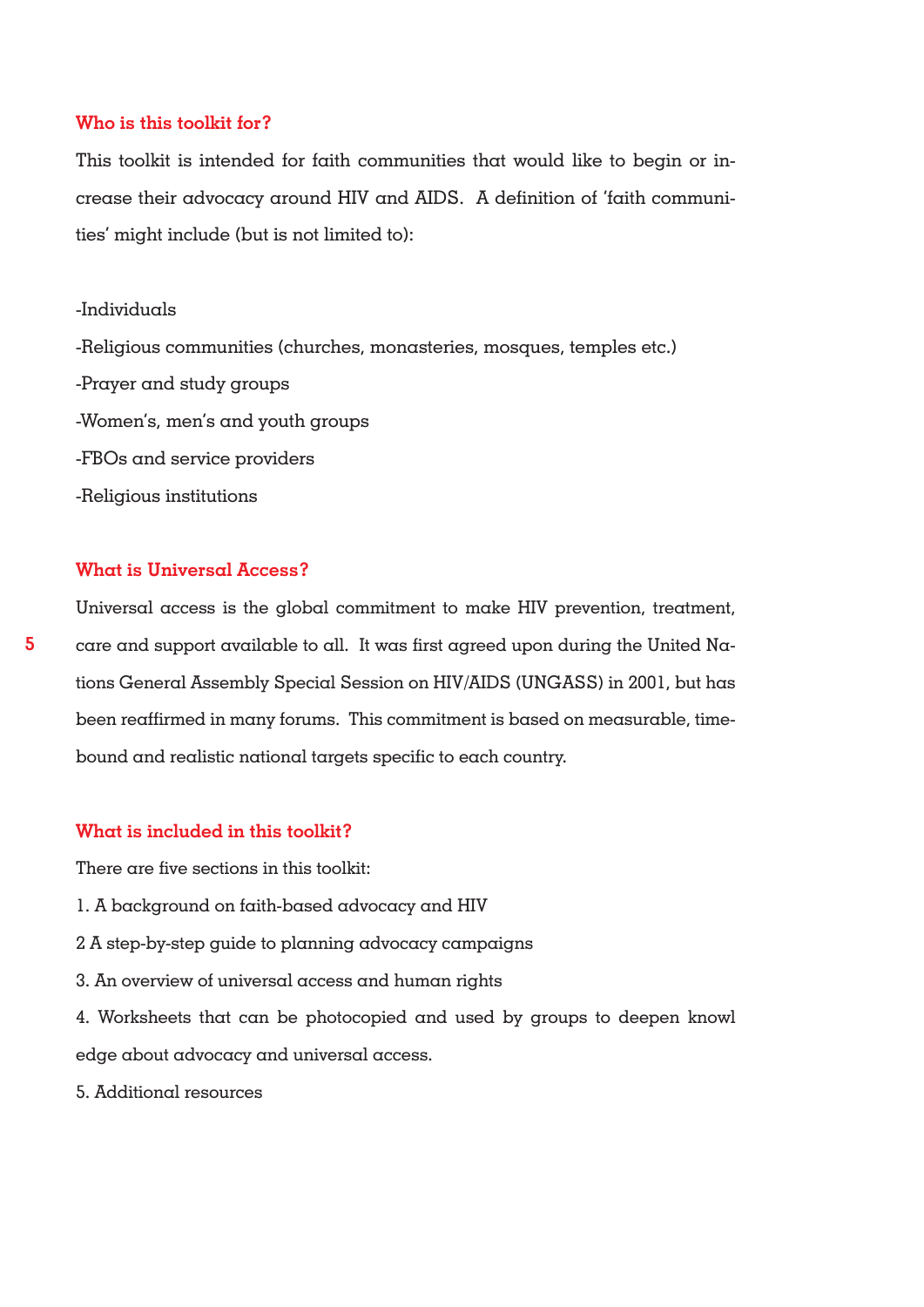### Who is this toolkit for?

This toolkit is intended for faith communities that would like to begin or increase their advocacy around HIV and AIDS. A definition of 'faith communities' might include (but is not limited to):

-Individuals

-Religious communities (churches, monasteries, mosques, temples etc.)

-Prayer and study groups

-Women's, men's and youth groups

-FBOs and service providers

-Religious institutions

### What is Universal Access?

Universal access is the global commitment to make HIV prevention, treatment, care and support available to all. It was first agreed upon during the United Nations General Assembly Special Session on HIV/AIDS (UNGASS) in 2001, but has been reaffirmed in many forums. This commitment is based on measurable, time-bound and realistic national targets specific to each country.

### What is included in this toolkit?

There are five sections in this toolkit:

1. A background on faith-based advocacy and HIV

2 A step-by-step guide to planning advocacy campaigns

3. An overview of universal access and human rights

4. Worksheets that can be photocopied and used by groups to deepen knowl edge about advocacy and universal access.

5. Additional resources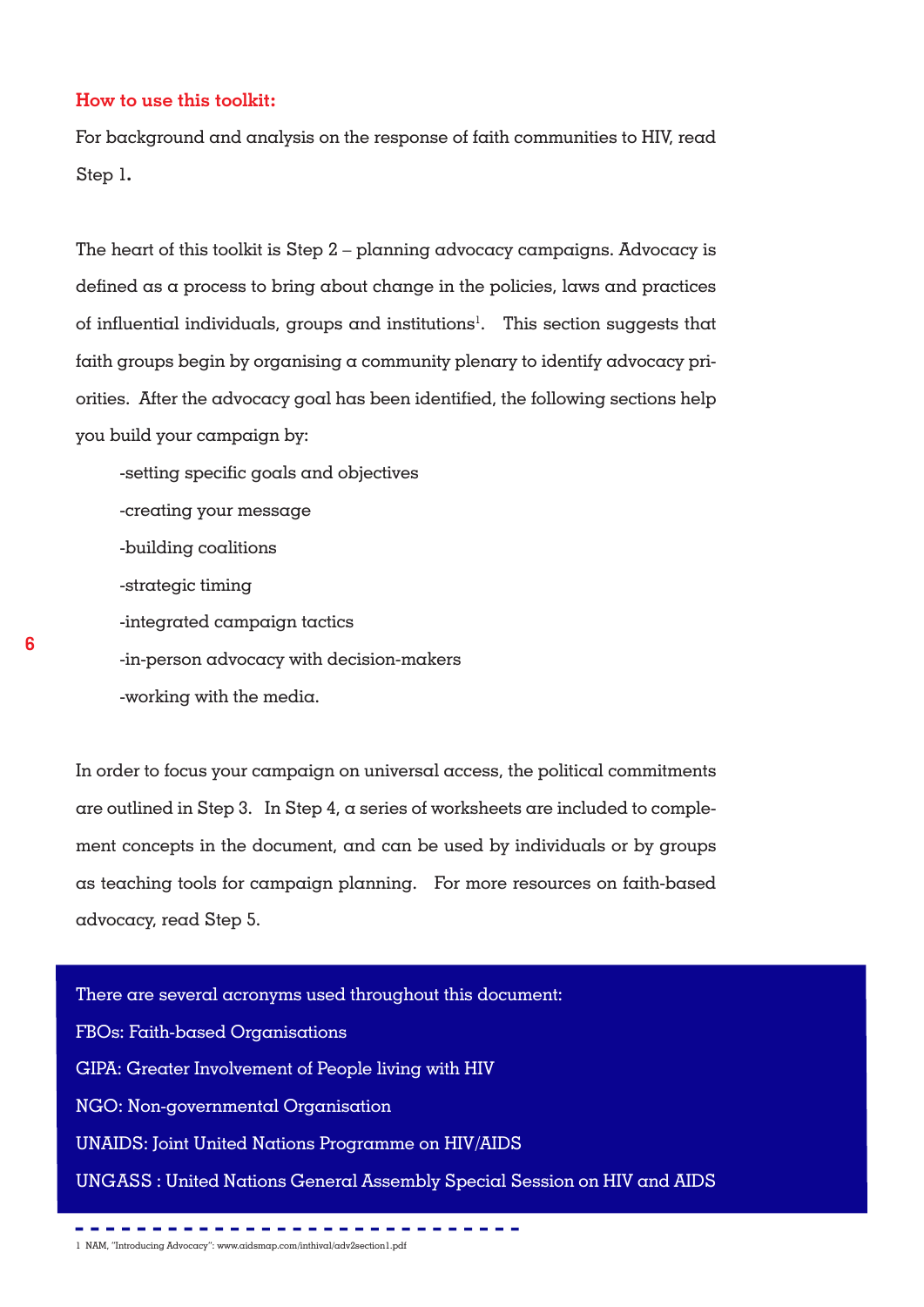**How to use this toolkit:**

For background and analysis on the response of faith communities to HIV, read Step 1.

The heart of this toolkit is Step 2 – planning advocacy campaigns. Advocacy is defined as a process to bring about change in the policies, laws and practices of influential individuals, groups and institutions[1]. This section suggests that faith groups begin by organising a community plenary to identify advocacy priorities. After the advocacy goal has been identified, the following sections help you build your campaign by:

- setting specific goals and objectives
- creating your message
- building coalitions
- strategic timing
- integrated campaign tactics
- in-person advocacy with decision-makers
- working with the media.

In order to focus your campaign on universal access, the political commitments are outlined in Step 3. In Step 4, a series of worksheets are included to complement concepts in the document, and can be used by individuals or by groups as teaching tools for campaign planning. For more resources on faith-based advocacy, read Step 5.

There are several acronyms used throughout this document:

FBOs: Faith-based Organisations

GIPA: Greater Involvement of People living with HIV

NGO: Non-governmental Organisation

UNAIDS: Joint United Nations Programme on HIV/AIDS

UNGASS : United Nations General Assembly Special Session on HIV and AIDS

---

1 NAM, "Introducing Advocacy": www.aidsmap.com/inthival/adv2section1.pdf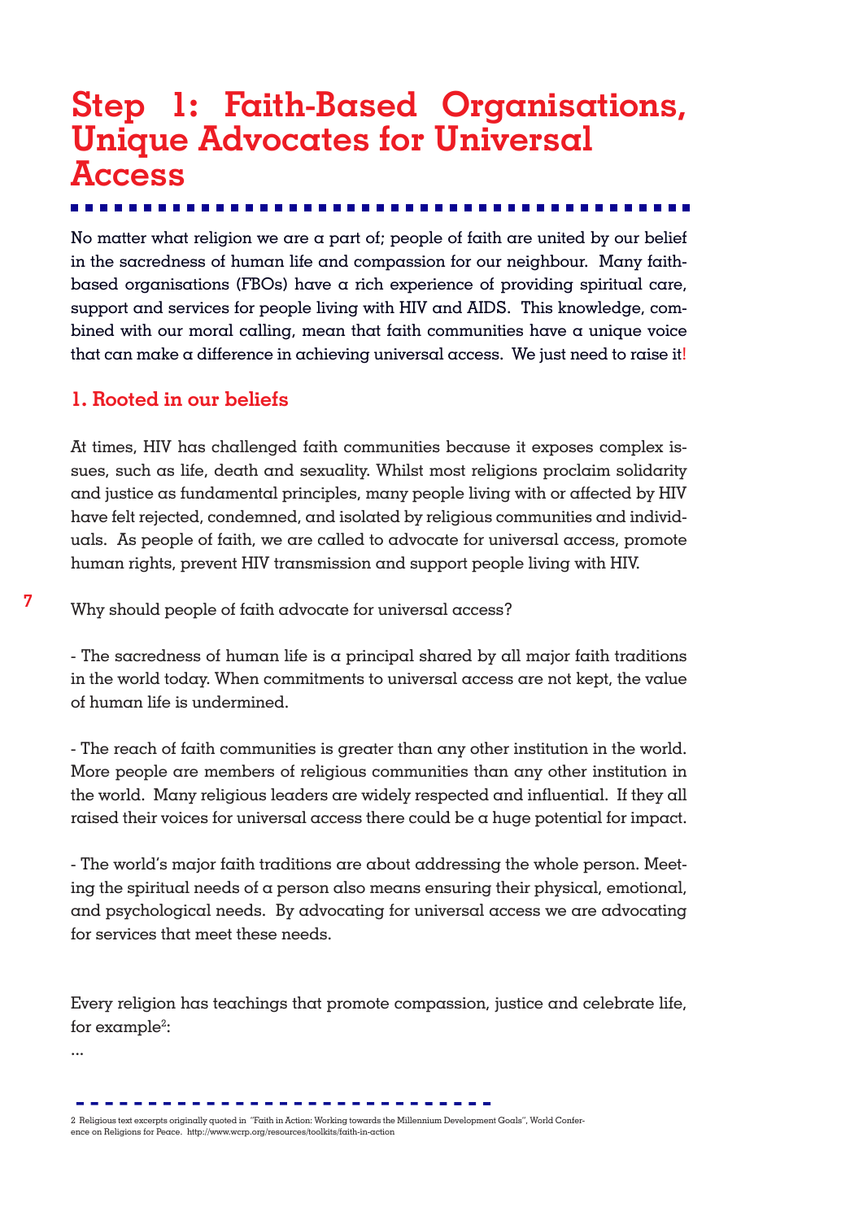# Step 1: Faith-Based Organisations, Unique Advocates for Universal Access

No matter what religion we are a part of; people of faith are united by our belief in the sacredness of human life and compassion for our neighbour. Many faith-based organisations (FBOs) have a rich experience of providing spiritual care, support and services for people living with HIV and AIDS. This knowledge, combined with our moral calling, mean that faith communities have a unique voice that can make a difference in achieving universal access. We just need to raise it!

## 1. Rooted in our beliefs

At times, HIV has challenged faith communities because it exposes complex issues, such as life, death and sexuality. Whilst most religions proclaim solidarity and justice as fundamental principles, many people living with or affected by HIV have felt rejected, condemned, and isolated by religious communities and individuals. As people of faith, we are called to advocate for universal access, promote human rights, prevent HIV transmission and support people living with HIV.

Why should people of faith advocate for universal access?

- The sacredness of human life is a principal shared by all major faith traditions in the world today. When commitments to universal access are not kept, the value of human life is undermined.

- The reach of faith communities is greater than any other institution in the world. More people are members of religious communities than any other institution in the world. Many religious leaders are widely respected and influential. If they all raised their voices for universal access there could be a huge potential for impact.

- The world's major faith traditions are about addressing the whole person. Meeting the spiritual needs of a person also means ensuring their physical, emotional, and psychological needs. By advocating for universal access we are advocating for services that meet these needs.

Every religion has teachings that promote compassion, justice and celebrate life, for example[2]:

...

2 Religious text excerpts originally quoted in "Faith in Action: Working towards the Millennium Development Goals", World Conference on Religions for Peace. http://www.wcrp.org/resources/toolkits/faith-in-action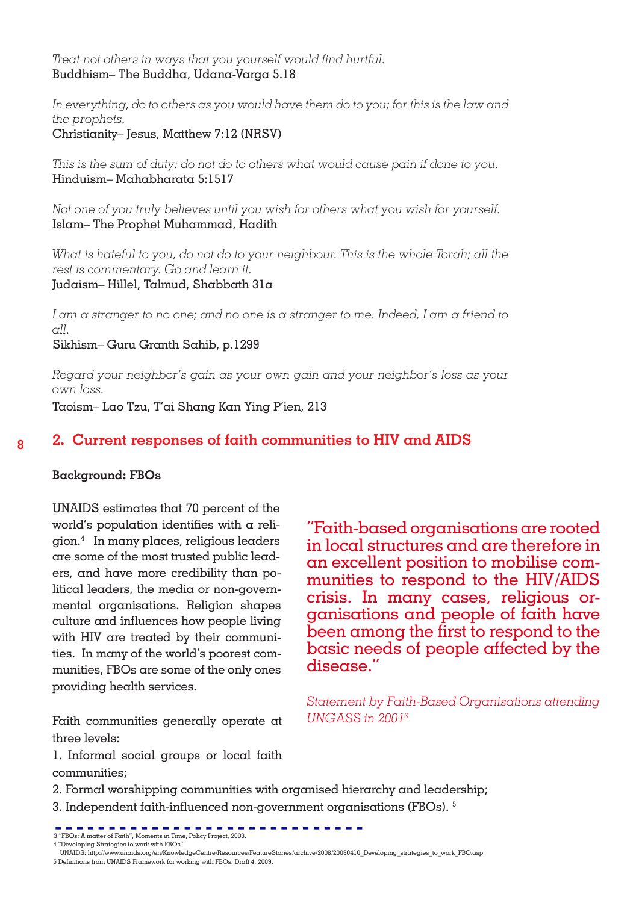*Treat not others in ways that you yourself would find hurtful.*
Buddhism– The Buddha, Udana-Varga 5.18

*In everything, do to others as you would have them do to you; for this is the law and the prophets.*
Christianity– Jesus, Matthew 7:12 (NRSV)

*This is the sum of duty: do not do to others what would cause pain if done to you.*
Hinduism– Mahabharata 5:1517

*Not one of you truly believes until you wish for others what you wish for yourself.*
Islam– The Prophet Muhammad, Hadith

*What is hateful to you, do not do to your neighbour. This is the whole Torah; all the rest is commentary. Go and learn it.*
Judaism– Hillel, Talmud, Shabbath 31a

*I am a stranger to no one; and no one is a stranger to me. Indeed, I am a friend to all.*
Sikhism– Guru Granth Sahib, p.1299

*Regard your neighbor's gain as your own gain and your neighbor's loss as your own loss.*
Taoism– Lao Tzu, T'ai Shang Kan Ying P'ien, 213

## 2. Current responses of faith communities to HIV and AIDS

**Background: FBOs**

UNAIDS estimates that 70 percent of the world's population identifies with a religion.[4] In many places, religious leaders are some of the most trusted public leaders, and have more credibility than political leaders, the media or non-governmental organisations. Religion shapes culture and influences how people living with HIV are treated by their communities. In many of the world's poorest communities, FBOs are some of the only ones providing health services.

"Faith-based organisations are rooted in local structures and are therefore in an excellent position to mobilise communities to respond to the HIV/AIDS crisis. In many cases, religious organisations and people of faith have been among the first to respond to the basic needs of people affected by the disease."

*Statement by Faith-Based Organisations attending UNGASS in 2001*[3]

Faith communities generally operate at three levels:

1. Informal social groups or local faith communities;
2. Formal worshipping communities with organised hierarchy and leadership;
3. Independent faith-influenced non-government organisations (FBOs). [5]

---

3 "FBOs: A matter of Faith", Moments in Time, Policy Project, 2003.
4 "Developing Strategies to work with FBOs"
UNAIDS: http://www.unaids.org/en/KnowledgeCentre/Resources/FeatureStories/archive/2008/20080410_Developing_strategies_to_work_FBO.asp
5 Definitions from UNAIDS Framework for working with FBOs. Draft 4, 2009.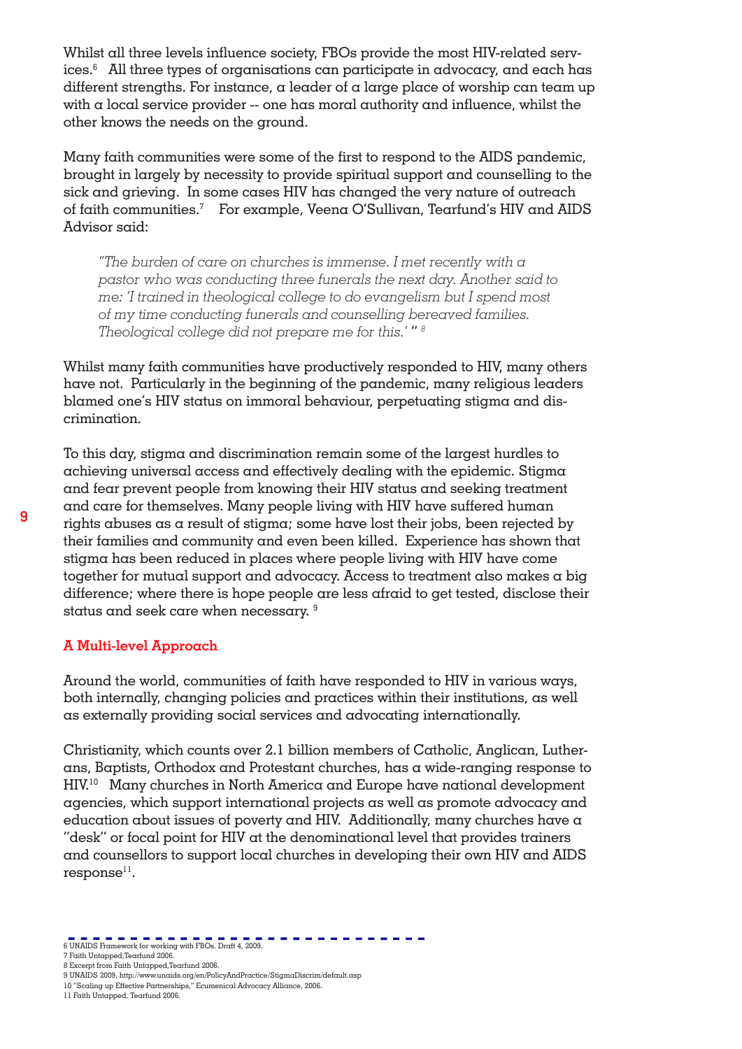Whilst all three levels influence society, FBOs provide the most HIV-related services.[6] All three types of organisations can participate in advocacy, and each has different strengths. For instance, a leader of a large place of worship can team up with a local service provider -- one has moral authority and influence, whilst the other knows the needs on the ground.

Many faith communities were some of the first to respond to the AIDS pandemic, brought in largely by necessity to provide spiritual support and counselling to the sick and grieving. In some cases HIV has changed the very nature of outreach of faith communities.[7] For example, Veena O'Sullivan, Tearfund's HIV and AIDS Advisor said:

> *"The burden of care on churches is immense. I met recently with a pastor who was conducting three funerals the next day. Another said to me: 'I trained in theological college to do evangelism but I spend most of my time conducting funerals and counselling bereaved families. Theological college did not prepare me for this.' "* [8]

Whilst many faith communities have productively responded to HIV, many others have not. Particularly in the beginning of the pandemic, many religious leaders blamed one's HIV status on immoral behaviour, perpetuating stigma and discrimination.

To this day, stigma and discrimination remain some of the largest hurdles to achieving universal access and effectively dealing with the epidemic. Stigma and fear prevent people from knowing their HIV status and seeking treatment and care for themselves. Many people living with HIV have suffered human rights abuses as a result of stigma; some have lost their jobs, been rejected by their families and community and even been killed. Experience has shown that stigma has been reduced in places where people living with HIV have come together for mutual support and advocacy. Access to treatment also makes a big difference; where there is hope people are less afraid to get tested, disclose their status and seek care when necessary. [9]

## A Multi-level Approach

Around the world, communities of faith have responded to HIV in various ways, both internally, changing policies and practices within their institutions, as well as externally providing social services and advocating internationally.

Christianity, which counts over 2.1 billion members of Catholic, Anglican, Lutherans, Baptists, Orthodox and Protestant churches, has a wide-ranging response to HIV.[10] Many churches in North America and Europe have national development agencies, which support international projects as well as promote advocacy and education about issues of poverty and HIV. Additionally, many churches have a "desk" or focal point for HIV at the denominational level that provides trainers and counsellors to support local churches in developing their own HIV and AIDS response[11].

---

6 UNAIDS Framework for working with FBOs. Draft 4, 2009.
7 Faith Untapped,Tearfund 2006.
8 Excerpt from Faith Untapped,Tearfund 2006.
9 UNAIDS 2009, http://www.unaids.org/en/PolicyAndPractice/StigmaDiscrim/default.asp
10 "Scaling up Effective Partnerships," Ecumenical Advocacy Alliance, 2006.
11 Faith Untapped, Tearfund 2006.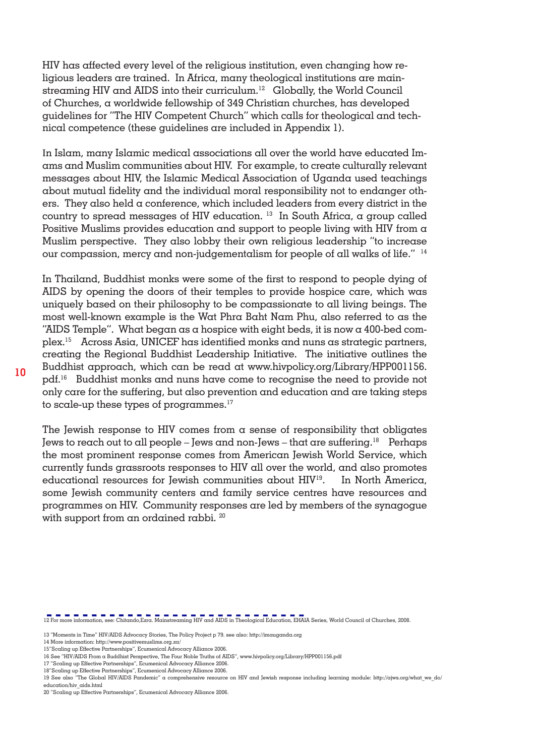HIV has affected every level of the religious institution, even changing how religious leaders are trained. In Africa, many theological institutions are mainstreaming HIV and AIDS into their curriculum.[12] Globally, the World Council of Churches, a worldwide fellowship of 349 Christian churches, has developed guidelines for "The HIV Competent Church" which calls for theological and technical competence (these guidelines are included in Appendix 1).

In Islam, many Islamic medical associations all over the world have educated Imams and Muslim communities about HIV. For example, to create culturally relevant messages about HIV, the Islamic Medical Association of Uganda used teachings about mutual fidelity and the individual moral responsibility not to endanger others. They also held a conference, which included leaders from every district in the country to spread messages of HIV education. [13] In South Africa, a group called Positive Muslims provides education and support to people living with HIV from a Muslim perspective. They also lobby their own religious leadership "to increase our compassion, mercy and non-judgementalism for people of all walks of life." [14]

In Thailand, Buddhist monks were some of the first to respond to people dying of AIDS by opening the doors of their temples to provide hospice care, which was uniquely based on their philosophy to be compassionate to all living beings. The most well-known example is the Wat Phra Baht Nam Phu, also referred to as the "AIDS Temple". What began as a hospice with eight beds, it is now a 400-bed complex.[15] Across Asia, UNICEF has identified monks and nuns as strategic partners, creating the Regional Buddhist Leadership Initiative. The initiative outlines the Buddhist approach, which can be read at www.hivpolicy.org/Library/HPP001156.pdf.[16] Buddhist monks and nuns have come to recognise the need to provide not only care for the suffering, but also prevention and education and are taking steps to scale-up these types of programmes.[17]

The Jewish response to HIV comes from a sense of responsibility that obligates Jews to reach out to all people – Jews and non-Jews – that are suffering.[18] Perhaps the most prominent response comes from American Jewish World Service, which currently funds grassroots responses to HIV all over the world, and also promotes educational resources for Jewish communities about HIV[19]. In North America, some Jewish community centers and family service centres have resources and programmes on HIV. Community responses are led by members of the synagogue with support from an ordained rabbi. [20]

---

12 For more information, see: Chitando,Ezra. Mainstreaming HIV and AIDS in Theological Education, EHAIA Series, World Council of Churches, 2008.

13 "Moments in Time" HIV/AIDS Advocacy Stories, The Policy Project p 79. see also: http://imauganda.org

14 More information: http://www.positivemuslims.org.za/

15"Scaling up Effective Partnerships", Ecumenical Advocacy Alliance 2006.

16 See "HIV/AIDS From a Buddhist Perspective, The Four Noble Truths of AIDS", www.hivpolicy.org/Library/HPP001156.pdf

17 "Scaling up Effective Partnerships", Ecumenical Advocacy Alliance 2006.

18"Scaling up Effective Partnerships", Ecumenical Advocacy Alliance 2006.

19 See also "The Global HIV/AIDS Pandemic" a comprehensive resource on HIV and Jewish response including learning module: http://ajws.org/what_we_do/education/hiv_aids.html

20 "Scaling up Effective Partnerships", Ecumenical Advocacy Alliance 2006.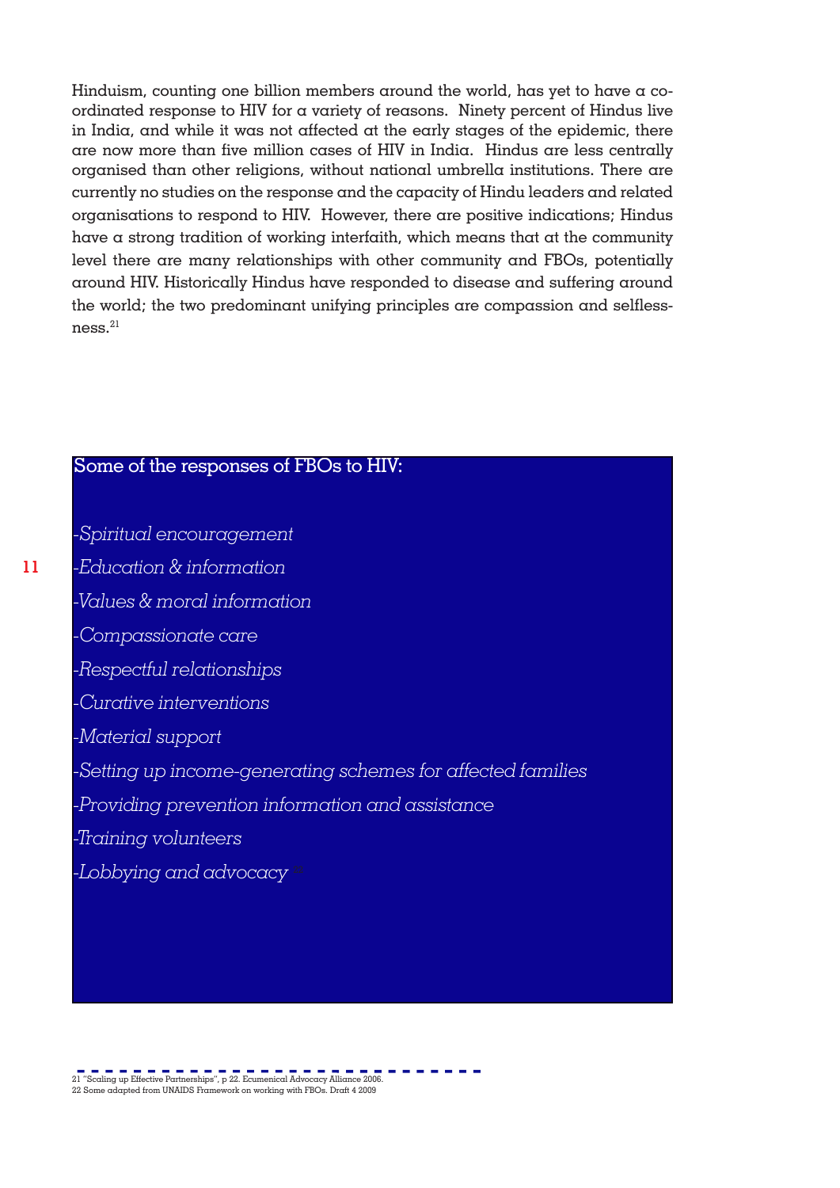Hinduism, counting one billion members around the world, has yet to have a co-ordinated response to HIV for a variety of reasons. Ninety percent of Hindus live in India, and while it was not affected at the early stages of the epidemic, there are now more than five million cases of HIV in India. Hindus are less centrally organised than other religions, without national umbrella institutions. There are currently no studies on the response and the capacity of Hindu leaders and related organisations to respond to HIV. However, there are positive indications; Hindus have a strong tradition of working interfaith, which means that at the community level there are many relationships with other community and FBOs, potentially around HIV. Historically Hindus have responded to disease and suffering around the world; the two predominant unifying principles are compassion and selflessness.[21]

Some of the responses of FBOs to HIV:

- *Spiritual encouragement*
- *Education & information*
- *Values & moral information*
- *Compassionate care*
- *Respectful relationships*
- *Curative interventions*
- *Material support*
- *Setting up income-generating schemes for affected families*
- *Providing prevention information and assistance*
- *Training volunteers*
- *Lobbying and advocacy* [22]

---

21 "Scaling up Effective Partnerships", p 22. Ecumenical Advocacy Alliance 2006.
22 Some adapted from UNAIDS Framework on working with FBOs. Draft 4 2009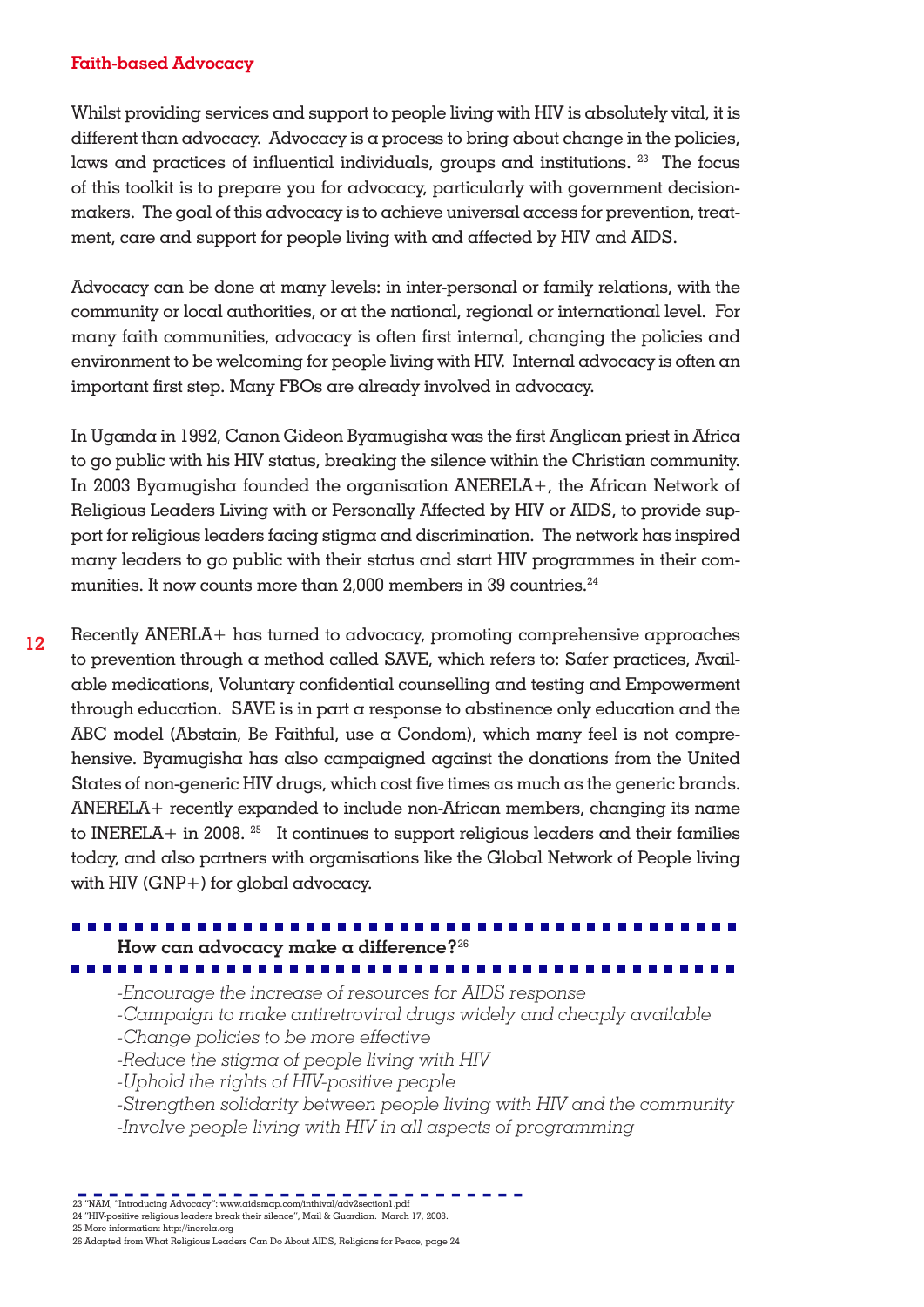## Faith-based Advocacy

Whilst providing services and support to people living with HIV is absolutely vital, it is different than advocacy. Advocacy is a process to bring about change in the policies, laws and practices of influential individuals, groups and institutions. [23] The focus of this toolkit is to prepare you for advocacy, particularly with government decision-makers. The goal of this advocacy is to achieve universal access for prevention, treatment, care and support for people living with and affected by HIV and AIDS.

Advocacy can be done at many levels: in inter-personal or family relations, with the community or local authorities, or at the national, regional or international level. For many faith communities, advocacy is often first internal, changing the policies and environment to be welcoming for people living with HIV. Internal advocacy is often an important first step. Many FBOs are already involved in advocacy.

In Uganda in 1992, Canon Gideon Byamugisha was the first Anglican priest in Africa to go public with his HIV status, breaking the silence within the Christian community. In 2003 Byamugisha founded the organisation ANERELA+, the African Network of Religious Leaders Living with or Personally Affected by HIV or AIDS, to provide support for religious leaders facing stigma and discrimination. The network has inspired many leaders to go public with their status and start HIV programmes in their communities. It now counts more than 2,000 members in 39 countries.[24]

Recently ANERLA+ has turned to advocacy, promoting comprehensive approaches to prevention through a method called SAVE, which refers to: Safer practices, Available medications, Voluntary confidential counselling and testing and Empowerment through education. SAVE is in part a response to abstinence only education and the ABC model (Abstain, Be Faithful, use a Condom), which many feel is not comprehensive. Byamugisha has also campaigned against the donations from the United States of non-generic HIV drugs, which cost five times as much as the generic brands. ANERELA+ recently expanded to include non-African members, changing its name to INERELA+ in 2008. [25] It continues to support religious leaders and their families today, and also partners with organisations like the Global Network of People living with HIV (GNP+) for global advocacy.

### How can advocacy make a difference?[26]

*-Encourage the increase of resources for AIDS response*
*-Campaign to make antiretroviral drugs widely and cheaply available*
*-Change policies to be more effective*
*-Reduce the stigma of people living with HIV*
*-Uphold the rights of HIV-positive people*
*-Strengthen solidarity between people living with HIV and the community*
*-Involve people living with HIV in all aspects of programming*

---

23 "NAM, "Introducing Advocacy": www.aidsmap.com/inthival/adv2section1.pdf
24 "HIV-positive religious leaders break their silence", Mail & Guardian. March 17, 2008.
25 More information: http://inerela.org
26 Adapted from What Religious Leaders Can Do About AIDS, Religions for Peace, page 24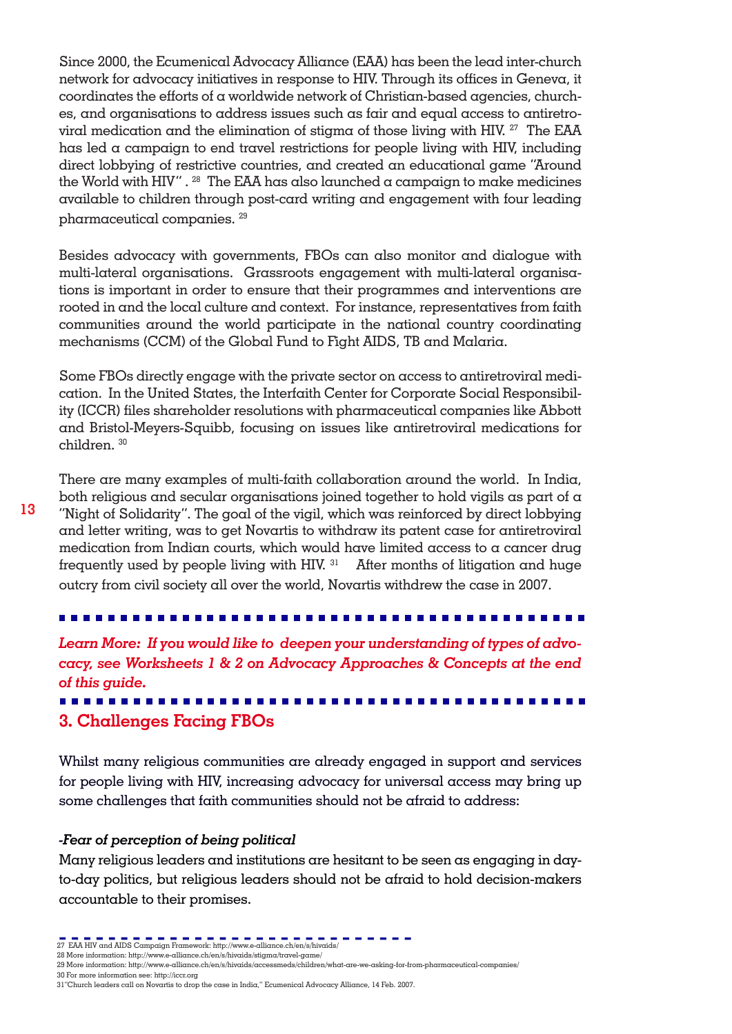Since 2000, the Ecumenical Advocacy Alliance (EAA) has been the lead inter-church network for advocacy initiatives in response to HIV. Through its offices in Geneva, it coordinates the efforts of a worldwide network of Christian-based agencies, churches, and organisations to address issues such as fair and equal access to antiretroviral medication and the elimination of stigma of those living with HIV. [27] The EAA has led a campaign to end travel restrictions for people living with HIV, including direct lobbying of restrictive countries, and created an educational game "Around the World with HIV" . [28] The EAA has also launched a campaign to make medicines available to children through post-card writing and engagement with four leading pharmaceutical companies. [29]

Besides advocacy with governments, FBOs can also monitor and dialogue with multi-lateral organisations. Grassroots engagement with multi-lateral organisations is important in order to ensure that their programmes and interventions are rooted in and the local culture and context. For instance, representatives from faith communities around the world participate in the national country coordinating mechanisms (CCM) of the Global Fund to Fight AIDS, TB and Malaria.

Some FBOs directly engage with the private sector on access to antiretroviral medication. In the United States, the Interfaith Center for Corporate Social Responsibility (ICCR) files shareholder resolutions with pharmaceutical companies like Abbott and Bristol-Meyers-Squibb, focusing on issues like antiretroviral medications for children. [30]

There are many examples of multi-faith collaboration around the world. In India, both religious and secular organisations joined together to hold vigils as part of a "Night of Solidarity". The goal of the vigil, which was reinforced by direct lobbying and letter writing, was to get Novartis to withdraw its patent case for antiretroviral medication from Indian courts, which would have limited access to a cancer drug frequently used by people living with HIV. [31] After months of litigation and huge outcry from civil society all over the world, Novartis withdrew the case in 2007.

***Learn More: If you would like to deepen your understanding of types of advocacy, see Worksheets 1 & 2 on Advocacy Approaches & Concepts at the end of this guide.***

## 3. Challenges Facing FBOs

Whilst many religious communities are already engaged in support and services for people living with HIV, increasing advocacy for universal access may bring up some challenges that faith communities should not be afraid to address:

***-Fear of perception of being political***

Many religious leaders and institutions are hesitant to be seen as engaging in day-to-day politics, but religious leaders should not be afraid to hold decision-makers accountable to their promises.

27 EAA HIV and AIDS Campaign Framework: http://www.e-alliance.ch/en/s/hivaids/
28 More information: http://www.e-alliance.ch/en/s/hivaids/stigma/travel-game/
29 More information: http://www.e-alliance.ch/en/s/hivaids/accessmeds/children/what-are-we-asking-for-from-pharmaceutical-companies/
30 For more information see: http://iccr.org
31 "Church leaders call on Novartis to drop the case in India," Ecumenical Advocacy Alliance, 14 Feb. 2007.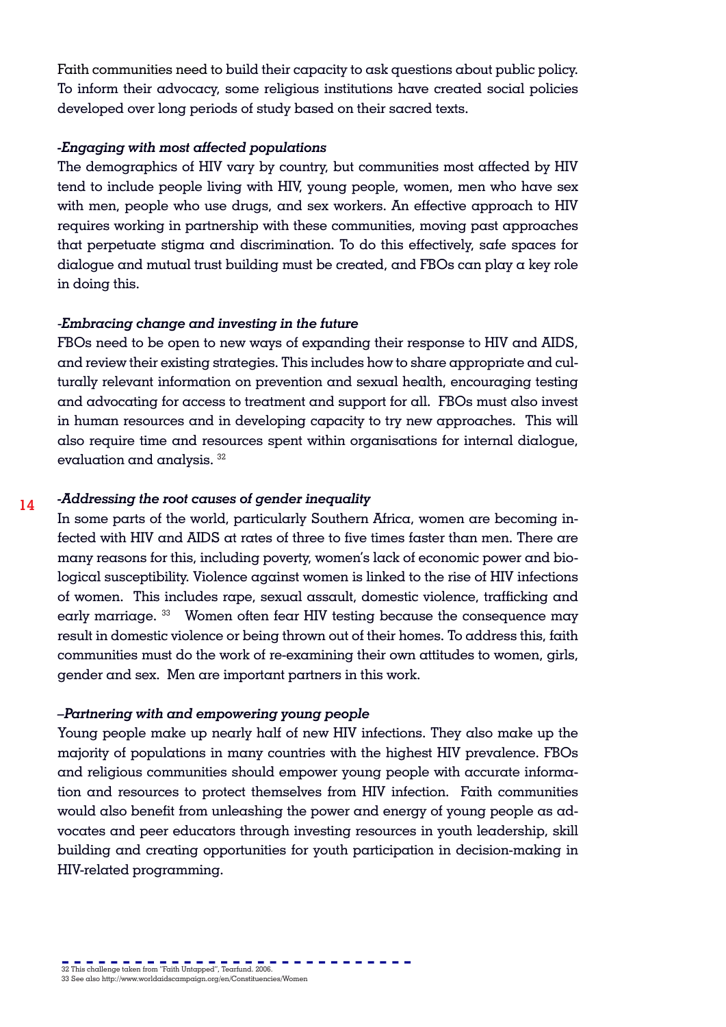Faith communities need to build their capacity to ask questions about public policy. To inform their advocacy, some religious institutions have created social policies developed over long periods of study based on their sacred texts.

***-Engaging with most affected populations***

The demographics of HIV vary by country, but communities most affected by HIV tend to include people living with HIV, young people, women, men who have sex with men, people who use drugs, and sex workers. An effective approach to HIV requires working in partnership with these communities, moving past approaches that perpetuate stigma and discrimination. To do this effectively, safe spaces for dialogue and mutual trust building must be created, and FBOs can play a key role in doing this.

***-Embracing change and investing in the future***

FBOs need to be open to new ways of expanding their response to HIV and AIDS, and review their existing strategies. This includes how to share appropriate and culturally relevant information on prevention and sexual health, encouraging testing and advocating for access to treatment and support for all. FBOs must also invest in human resources and in developing capacity to try new approaches. This will also require time and resources spent within organisations for internal dialogue, evaluation and analysis. [32]

***-Addressing the root causes of gender inequality***

In some parts of the world, particularly Southern Africa, women are becoming infected with HIV and AIDS at rates of three to five times faster than men. There are many reasons for this, including poverty, women's lack of economic power and biological susceptibility. Violence against women is linked to the rise of HIV infections of women. This includes rape, sexual assault, domestic violence, trafficking and early marriage. [33] Women often fear HIV testing because the consequence may result in domestic violence or being thrown out of their homes. To address this, faith communities must do the work of re-examining their own attitudes to women, girls, gender and sex. Men are important partners in this work.

***–Partnering with and empowering young people***

Young people make up nearly half of new HIV infections. They also make up the majority of populations in many countries with the highest HIV prevalence. FBOs and religious communities should empower young people with accurate information and resources to protect themselves from HIV infection. Faith communities would also benefit from unleashing the power and energy of young people as advocates and peer educators through investing resources in youth leadership, skill building and creating opportunities for youth participation in decision-making in HIV-related programming.

---

32 This challenge taken from "Faith Untapped", Tearfund. 2006.

33 See also http://www.worldaidscampaign.org/en/Constituencies/Women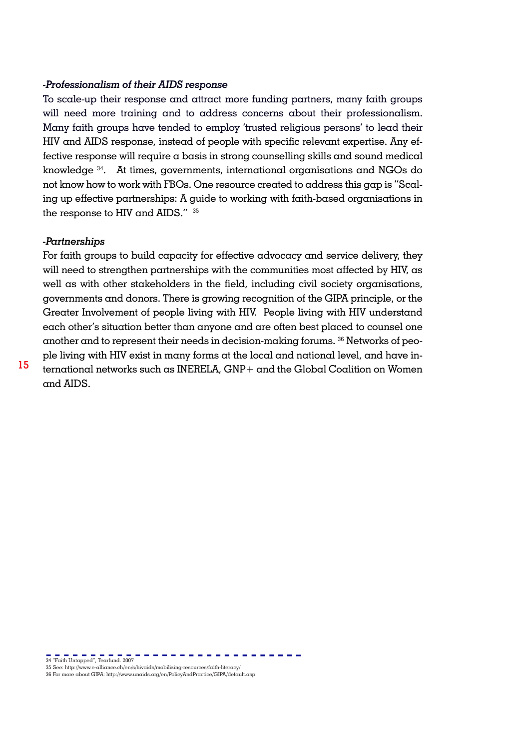*-Professionalism of their AIDS response*

To scale-up their response and attract more funding partners, many faith groups will need more training and to address concerns about their professionalism. Many faith groups have tended to employ 'trusted religious persons' to lead their HIV and AIDS response, instead of people with specific relevant expertise. Any effective response will require a basis in strong counselling skills and sound medical knowledge [34]. At times, governments, international organisations and NGOs do not know how to work with FBOs. One resource created to address this gap is "Scaling up effective partnerships: A guide to working with faith-based organisations in the response to HIV and AIDS." [35]

*-Partnerships*

For faith groups to build capacity for effective advocacy and service delivery, they will need to strengthen partnerships with the communities most affected by HIV, as well as with other stakeholders in the field, including civil society organisations, governments and donors. There is growing recognition of the GIPA principle, or the Greater Involvement of people living with HIV. People living with HIV understand each other's situation better than anyone and are often best placed to counsel one another and to represent their needs in decision-making forums. [36] Networks of people living with HIV exist in many forms at the local and national level, and have international networks such as INERELA, GNP+ and the Global Coalition on Women and AIDS.

---

34 "Faith Untapped", Tearfund. 2007

35 See: http://www.e-alliance.ch/en/s/hivaids/mobilizing-resources/faith-literacy/

36 For more about GIPA: http://www.unaids.org/en/PolicyAndPractice/GIPA/default.asp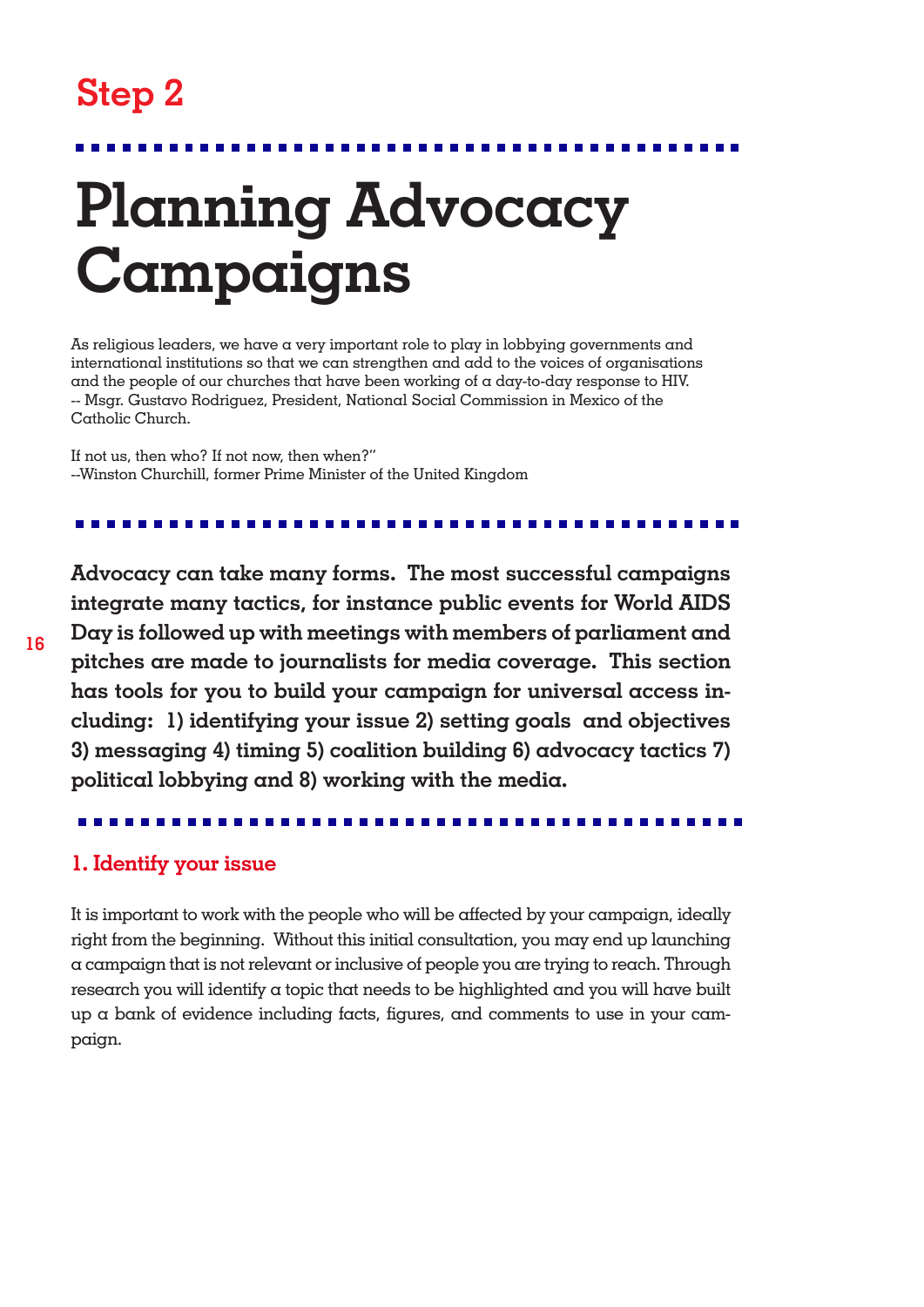## Step 2

# Planning Advocacy Campaigns

As religious leaders, we have a very important role to play in lobbying governments and international institutions so that we can strengthen and add to the voices of organisations and the people of our churches that have been working of a day-to-day response to HIV.
-- Msgr. Gustavo Rodriguez, President, National Social Commission in Mexico of the Catholic Church.

If not us, then who? If not now, then when?"
--Winston Churchill, former Prime Minister of the United Kingdom

**Advocacy can take many forms. The most successful campaigns integrate many tactics, for instance public events for World AIDS Day is followed up with meetings with members of parliament and pitches are made to journalists for media coverage. This section has tools for you to build your campaign for universal access including: 1) identifying your issue 2) setting goals and objectives 3) messaging 4) timing 5) coalition building 6) advocacy tactics 7) political lobbying and 8) working with the media.**

### 1. Identify your issue

It is important to work with the people who will be affected by your campaign, ideally right from the beginning. Without this initial consultation, you may end up launching a campaign that is not relevant or inclusive of people you are trying to reach. Through research you will identify a topic that needs to be highlighted and you will have built up a bank of evidence including facts, figures, and comments to use in your campaign.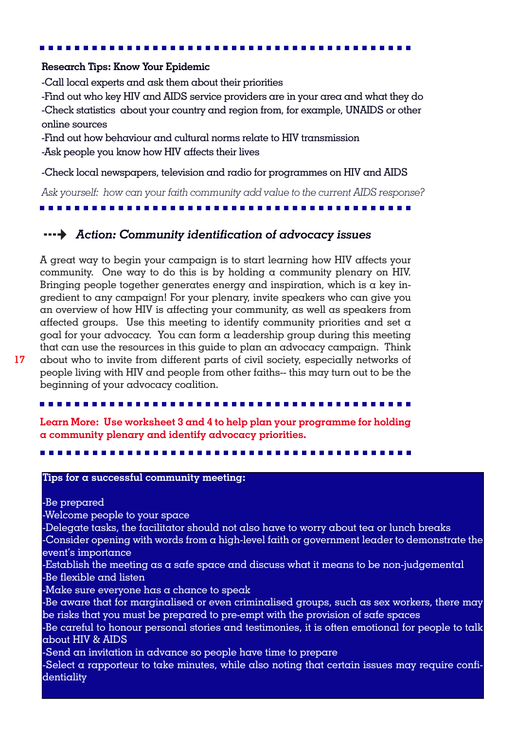**Research Tips: Know Your Epidemic**

-Call local experts and ask them about their priorities
-Find out who key HIV and AIDS service providers are in your area and what they do
-Check statistics about your country and region from, for example, UNAIDS or other online sources
-Find out how behaviour and cultural norms relate to HIV transmission
-Ask people you know how HIV affects their lives

-Check local newspapers, television and radio for programmes on HIV and AIDS

*Ask yourself: how can your faith community add value to the current AIDS response?*

### *Action: Community identification of advocacy issues*

A great way to begin your campaign is to start learning how HIV affects your community. One way to do this is by holding a community plenary on HIV. Bringing people together generates energy and inspiration, which is a key ingredient to any campaign! For your plenary, invite speakers who can give you an overview of how HIV is affecting your community, as well as speakers from affected groups. Use this meeting to identify community priorities and set a goal for your advocacy. You can form a leadership group during this meeting that can use the resources in this guide to plan an advocacy campaign. Think about who to invite from different parts of civil society, especially networks of people living with HIV and people from other faiths-- this may turn out to be the beginning of your advocacy coalition.

**Learn More: Use worksheet 3 and 4 to help plan your programme for holding a community plenary and identify advocacy priorities.**

**Tips for a successful community meeting:**

-Be prepared
-Welcome people to your space
-Delegate tasks, the facilitator should not also have to worry about tea or lunch breaks
-Consider opening with words from a high-level faith or government leader to demonstrate the event's importance
-Establish the meeting as a safe space and discuss what it means to be non-judgemental
-Be flexible and listen
-Make sure everyone has a chance to speak
-Be aware that for marginalised or even criminalised groups, such as sex workers, there may be risks that you must be prepared to pre-empt with the provision of safe spaces
-Be careful to honour personal stories and testimonies, it is often emotional for people to talk about HIV & AIDS
-Send an invitation in advance so people have time to prepare
-Select a rapporteur to take minutes, while also noting that certain issues may require confidentiality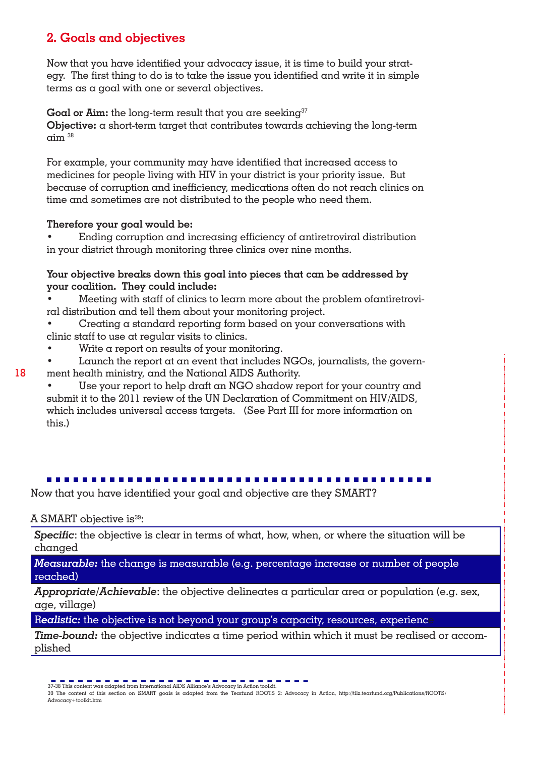## 2. Goals and objectives

Now that you have identified your advocacy issue, it is time to build your strategy. The first thing to do is to take the issue you identified and write it in simple terms as a goal with one or several objectives.

**Goal or Aim:** the long-term result that you are seeking[37]
**Objective:** a short-term target that contributes towards achieving the long-term aim [38]

For example, your community may have identified that increased access to medicines for people living with HIV in your district is your priority issue. But because of corruption and inefficiency, medications often do not reach clinics on time and sometimes are not distributed to the people who need them.

**Therefore your goal would be:**

- Ending corruption and increasing efficiency of antiretroviral distribution in your district through monitoring three clinics over nine months.

**Your objective breaks down this goal into pieces that can be addressed by your coalition. They could include:**

- Meeting with staff of clinics to learn more about the problem ofantiretroviral distribution and tell them about your monitoring project.
- Creating a standard reporting form based on your conversations with clinic staff to use at regular visits to clinics.
- Write a report on results of your monitoring.
- Launch the report at an event that includes NGOs, journalists, the government health ministry, and the National AIDS Authority.
- Use your report to help draft an NGO shadow report for your country and submit it to the 2011 review of the UN Declaration of Commitment on HIV/AIDS, which includes universal access targets. (See Part III for more information on this.)

---

Now that you have identified your goal and objective are they SMART?

A SMART objective is[39]:

| |
|---|
| ***Specific***: the objective is clear in terms of what, how, when, or where the situation will be changed |
| ***Measurable:*** the change is measurable (e.g. percentage increase or number of people reached) |
| ***Appropriate/Achievable***: the objective delineates a particular area or population (e.g. sex, age, village) |
| ***Realistic:*** the objective is not beyond your group's capacity, resources, experience |
| ***Time-bound:*** the objective indicates a time period within which it must be realised or accomplished |

37-38 This content was adapted from International AIDS Alliance's Advocacy in Action toolkit.
39 The content of this section on SMART goals is adapted from the Tearfund ROOTS 2: Advocacy in Action, http://tilz.tearfund.org/Publications/ROOTS/Advocacy+toolkit.htm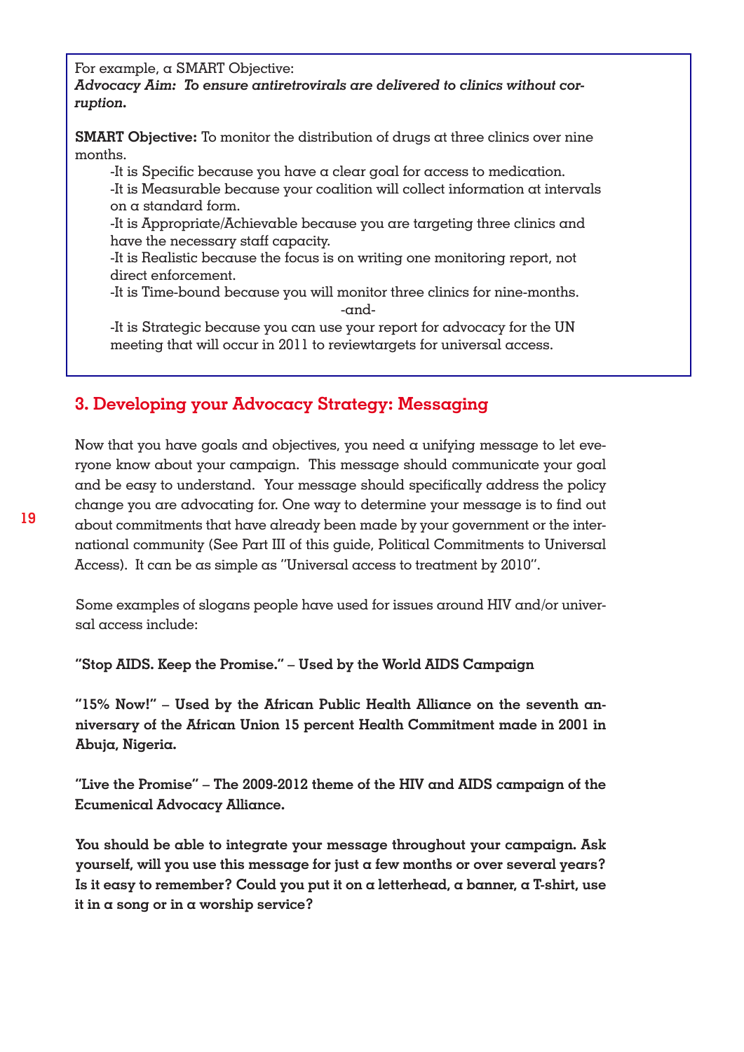For example, a SMART Objective:
***Advocacy Aim: To ensure antiretrovirals are delivered to clinics without corruption.***

**SMART Objective:** To monitor the distribution of drugs at three clinics over nine months.

-It is Specific because you have a clear goal for access to medication.
-It is Measurable because your coalition will collect information at intervals on a standard form.
-It is Appropriate/Achievable because you are targeting three clinics and have the necessary staff capacity.
-It is Realistic because the focus is on writing one monitoring report, not direct enforcement.
-It is Time-bound because you will monitor three clinics for nine-months.

-and-

-It is Strategic because you can use your report for advocacy for the UN meeting that will occur in 2011 to reviewtargets for universal access.

## 3. Developing your Advocacy Strategy: Messaging

Now that you have goals and objectives, you need a unifying message to let everyone know about your campaign. This message should communicate your goal and be easy to understand. Your message should specifically address the policy change you are advocating for. One way to determine your message is to find out about commitments that have already been made by your government or the international community (See Part III of this guide, Political Commitments to Universal Access). It can be as simple as "Universal access to treatment by 2010".

Some examples of slogans people have used for issues around HIV and/or universal access include:

**"Stop AIDS. Keep the Promise." – Used by the World AIDS Campaign**

**"15% Now!" – Used by the African Public Health Alliance on the seventh anniversary of the African Union 15 percent Health Commitment made in 2001 in Abuja, Nigeria.**

**"Live the Promise" – The 2009-2012 theme of the HIV and AIDS campaign of the Ecumenical Advocacy Alliance.**

**You should be able to integrate your message throughout your campaign. Ask yourself, will you use this message for just a few months or over several years? Is it easy to remember? Could you put it on a letterhead, a banner, a T-shirt, use it in a song or in a worship service?**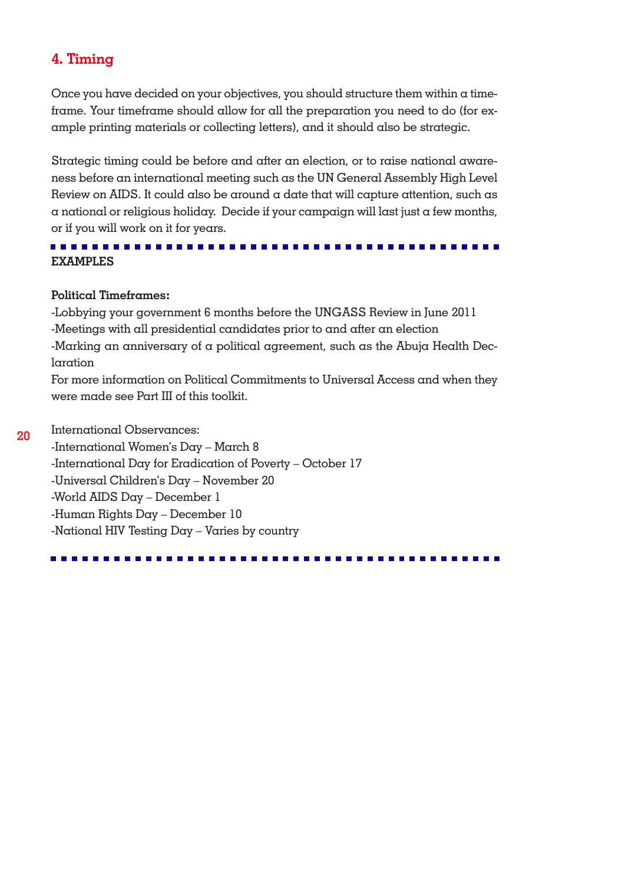## 4. Timing

Once you have decided on your objectives, you should structure them within a timeframe. Your timeframe should allow for all the preparation you need to do (for example printing materials or collecting letters), and it should also be strategic.

Strategic timing could be before and after an election, or to raise national awareness before an international meeting such as the UN General Assembly High Level Review on AIDS. It could also be around a date that will capture attention, such as a national or religious holiday. Decide if your campaign will last just a few months, or if you will work on it for years.

---

**EXAMPLES**

**Political Timeframes:**

-Lobbying your government 6 months before the UNGASS Review in June 2011
-Meetings with all presidential candidates prior to and after an election
-Marking an anniversary of a political agreement, such as the Abuja Health Declaration
For more information on Political Commitments to Universal Access and when they were made see Part III of this toolkit.

International Observances:
-International Women's Day – March 8
-International Day for Eradication of Poverty – October 17
-Universal Children's Day – November 20
-World AIDS Day – December 1
-Human Rights Day – December 10
-National HIV Testing Day – Varies by country

---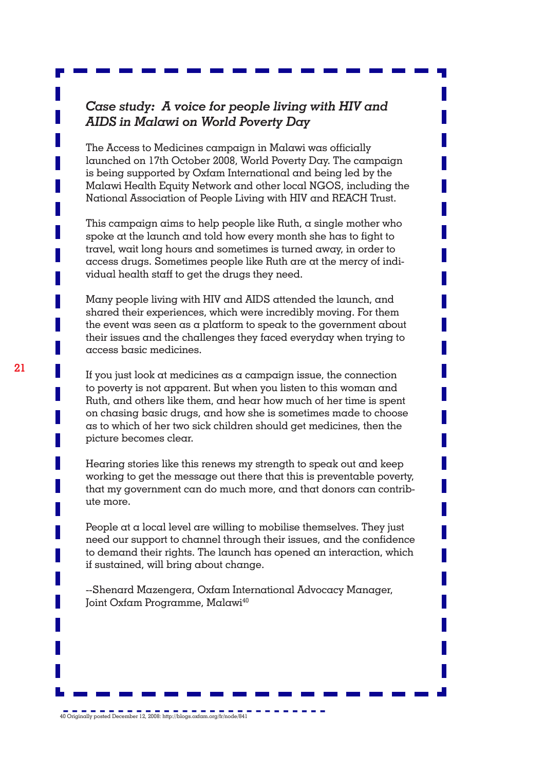### *Case study: A voice for people living with HIV and AIDS in Malawi on World Poverty Day*

The Access to Medicines campaign in Malawi was officially launched on 17th October 2008, World Poverty Day. The campaign is being supported by Oxfam International and being led by the Malawi Health Equity Network and other local NGOS, including the National Association of People Living with HIV and REACH Trust.

This campaign aims to help people like Ruth, a single mother who spoke at the launch and told how every month she has to fight to travel, wait long hours and sometimes is turned away, in order to access drugs. Sometimes people like Ruth are at the mercy of individual health staff to get the drugs they need.

Many people living with HIV and AIDS attended the launch, and shared their experiences, which were incredibly moving. For them the event was seen as a platform to speak to the government about their issues and the challenges they faced everyday when trying to access basic medicines.

If you just look at medicines as a campaign issue, the connection to poverty is not apparent. But when you listen to this woman and Ruth, and others like them, and hear how much of her time is spent on chasing basic drugs, and how she is sometimes made to choose as to which of her two sick children should get medicines, then the picture becomes clear.

Hearing stories like this renews my strength to speak out and keep working to get the message out there that this is preventable poverty, that my government can do much more, and that donors can contribute more.

People at a local level are willing to mobilise themselves. They just need our support to channel through their issues, and the confidence to demand their rights. The launch has opened an interaction, which if sustained, will bring about change.

--Shenard Mazengera, Oxfam International Advocacy Manager, Joint Oxfam Programme, Malawi[40]

40 Originally posted December 12, 2008: http://blogs.oxfam.org/fr/node/841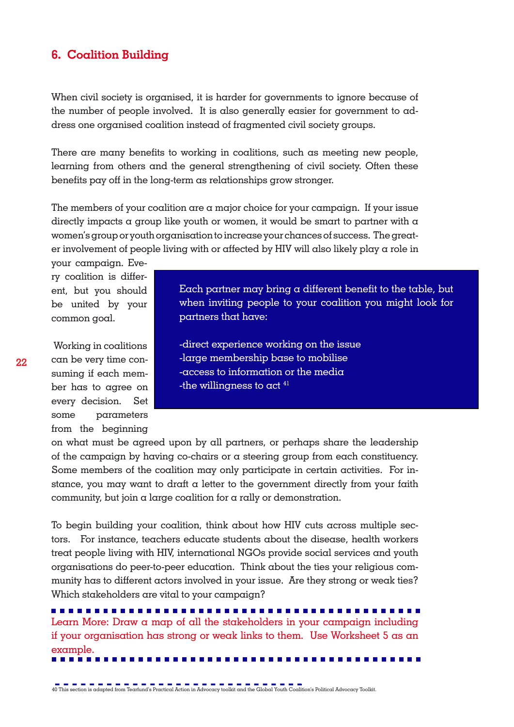## 6. Coalition Building

When civil society is organised, it is harder for governments to ignore because of the number of people involved. It is also generally easier for government to address one organised coalition instead of fragmented civil society groups.

There are many benefits to working in coalitions, such as meeting new people, learning from others and the general strengthening of civil society. Often these benefits pay off in the long-term as relationships grow stronger.

The members of your coalition are a major choice for your campaign. If your issue directly impacts a group like youth or women, it would be smart to partner with a women's group or youth organisation to increase your chances of success. The greater involvement of people living with or affected by HIV will also likely play a role in your campaign. Every coalition is different, but you should be united by your common goal.

> Each partner may bring a different benefit to the table, but when inviting people to your coalition you might look for partners that have:
>
> -direct experience working on the issue
> -large membership base to mobilise
> -access to information or the media
> -the willingness to act [41]

Working in coalitions can be very time consuming if each member has to agree on every decision. Set some parameters from the beginning on what must be agreed upon by all partners, or perhaps share the leadership of the campaign by having co-chairs or a steering group from each constituency. Some members of the coalition may only participate in certain activities. For instance, you may want to draft a letter to the government directly from your faith community, but join a large coalition for a rally or demonstration.

To begin building your coalition, think about how HIV cuts across multiple sectors. For instance, teachers educate students about the disease, health workers treat people living with HIV, international NGOs provide social services and youth organisations do peer-to-peer education. Think about the ties your religious community has to different actors involved in your issue. Are they strong or weak ties? Which stakeholders are vital to your campaign?

---

Learn More: Draw a map of all the stakeholders in your campaign including if your organisation has strong or weak links to them. Use Worksheet 5 as an example.

---

40 This section is adapted from Tearfund's Practical Action in Advocacy toolkit and the Global Youth Coalition's Political Advocacy Toolkit.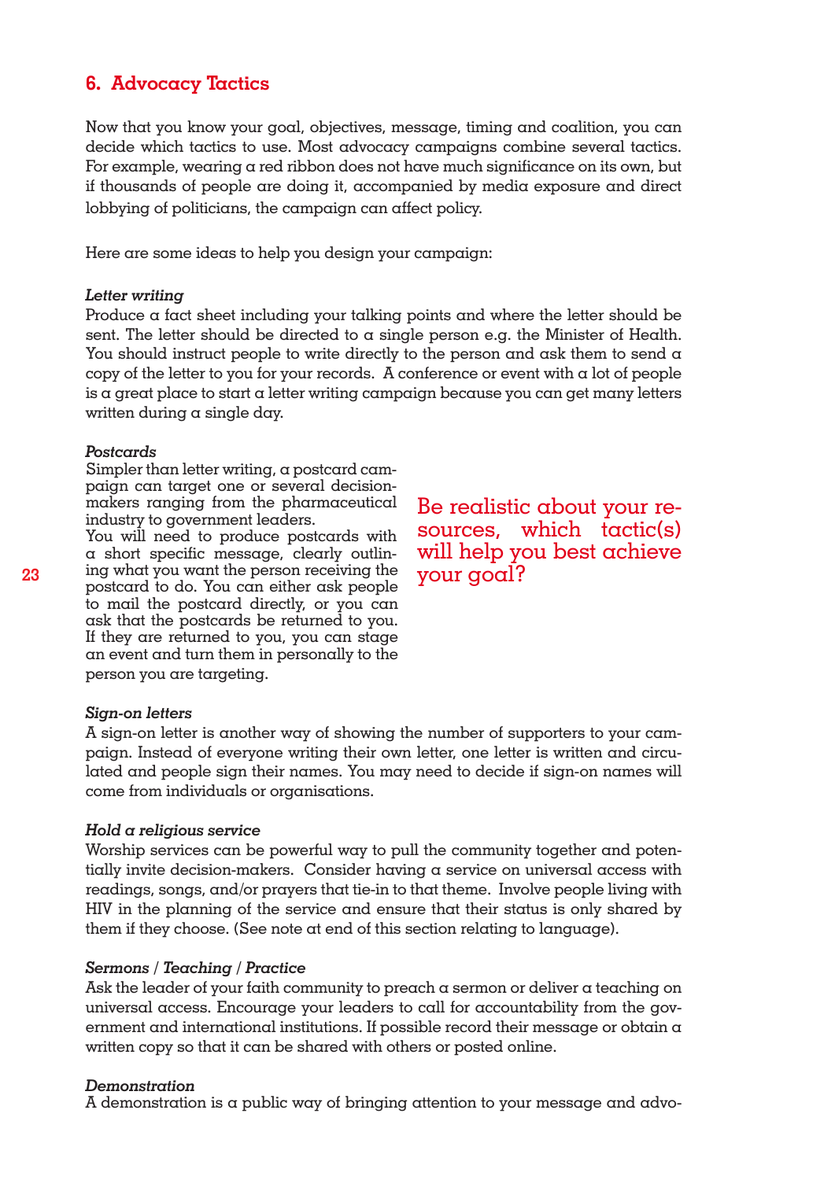## 6. Advocacy Tactics

Now that you know your goal, objectives, message, timing and coalition, you can decide which tactics to use. Most advocacy campaigns combine several tactics. For example, wearing a red ribbon does not have much significance on its own, but if thousands of people are doing it, accompanied by media exposure and direct lobbying of politicians, the campaign can affect policy.

Here are some ideas to help you design your campaign:

***Letter writing***

Produce a fact sheet including your talking points and where the letter should be sent. The letter should be directed to a single person e.g. the Minister of Health. You should instruct people to write directly to the person and ask them to send a copy of the letter to you for your records. A conference or event with a lot of people is a great place to start a letter writing campaign because you can get many letters written during a single day.

***Postcards***

Simpler than letter writing, a postcard campaign can target one or several decision-makers ranging from the pharmaceutical industry to government leaders.

You will need to produce postcards with a short specific message, clearly outlining what you want the person receiving the postcard to do. You can either ask people to mail the postcard directly, or you can ask that the postcards be returned to you. If they are returned to you, you can stage an event and turn them in personally to the person you are targeting.

Be realistic about your resources, which tactic(s) will help you best achieve your goal?

***Sign-on letters***

A sign-on letter is another way of showing the number of supporters to your campaign. Instead of everyone writing their own letter, one letter is written and circulated and people sign their names. You may need to decide if sign-on names will come from individuals or organisations.

***Hold a religious service***

Worship services can be powerful way to pull the community together and potentially invite decision-makers. Consider having a service on universal access with readings, songs, and/or prayers that tie-in to that theme. Involve people living with HIV in the planning of the service and ensure that their status is only shared by them if they choose. (See note at end of this section relating to language).

***Sermons / Teaching / Practice***

Ask the leader of your faith community to preach a sermon or deliver a teaching on universal access. Encourage your leaders to call for accountability from the government and international institutions. If possible record their message or obtain a written copy so that it can be shared with others or posted online.

***Demonstration***

A demonstration is a public way of bringing attention to your message and advo-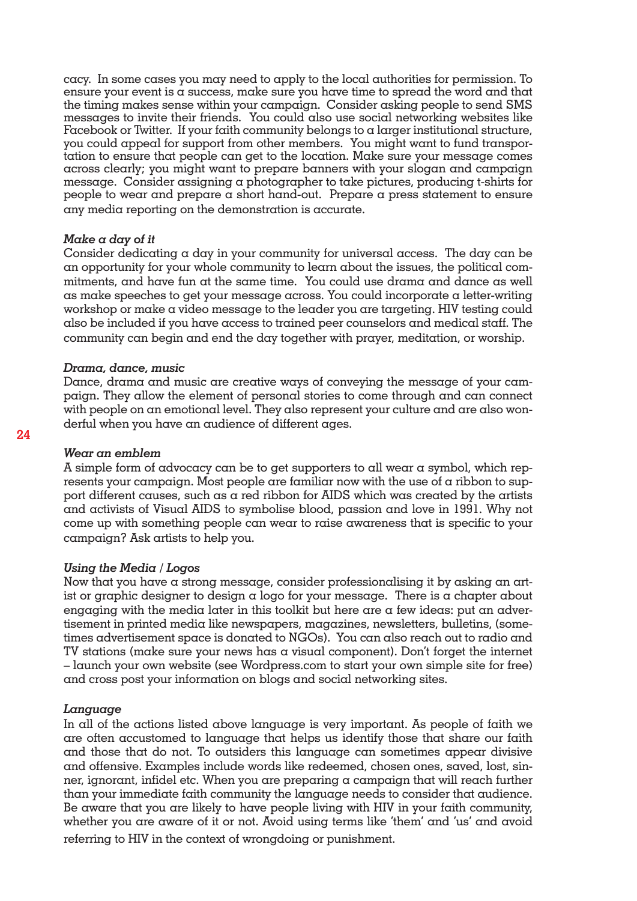cacy. In some cases you may need to apply to the local authorities for permission. To ensure your event is a success, make sure you have time to spread the word and that the timing makes sense within your campaign. Consider asking people to send SMS messages to invite their friends. You could also use social networking websites like Facebook or Twitter. If your faith community belongs to a larger institutional structure, you could appeal for support from other members. You might want to fund transportation to ensure that people can get to the location. Make sure your message comes across clearly; you might want to prepare banners with your slogan and campaign message. Consider assigning a photographer to take pictures, producing t-shirts for people to wear and prepare a short hand-out. Prepare a press statement to ensure any media reporting on the demonstration is accurate.

***Make a day of it***

Consider dedicating a day in your community for universal access. The day can be an opportunity for your whole community to learn about the issues, the political commitments, and have fun at the same time. You could use drama and dance as well as make speeches to get your message across. You could incorporate a letter-writing workshop or make a video message to the leader you are targeting. HIV testing could also be included if you have access to trained peer counselors and medical staff. The community can begin and end the day together with prayer, meditation, or worship.

***Drama, dance, music***

Dance, drama and music are creative ways of conveying the message of your campaign. They allow the element of personal stories to come through and can connect with people on an emotional level. They also represent your culture and are also wonderful when you have an audience of different ages.

***Wear an emblem***

A simple form of advocacy can be to get supporters to all wear a symbol, which represents your campaign. Most people are familiar now with the use of a ribbon to support different causes, such as a red ribbon for AIDS which was created by the artists and activists of Visual AIDS to symbolise blood, passion and love in 1991. Why not come up with something people can wear to raise awareness that is specific to your campaign? Ask artists to help you.

***Using the Media / Logos***

Now that you have a strong message, consider professionalising it by asking an artist or graphic designer to design a logo for your message. There is a chapter about engaging with the media later in this toolkit but here are a few ideas: put an advertisement in printed media like newspapers, magazines, newsletters, bulletins, (sometimes advertisement space is donated to NGOs). You can also reach out to radio and TV stations (make sure your news has a visual component). Don't forget the internet – launch your own website (see Wordpress.com to start your own simple site for free) and cross post your information on blogs and social networking sites.

***Language***

In all of the actions listed above language is very important. As people of faith we are often accustomed to language that helps us identify those that share our faith and those that do not. To outsiders this language can sometimes appear divisive and offensive. Examples include words like redeemed, chosen ones, saved, lost, sinner, ignorant, infidel etc. When you are preparing a campaign that will reach further than your immediate faith community the language needs to consider that audience. Be aware that you are likely to have people living with HIV in your faith community, whether you are aware of it or not. Avoid using terms like 'them' and 'us' and avoid referring to HIV in the context of wrongdoing or punishment.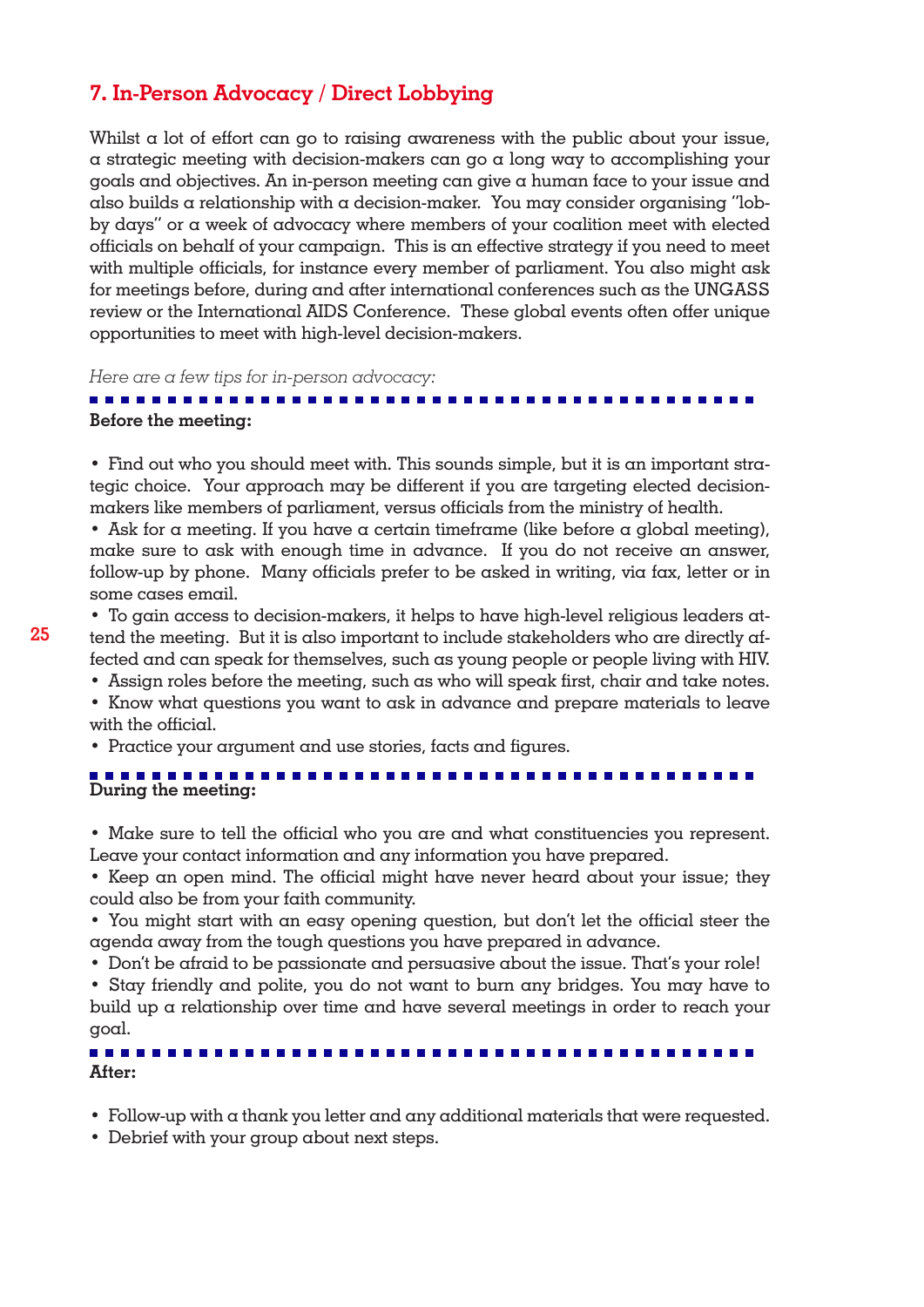## 7. In-Person Advocacy / Direct Lobbying

Whilst a lot of effort can go to raising awareness with the public about your issue, a strategic meeting with decision-makers can go a long way to accomplishing your goals and objectives. An in-person meeting can give a human face to your issue and also builds a relationship with a decision-maker. You may consider organising "lobby days" or a week of advocacy where members of your coalition meet with elected officials on behalf of your campaign. This is an effective strategy if you need to meet with multiple officials, for instance every member of parliament. You also might ask for meetings before, during and after international conferences such as the UNGASS review or the International AIDS Conference. These global events often offer unique opportunities to meet with high-level decision-makers.

*Here are a few tips for in-person advocacy:*

**Before the meeting:**

- Find out who you should meet with. This sounds simple, but it is an important strategic choice. Your approach may be different if you are targeting elected decision-makers like members of parliament, versus officials from the ministry of health.
- Ask for a meeting. If you have a certain timeframe (like before a global meeting), make sure to ask with enough time in advance. If you do not receive an answer, follow-up by phone. Many officials prefer to be asked in writing, via fax, letter or in some cases email.
- To gain access to decision-makers, it helps to have high-level religious leaders attend the meeting. But it is also important to include stakeholders who are directly affected and can speak for themselves, such as young people or people living with HIV.
- Assign roles before the meeting, such as who will speak first, chair and take notes.
- Know what questions you want to ask in advance and prepare materials to leave with the official.
- Practice your argument and use stories, facts and figures.

**During the meeting:**

- Make sure to tell the official who you are and what constituencies you represent. Leave your contact information and any information you have prepared.
- Keep an open mind. The official might have never heard about your issue; they could also be from your faith community.
- You might start with an easy opening question, but don't let the official steer the agenda away from the tough questions you have prepared in advance.
- Don't be afraid to be passionate and persuasive about the issue. That's your role!
- Stay friendly and polite, you do not want to burn any bridges. You may have to build up a relationship over time and have several meetings in order to reach your goal.

**After:**

- Follow-up with a thank you letter and any additional materials that were requested.
- Debrief with your group about next steps.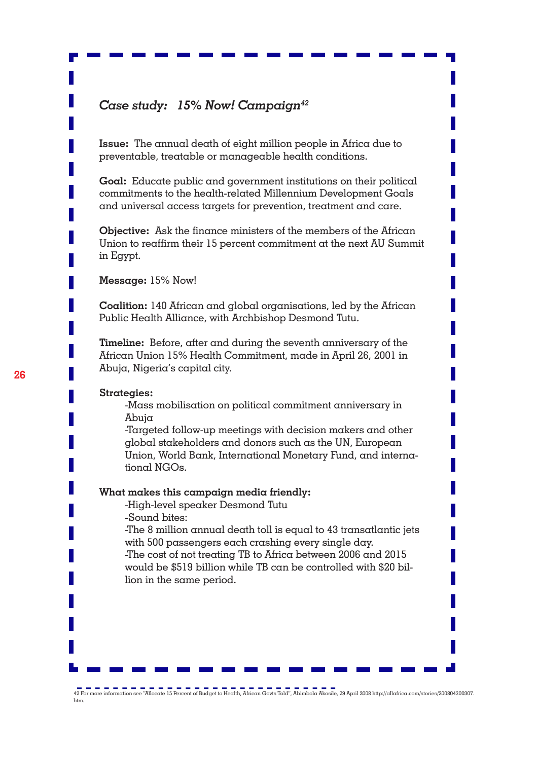### *Case study: 15% Now! Campaign*[42]

**Issue:** The annual death of eight million people in Africa due to preventable, treatable or manageable health conditions.

**Goal:** Educate public and government institutions on their political commitments to the health-related Millennium Development Goals and universal access targets for prevention, treatment and care.

**Objective:** Ask the finance ministers of the members of the African Union to reaffirm their 15 percent commitment at the next AU Summit in Egypt.

**Message:** 15% Now!

**Coalition:** 140 African and global organisations, led by the African Public Health Alliance, with Archbishop Desmond Tutu.

**Timeline:** Before, after and during the seventh anniversary of the African Union 15% Health Commitment, made in April 26, 2001 in Abuja, Nigeria's capital city.

**Strategies:**

- Mass mobilisation on political commitment anniversary in Abuja
- Targeted follow-up meetings with decision makers and other global stakeholders and donors such as the UN, European Union, World Bank, International Monetary Fund, and international NGOs.

**What makes this campaign media friendly:**

- High-level speaker Desmond Tutu
- Sound bites:
- The 8 million annual death toll is equal to 43 transatlantic jets with 500 passengers each crashing every single day.
- The cost of not treating TB to Africa between 2006 and 2015 would be $519 billion while TB can be controlled with $20 billion in the same period.

---

42 For more information see "Allocate 15 Percent of Budget to Health, African Govts Told", Abimbola Akosile, 29 April 2008 http://allafrica.com/stories/200804300307.htm.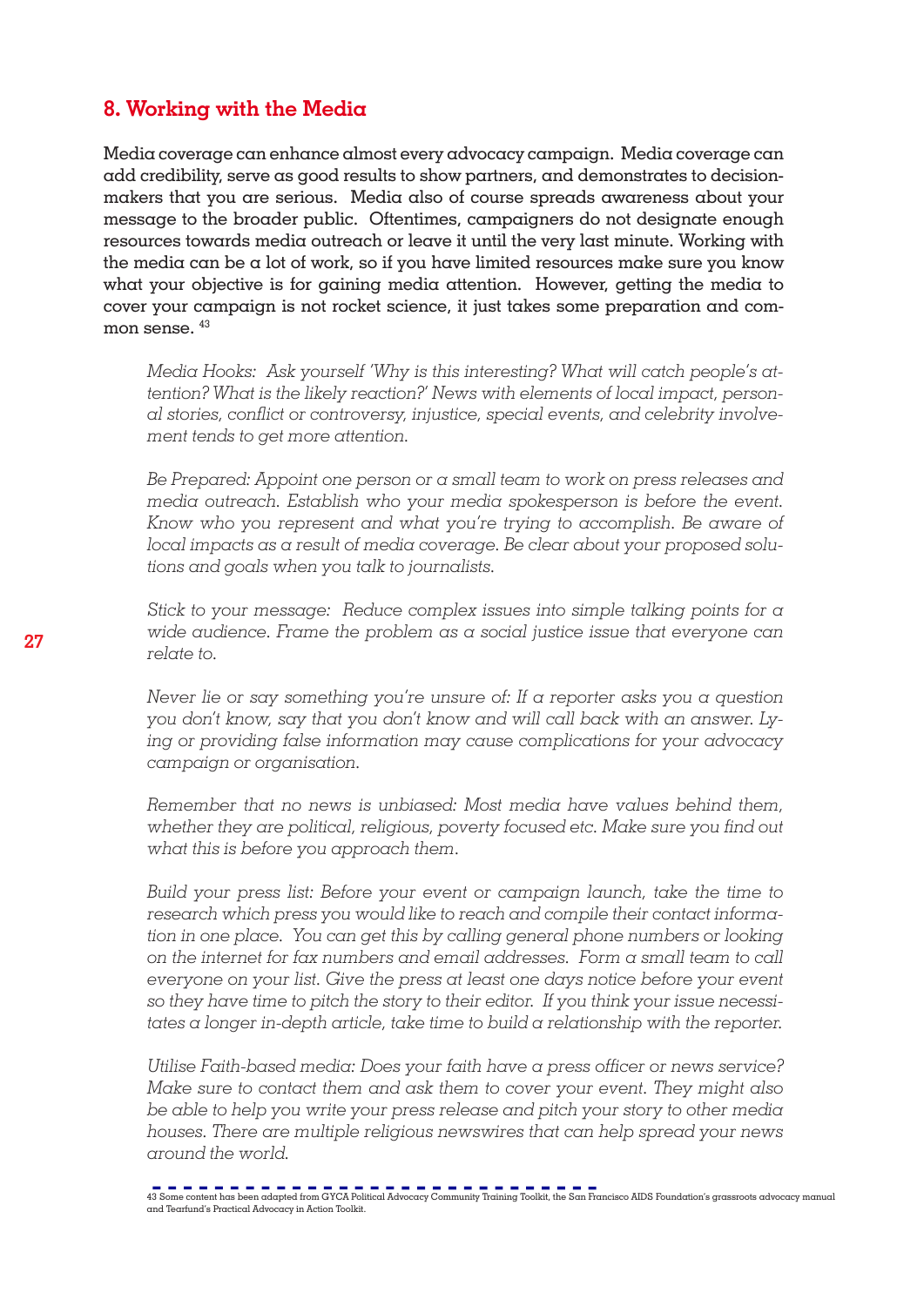## 8. Working with the Media

**Media coverage can enhance almost every advocacy campaign. Media coverage can add credibility, serve as good results to show partners, and demonstrates to decision-makers that you are serious. Media also of course spreads awareness about your message to the broader public. Oftentimes, campaigners do not designate enough resources towards media outreach or leave it until the very last minute. Working with the media can be a lot of work, so if you have limited resources make sure you know what your objective is for gaining media attention. However, getting the media to cover your campaign is not rocket science, it just takes some preparation and common sense.** [43]

*Media Hooks: Ask yourself 'Why is this interesting? What will catch people's attention? What is the likely reaction?' News with elements of local impact, personal stories, conflict or controversy, injustice, special events, and celebrity involvement tends to get more attention.*

*Be Prepared: Appoint one person or a small team to work on press releases and media outreach. Establish who your media spokesperson is before the event. Know who you represent and what you're trying to accomplish. Be aware of local impacts as a result of media coverage. Be clear about your proposed solutions and goals when you talk to journalists.*

*Stick to your message: Reduce complex issues into simple talking points for a wide audience. Frame the problem as a social justice issue that everyone can relate to.*

*Never lie or say something you're unsure of: If a reporter asks you a question you don't know, say that you don't know and will call back with an answer. Lying or providing false information may cause complications for your advocacy campaign or organisation.*

*Remember that no news is unbiased: Most media have values behind them, whether they are political, religious, poverty focused etc. Make sure you find out what this is before you approach them.*

*Build your press list: Before your event or campaign launch, take the time to research which press you would like to reach and compile their contact information in one place. You can get this by calling general phone numbers or looking on the internet for fax numbers and email addresses. Form a small team to call everyone on your list. Give the press at least one days notice before your event so they have time to pitch the story to their editor. If you think your issue necessitates a longer in-depth article, take time to build a relationship with the reporter.*

*Utilise Faith-based media: Does your faith have a press officer or news service? Make sure to contact them and ask them to cover your event. They might also be able to help you write your press release and pitch your story to other media houses. There are multiple religious newswires that can help spread your news around the world.*

---

43 Some content has been adapted from GYCA Political Advocacy Community Training Toolkit, the San Francisco AIDS Foundation's grassroots advocacy manual and Tearfund's Practical Advocacy in Action Toolkit.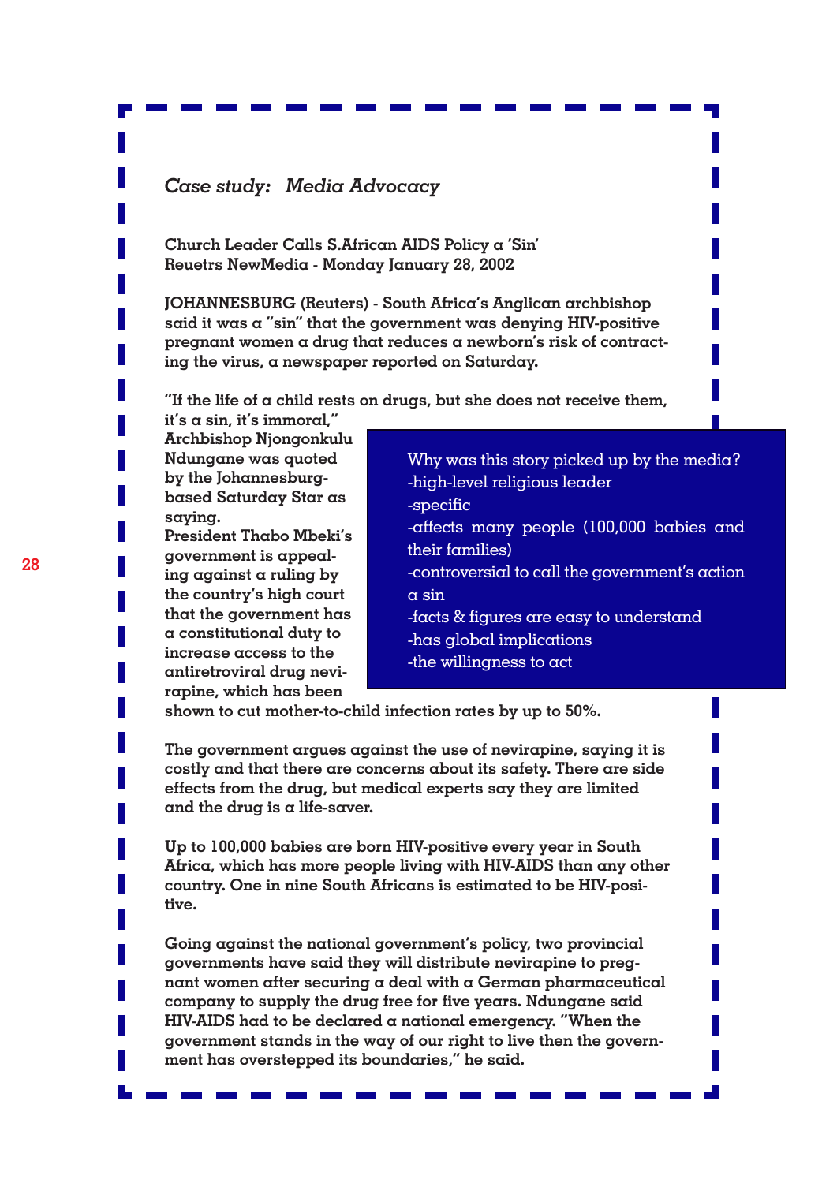*Case study: Media Advocacy*

**Church Leader Calls S.African AIDS Policy a 'Sin'**
**Reuetrs NewMedia - Monday January 28, 2002**

**JOHANNESBURG (Reuters) - South Africa's Anglican archbishop said it was a "sin" that the government was denying HIV-positive pregnant women a drug that reduces a newborn's risk of contracting the virus, a newspaper reported on Saturday.**

**"If the life of a child rests on drugs, but she does not receive them, it's a sin, it's immoral," Archbishop Njongonkulu Ndungane was quoted by the Johannesburg-based Saturday Star as saying.**

**President Thabo Mbeki's government is appealing against a ruling by the country's high court that the government has a constitutional duty to increase access to the antiretroviral drug nevirapine, which has been shown to cut mother-to-child infection rates by up to 50%.**

> Why was this story picked up by the media?
> -high-level religious leader
> -specific
> -affects many people (100,000 babies and their families)
> -controversial to call the government's action a sin
> -facts & figures are easy to understand
> -has global implications
> -the willingness to act

**The government argues against the use of nevirapine, saying it is costly and that there are concerns about its safety. There are side effects from the drug, but medical experts say they are limited and the drug is a life-saver.**

**Up to 100,000 babies are born HIV-positive every year in South Africa, which has more people living with HIV-AIDS than any other country. One in nine South Africans is estimated to be HIV-positive.**

**Going against the national government's policy, two provincial governments have said they will distribute nevirapine to pregnant women after securing a deal with a German pharmaceutical company to supply the drug free for five years. Ndungane said HIV-AIDS had to be declared a national emergency. "When the government stands in the way of our right to live then the government has overstepped its boundaries," he said.**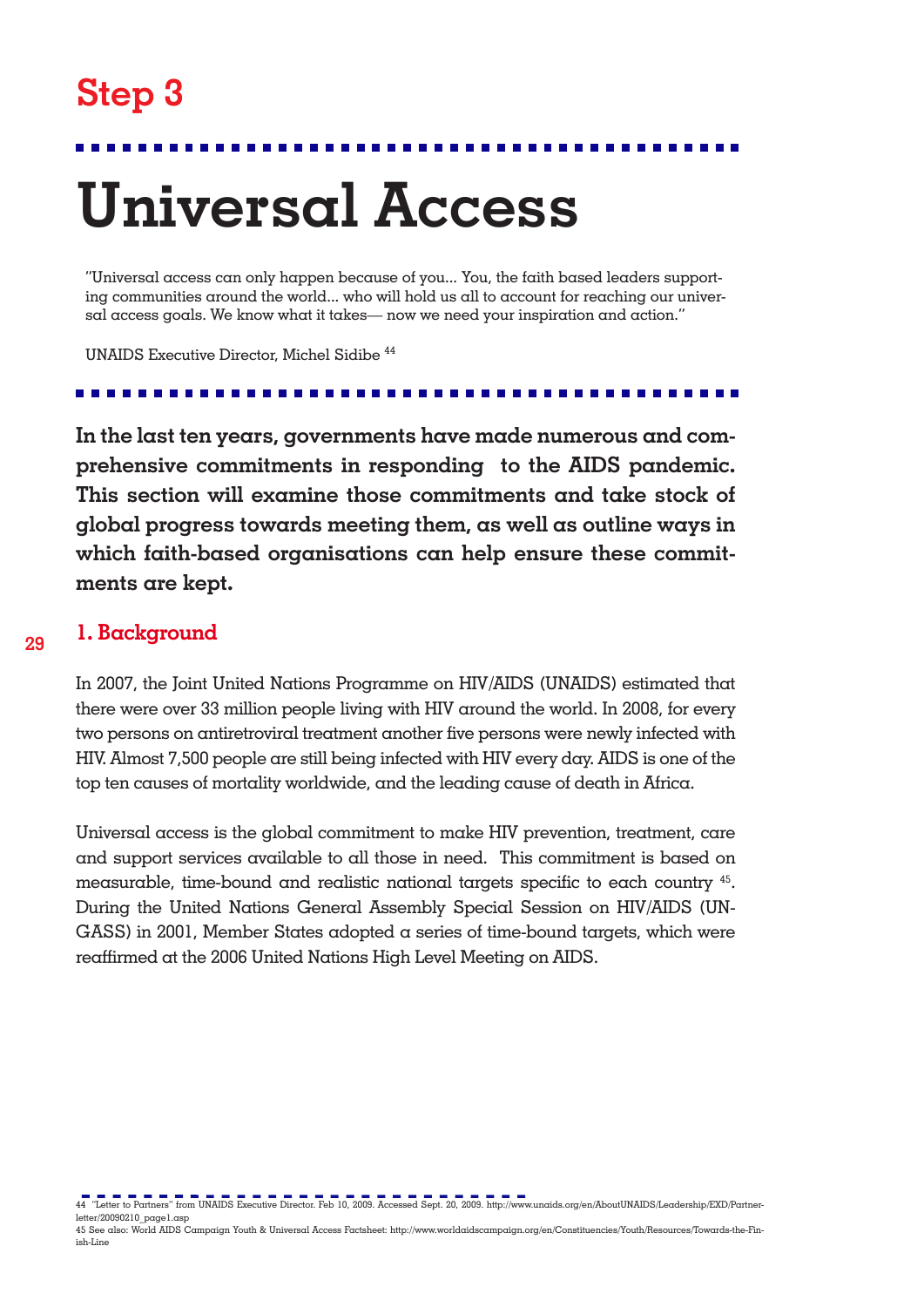## Step 3

# Universal Access

"Universal access can only happen because of you... You, the faith based leaders supporting communities around the world... who will hold us all to account for reaching our universal access goals. We know what it takes— now we need your inspiration and action."

UNAIDS Executive Director, Michel Sidibe [44]

**In the last ten years, governments have made numerous and comprehensive commitments in responding to the AIDS pandemic. This section will examine those commitments and take stock of global progress towards meeting them, as well as outline ways in which faith-based organisations can help ensure these commitments are kept.**

### 1. Background

In 2007, the Joint United Nations Programme on HIV/AIDS (UNAIDS) estimated that there were over 33 million people living with HIV around the world. In 2008, for every two persons on antiretroviral treatment another five persons were newly infected with HIV. Almost 7,500 people are still being infected with HIV every day. AIDS is one of the top ten causes of mortality worldwide, and the leading cause of death in Africa.

Universal access is the global commitment to make HIV prevention, treatment, care and support services available to all those in need. This commitment is based on measurable, time-bound and realistic national targets specific to each country [45]. During the United Nations General Assembly Special Session on HIV/AIDS (UNGASS) in 2001, Member States adopted a series of time-bound targets, which were reaffirmed at the 2006 United Nations High Level Meeting on AIDS.

---

44 "Letter to Partners" from UNAIDS Executive Director. Feb 10, 2009. Accessed Sept. 20, 2009. http://www.unaids.org/en/AboutUNAIDS/Leadership/EXD/Partnerletter/20090210_page1.asp

45 See also: World AIDS Campaign Youth & Universal Access Factsheet: http://www.worldaidscampaign.org/en/Constituencies/Youth/Resources/Towards-the-Finish-Line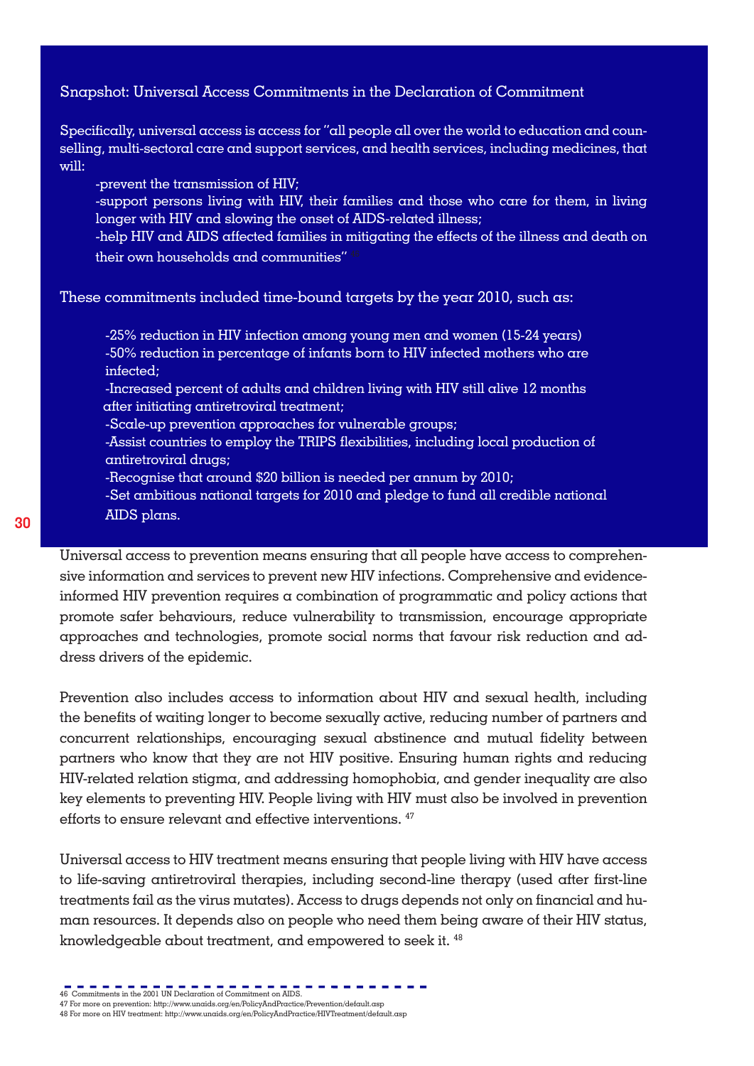### Snapshot: Universal Access Commitments in the Declaration of Commitment

Specifically, universal access is access for "all people all over the world to education and counselling, multi-sectoral care and support services, and health services, including medicines, that will:

- -prevent the transmission of HIV;
- -support persons living with HIV, their families and those who care for them, in living longer with HIV and slowing the onset of AIDS-related illness;
- -help HIV and AIDS affected families in mitigating the effects of the illness and death on their own households and communities" [46]

These commitments included time-bound targets by the year 2010, such as:

- -25% reduction in HIV infection among young men and women (15-24 years)
- -50% reduction in percentage of infants born to HIV infected mothers who are infected;
- -Increased percent of adults and children living with HIV still alive 12 months after initiating antiretroviral treatment;
- -Scale-up prevention approaches for vulnerable groups;
- -Assist countries to employ the TRIPS flexibilities, including local production of antiretroviral drugs;
- -Recognise that around $20 billion is needed per annum by 2010;
- -Set ambitious national targets for 2010 and pledge to fund all credible national AIDS plans.

Universal access to prevention means ensuring that all people have access to comprehensive information and services to prevent new HIV infections. Comprehensive and evidence-informed HIV prevention requires a combination of programmatic and policy actions that promote safer behaviours, reduce vulnerability to transmission, encourage appropriate approaches and technologies, promote social norms that favour risk reduction and address drivers of the epidemic.

Prevention also includes access to information about HIV and sexual health, including the benefits of waiting longer to become sexually active, reducing number of partners and concurrent relationships, encouraging sexual abstinence and mutual fidelity between partners who know that they are not HIV positive. Ensuring human rights and reducing HIV-related relation stigma, and addressing homophobia, and gender inequality are also key elements to preventing HIV. People living with HIV must also be involved in prevention efforts to ensure relevant and effective interventions. [47]

Universal access to HIV treatment means ensuring that people living with HIV have access to life-saving antiretroviral therapies, including second-line therapy (used after first-line treatments fail as the virus mutates). Access to drugs depends not only on financial and human resources. It depends also on people who need them being aware of their HIV status, knowledgeable about treatment, and empowered to seek it. [48]

---

46 Commitments in the 2001 UN Declaration of Commitment on AIDS.
47 For more on prevention: http://www.unaids.org/en/PolicyAndPractice/Prevention/default.asp
48 For more on HIV treatment: http://www.unaids.org/en/PolicyAndPractice/HIVTreatment/default.asp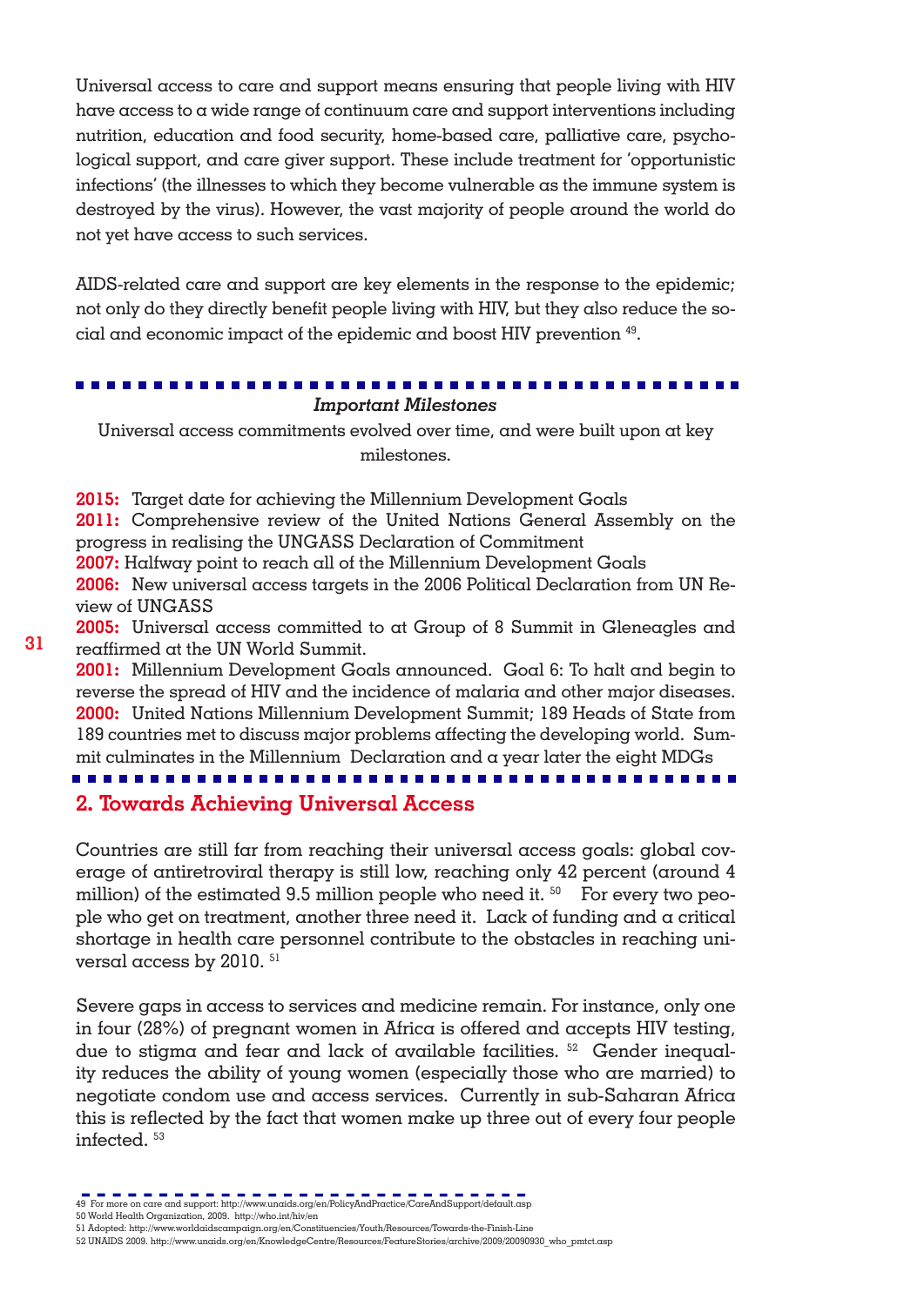Universal access to care and support means ensuring that people living with HIV have access to a wide range of continuum care and support interventions including nutrition, education and food security, home-based care, palliative care, psychological support, and care giver support. These include treatment for 'opportunistic infections' (the illnesses to which they become vulnerable as the immune system is destroyed by the virus). However, the vast majority of people around the world do not yet have access to such services.

AIDS-related care and support are key elements in the response to the epidemic; not only do they directly benefit people living with HIV, but they also reduce the social and economic impact of the epidemic and boost HIV prevention [49].

***Important Milestones***

Universal access commitments evolved over time, and were built upon at key milestones.

**2015:** Target date for achieving the Millennium Development Goals
**2011:** Comprehensive review of the United Nations General Assembly on the progress in realising the UNGASS Declaration of Commitment
**2007:** Halfway point to reach all of the Millennium Development Goals
**2006:** New universal access targets in the 2006 Political Declaration from UN Review of UNGASS
**2005:** Universal access committed to at Group of 8 Summit in Gleneagles and reaffirmed at the UN World Summit.
**2001:** Millennium Development Goals announced. Goal 6: To halt and begin to reverse the spread of HIV and the incidence of malaria and other major diseases.
**2000:** United Nations Millennium Development Summit; 189 Heads of State from 189 countries met to discuss major problems affecting the developing world. Summit culminates in the Millennium Declaration and a year later the eight MDGs

## 2. Towards Achieving Universal Access

Countries are still far from reaching their universal access goals: global coverage of antiretroviral therapy is still low, reaching only 42 percent (around 4 million) of the estimated 9.5 million people who need it. [50] For every two people who get on treatment, another three need it. Lack of funding and a critical shortage in health care personnel contribute to the obstacles in reaching universal access by 2010. [51]

Severe gaps in access to services and medicine remain. For instance, only one in four (28%) of pregnant women in Africa is offered and accepts HIV testing, due to stigma and fear and lack of available facilities. [52] Gender inequality reduces the ability of young women (especially those who are married) to negotiate condom use and access services. Currently in sub-Saharan Africa this is reflected by the fact that women make up three out of every four people infected. [53]

49 For more on care and support: http://www.unaids.org/en/PolicyAndPractice/CareAndSupport/default.asp
50 World Health Organization, 2009. http://who.int/hiv/en
51 Adopted: http://www.worldaidscampaign.org/en/Constituencies/Youth/Resources/Towards-the-Finish-Line
52 UNAIDS 2009. http://www.unaids.org/en/KnowledgeCentre/Resources/FeatureStories/archive/2009/20090930_who_pmtct.asp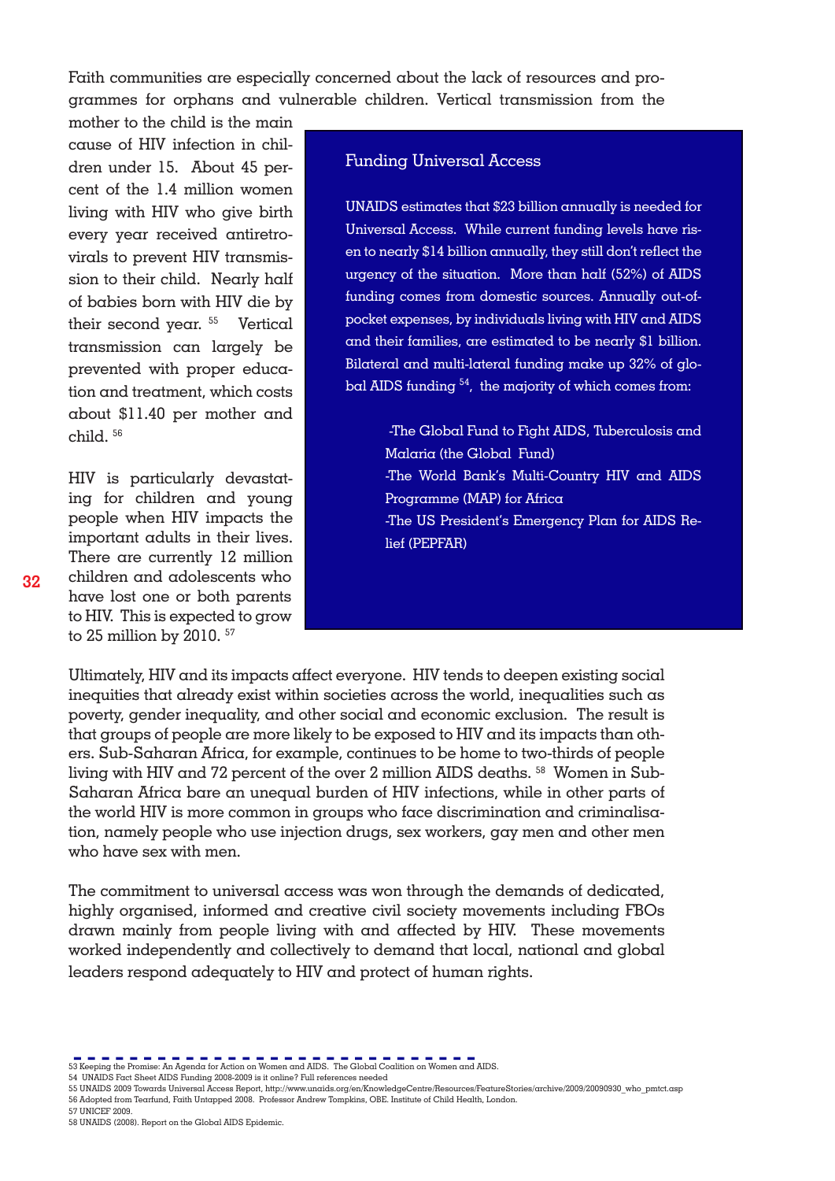Faith communities are especially concerned about the lack of resources and programmes for orphans and vulnerable children. Vertical transmission from the mother to the child is the main cause of HIV infection in children under 15. About 45 percent of the 1.4 million women living with HIV who give birth every year received antiretrovirals to prevent HIV transmission to their child. Nearly half of babies born with HIV die by their second year. [55] Vertical transmission can largely be prevented with proper education and treatment, which costs about $11.40 per mother and child. [56]

HIV is particularly devastating for children and young people when HIV impacts the important adults in their lives. There are currently 12 million children and adolescents who have lost one or both parents to HIV. This is expected to grow to 25 million by 2010. [57]

### Funding Universal Access

UNAIDS estimates that $23 billion annually is needed for Universal Access. While current funding levels have risen to nearly $14 billion annually, they still don't reflect the urgency of the situation. More than half (52%) of AIDS funding comes from domestic sources. Annually out-of-pocket expenses, by individuals living with HIV and AIDS and their families, are estimated to be nearly $1 billion. Bilateral and multi-lateral funding make up 32% of global AIDS funding [54], the majority of which comes from:

- The Global Fund to Fight AIDS, Tuberculosis and Malaria (the Global Fund)
- The World Bank's Multi-Country HIV and AIDS Programme (MAP) for Africa
- The US President's Emergency Plan for AIDS Relief (PEPFAR)

Ultimately, HIV and its impacts affect everyone. HIV tends to deepen existing social inequities that already exist within societies across the world, inequalities such as poverty, gender inequality, and other social and economic exclusion. The result is that groups of people are more likely to be exposed to HIV and its impacts than others. Sub-Saharan Africa, for example, continues to be home to two-thirds of people living with HIV and 72 percent of the over 2 million AIDS deaths. [58] Women in Sub-Saharan Africa bare an unequal burden of HIV infections, while in other parts of the world HIV is more common in groups who face discrimination and criminalisation, namely people who use injection drugs, sex workers, gay men and other men who have sex with men.

The commitment to universal access was won through the demands of dedicated, highly organised, informed and creative civil society movements including FBOs drawn mainly from people living with and affected by HIV. These movements worked independently and collectively to demand that local, national and global leaders respond adequately to HIV and protect of human rights.

---

53 Keeping the Promise: An Agenda for Action on Women and AIDS. The Global Coalition on Women and AIDS.
54 UNAIDS Fact Sheet AIDS Funding 2008-2009 is it online? Full references needed
55 UNAIDS 2009 Towards Universal Access Report, http://www.unaids.org/en/KnowledgeCentre/Resources/FeatureStories/archive/2009/20090930_who_pmtct.asp
56 Adopted from Tearfund, Faith Untapped 2008. Professor Andrew Tompkins, OBE. Institute of Child Health, London.
57 UNICEF 2009.
58 UNAIDS (2008). Report on the Global AIDS Epidemic.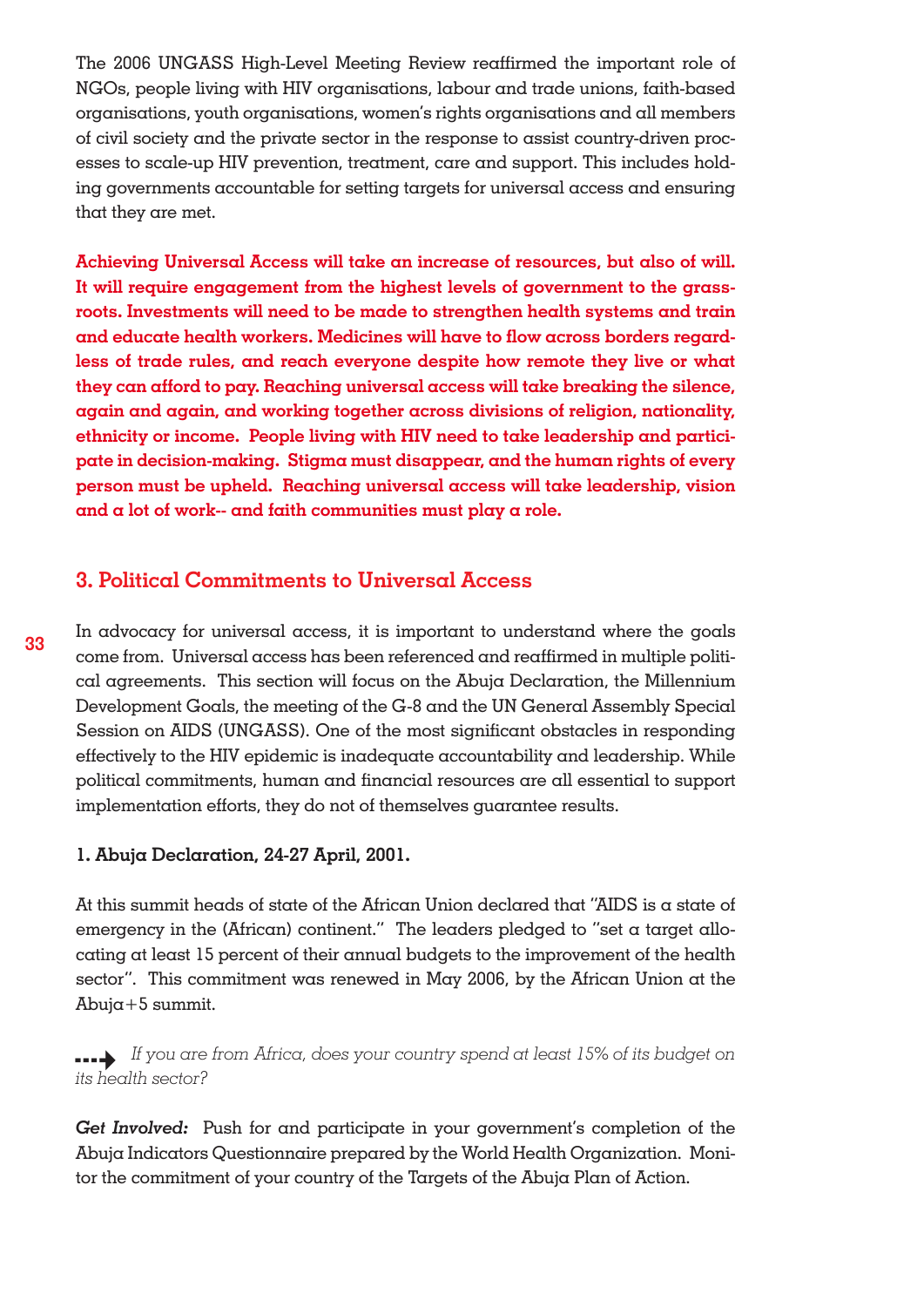The 2006 UNGASS High-Level Meeting Review reaffirmed the important role of NGOs, people living with HIV organisations, labour and trade unions, faith-based organisations, youth organisations, women's rights organisations and all members of civil society and the private sector in the response to assist country-driven processes to scale-up HIV prevention, treatment, care and support. This includes holding governments accountable for setting targets for universal access and ensuring that they are met.

**Achieving Universal Access will take an increase of resources, but also of will. It will require engagement from the highest levels of government to the grassroots. Investments will need to be made to strengthen health systems and train and educate health workers. Medicines will have to flow across borders regardless of trade rules, and reach everyone despite how remote they live or what they can afford to pay. Reaching universal access will take breaking the silence, again and again, and working together across divisions of religion, nationality, ethnicity or income. People living with HIV need to take leadership and participate in decision-making. Stigma must disappear, and the human rights of every person must be upheld. Reaching universal access will take leadership, vision and a lot of work-- and faith communities must play a role.**

## 3. Political Commitments to Universal Access

In advocacy for universal access, it is important to understand where the goals come from. Universal access has been referenced and reaffirmed in multiple political agreements. This section will focus on the Abuja Declaration, the Millennium Development Goals, the meeting of the G-8 and the UN General Assembly Special Session on AIDS (UNGASS). One of the most significant obstacles in responding effectively to the HIV epidemic is inadequate accountability and leadership. While political commitments, human and financial resources are all essential to support implementation efforts, they do not of themselves guarantee results.

**1. Abuja Declaration, 24-27 April, 2001.**

At this summit heads of state of the African Union declared that "AIDS is a state of emergency in the (African) continent." The leaders pledged to "set a target allocating at least 15 percent of their annual budgets to the improvement of the health sector". This commitment was renewed in May 2006, by the African Union at the Abuja+5 summit.

*If you are from Africa, does your country spend at least 15% of its budget on its health sector?*

***Get Involved:*** Push for and participate in your government's completion of the Abuja Indicators Questionnaire prepared by the World Health Organization. Monitor the commitment of your country of the Targets of the Abuja Plan of Action.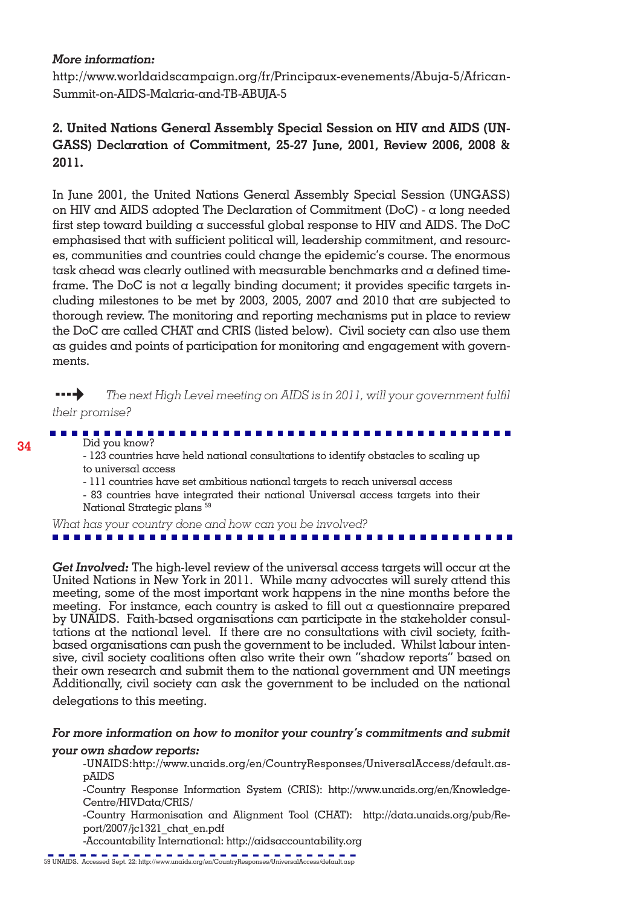*More information:*

http://www.worldaidscampaign.org/fr/Principaux-evenements/Abuja-5/African-Summit-on-AIDS-Malaria-and-TB-ABUJA-5

**2. United Nations General Assembly Special Session on HIV and AIDS (UNGASS) Declaration of Commitment, 25-27 June, 2001, Review 2006, 2008 & 2011.**

In June 2001, the United Nations General Assembly Special Session (UNGASS) on HIV and AIDS adopted The Declaration of Commitment (DoC) - a long needed first step toward building a successful global response to HIV and AIDS. The DoC emphasised that with sufficient political will, leadership commitment, and resources, communities and countries could change the epidemic's course. The enormous task ahead was clearly outlined with measurable benchmarks and a defined timeframe. The DoC is not a legally binding document; it provides specific targets including milestones to be met by 2003, 2005, 2007 and 2010 that are subjected to thorough review. The monitoring and reporting mechanisms put in place to review the DoC are called CHAT and CRIS (listed below). Civil society can also use them as guides and points of participation for monitoring and engagement with governments.

*The next High Level meeting on AIDS is in 2011, will your government fulfil their promise?*

Did you know?

- 123 countries have held national consultations to identify obstacles to scaling up to universal access
- 111 countries have set ambitious national targets to reach universal access
- 83 countries have integrated their national Universal access targets into their National Strategic plans [59]

*What has your country done and how can you be involved?*

***Get Involved:*** The high-level review of the universal access targets will occur at the United Nations in New York in 2011. While many advocates will surely attend this meeting, some of the most important work happens in the nine months before the meeting. For instance, each country is asked to fill out a questionnaire prepared by UNAIDS. Faith-based organisations can participate in the stakeholder consultations at the national level. If there are no consultations with civil society, faith-based organisations can push the government to be included. Whilst labour intensive, civil society coalitions often also write their own "shadow reports" based on their own research and submit them to the national government and UN meetings Additionally, civil society can ask the government to be included on the national delegations to this meeting.

***For more information on how to monitor your country's commitments and submit your own shadow reports:***

- UNAIDS:http://www.unaids.org/en/CountryResponses/UniversalAccess/default.aspAIDS
- Country Response Information System (CRIS): http://www.unaids.org/en/KnowledgeCentre/HIVData/CRIS/
- Country Harmonisation and Alignment Tool (CHAT): http://data.unaids.org/pub/Report/2007/jc1321_chat_en.pdf
- Accountability International: http://aidsaccountability.org

59 UNAIDS. Accessed Sept. 22: http://www.unaids.org/en/CountryResponses/UniversalAccess/default.asp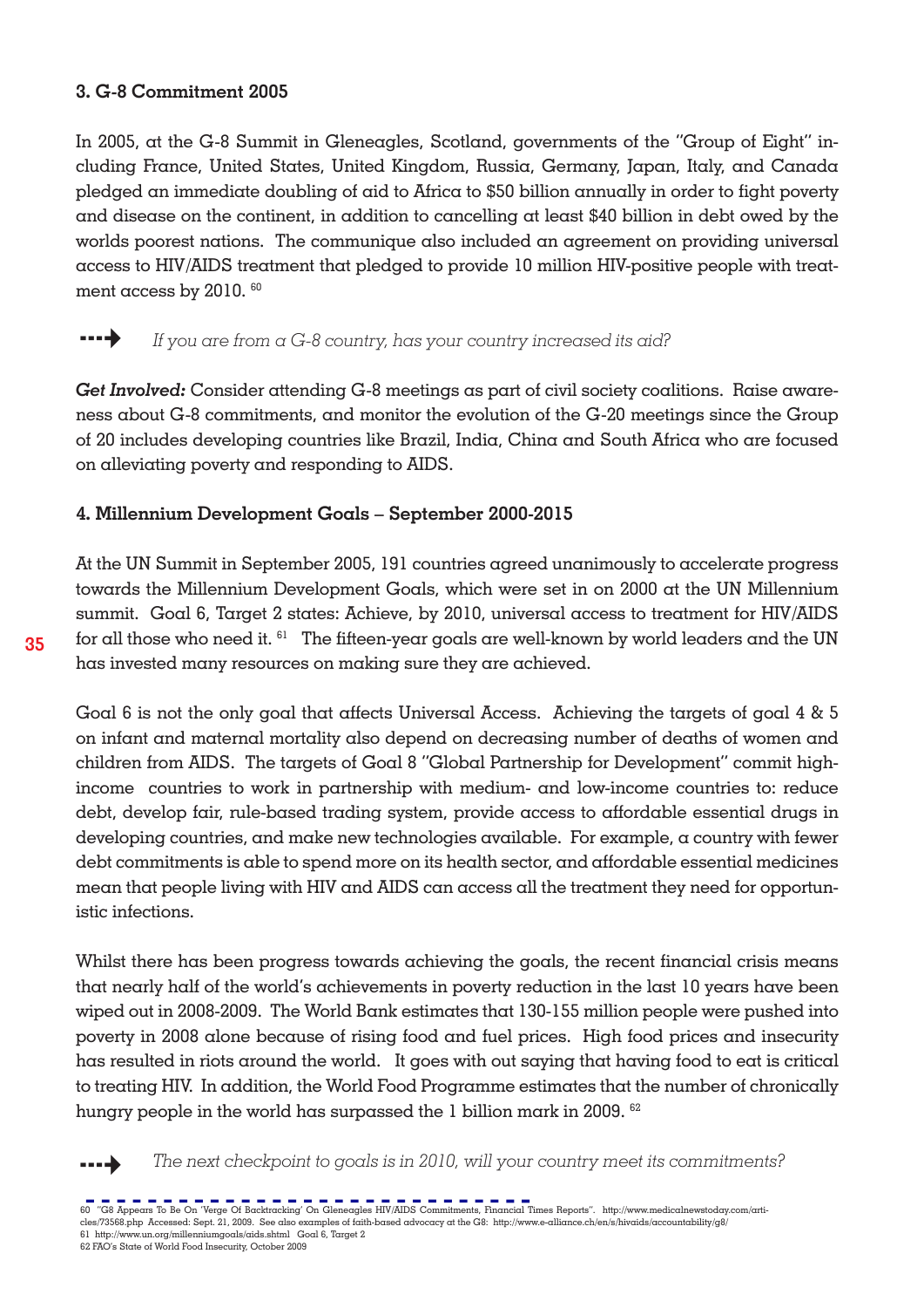### 3. G-8 Commitment 2005

In 2005, at the G-8 Summit in Gleneagles, Scotland, governments of the "Group of Eight" including France, United States, United Kingdom, Russia, Germany, Japan, Italy, and Canada pledged an immediate doubling of aid to Africa to $50 billion annually in order to fight poverty and disease on the continent, in addition to cancelling at least $40 billion in debt owed by the worlds poorest nations. The communique also included an agreement on providing universal access to HIV/AIDS treatment that pledged to provide 10 million HIV-positive people with treatment access by 2010. [60]

*If you are from a G-8 country, has your country increased its aid?*

***Get Involved:*** Consider attending G-8 meetings as part of civil society coalitions. Raise awareness about G-8 commitments, and monitor the evolution of the G-20 meetings since the Group of 20 includes developing countries like Brazil, India, China and South Africa who are focused on alleviating poverty and responding to AIDS.

### 4. Millennium Development Goals – September 2000-2015

At the UN Summit in September 2005, 191 countries agreed unanimously to accelerate progress towards the Millennium Development Goals, which were set in on 2000 at the UN Millennium summit. Goal 6, Target 2 states: Achieve, by 2010, universal access to treatment for HIV/AIDS for all those who need it. [61] The fifteen-year goals are well-known by world leaders and the UN has invested many resources on making sure they are achieved.

Goal 6 is not the only goal that affects Universal Access. Achieving the targets of goal 4 & 5 on infant and maternal mortality also depend on decreasing number of deaths of women and children from AIDS. The targets of Goal 8 "Global Partnership for Development" commit high-income countries to work in partnership with medium- and low-income countries to: reduce debt, develop fair, rule-based trading system, provide access to affordable essential drugs in developing countries, and make new technologies available. For example, a country with fewer debt commitments is able to spend more on its health sector, and affordable essential medicines mean that people living with HIV and AIDS can access all the treatment they need for opportunistic infections.

Whilst there has been progress towards achieving the goals, the recent financial crisis means that nearly half of the world's achievements in poverty reduction in the last 10 years have been wiped out in 2008-2009. The World Bank estimates that 130-155 million people were pushed into poverty in 2008 alone because of rising food and fuel prices. High food prices and insecurity has resulted in riots around the world. It goes with out saying that having food to eat is critical to treating HIV. In addition, the World Food Programme estimates that the number of chronically hungry people in the world has surpassed the 1 billion mark in 2009. [62]

*The next checkpoint to goals is in 2010, will your country meet its commitments?*

---

60 "G8 Appears To Be On 'Verge Of Backtracking' On Gleneagles HIV/AIDS Commitments, Financial Times Reports". http://www.medicalnewstoday.com/articles/73568.php Accessed: Sept. 21, 2009. See also examples of faith-based advocacy at the G8: http://www.e-alliance.ch/en/s/hivaids/accountability/g8/
61 http://www.un.org/millenniumgoals/aids.shtml Goal 6, Target 2
62 FAO's State of World Food Insecurity, October 2009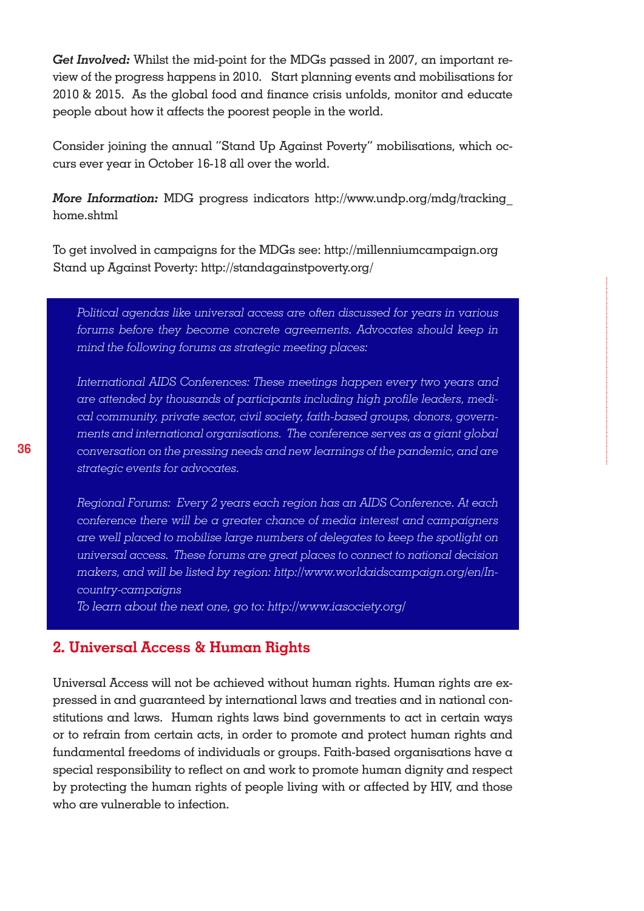***Get Involved:*** Whilst the mid-point for the MDGs passed in 2007, an important review of the progress happens in 2010. Start planning events and mobilisations for 2010 & 2015. As the global food and finance crisis unfolds, monitor and educate people about how it affects the poorest people in the world.

Consider joining the annual "Stand Up Against Poverty" mobilisations, which occurs ever year in October 16-18 all over the world.

***More Information:*** MDG progress indicators http://www.undp.org/mdg/tracking_home.shtml

To get involved in campaigns for the MDGs see: http://millenniumcampaign.org
Stand up Against Poverty: http://standagainstpoverty.org/

*Political agendas like universal access are often discussed for years in various forums before they become concrete agreements. Advocates should keep in mind the following forums as strategic meeting places:*

*International AIDS Conferences: These meetings happen every two years and are attended by thousands of participants including high profile leaders, medical community, private sector, civil society, faith-based groups, donors, governments and international organisations. The conference serves as a giant global conversation on the pressing needs and new learnings of the pandemic, and are strategic events for advocates.*

*Regional Forums: Every 2 years each region has an AIDS Conference. At each conference there will be a greater chance of media interest and campaigners are well placed to mobilise large numbers of delegates to keep the spotlight on universal access. These forums are great places to connect to national decision makers, and will be listed by region: http://www.worldaidscampaign.org/en/In-country-campaigns*
*To learn about the next one, go to: http://www.iasociety.org/*

## 2. Universal Access & Human Rights

Universal Access will not be achieved without human rights. Human rights are expressed in and guaranteed by international laws and treaties and in national constitutions and laws. Human rights laws bind governments to act in certain ways or to refrain from certain acts, in order to promote and protect human rights and fundamental freedoms of individuals or groups. Faith-based organisations have a special responsibility to reflect on and work to promote human dignity and respect by protecting the human rights of people living with or affected by HIV, and those who are vulnerable to infection.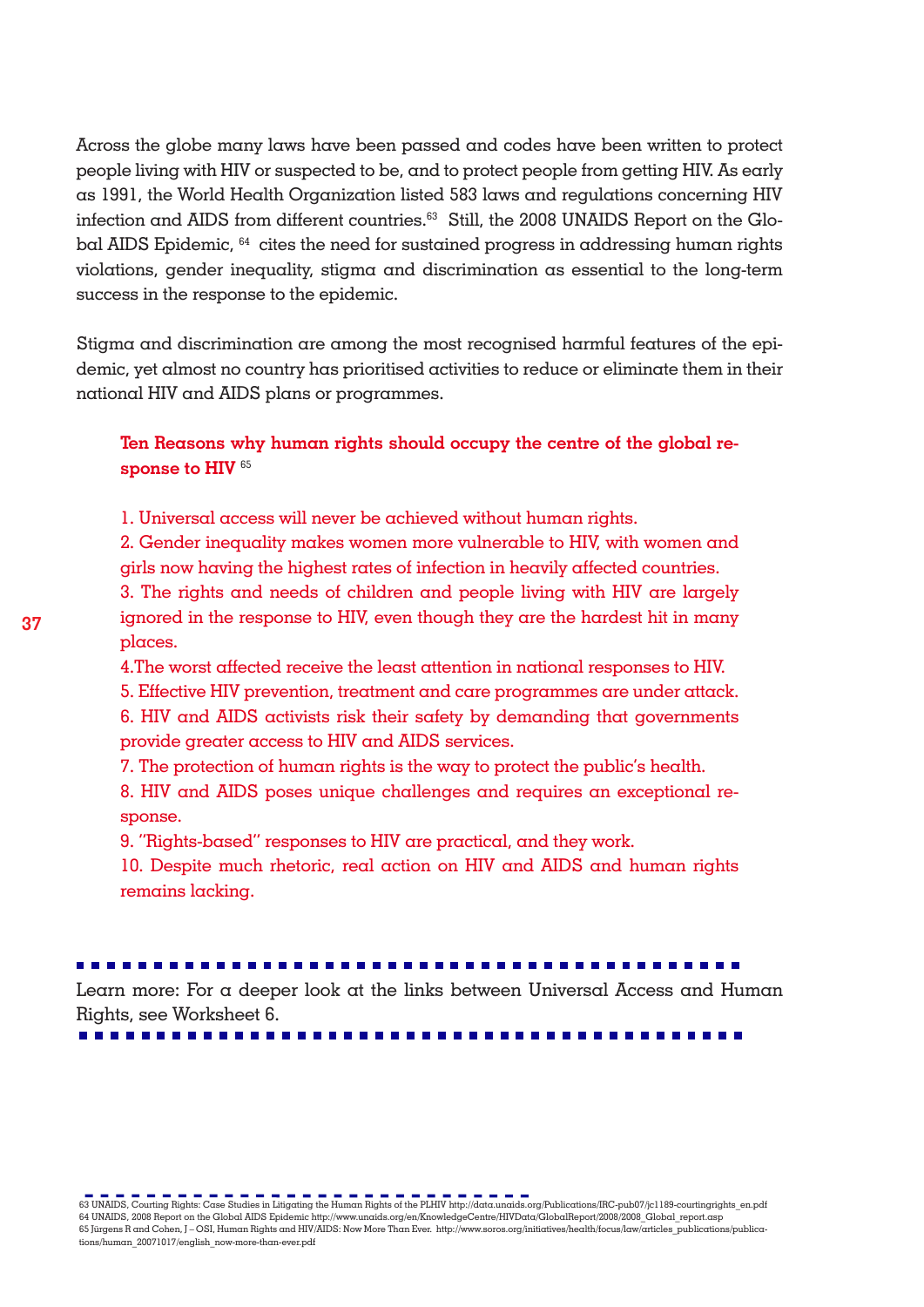Across the globe many laws have been passed and codes have been written to protect people living with HIV or suspected to be, and to protect people from getting HIV. As early as 1991, the World Health Organization listed 583 laws and regulations concerning HIV infection and AIDS from different countries.[63] Still, the 2008 UNAIDS Report on the Global AIDS Epidemic, [64] cites the need for sustained progress in addressing human rights violations, gender inequality, stigma and discrimination as essential to the long-term success in the response to the epidemic.

Stigma and discrimination are among the most recognised harmful features of the epidemic, yet almost no country has prioritised activities to reduce or eliminate them in their national HIV and AIDS plans or programmes.

**Ten Reasons why human rights should occupy the centre of the global response to HIV** [65]

1. Universal access will never be achieved without human rights.
2. Gender inequality makes women more vulnerable to HIV, with women and girls now having the highest rates of infection in heavily affected countries.
3. The rights and needs of children and people living with HIV are largely ignored in the response to HIV, even though they are the hardest hit in many places.
4. The worst affected receive the least attention in national responses to HIV.
5. Effective HIV prevention, treatment and care programmes are under attack.
6. HIV and AIDS activists risk their safety by demanding that governments provide greater access to HIV and AIDS services.
7. The protection of human rights is the way to protect the public's health.
8. HIV and AIDS poses unique challenges and requires an exceptional response.
9. "Rights-based" responses to HIV are practical, and they work.
10. Despite much rhetoric, real action on HIV and AIDS and human rights remains lacking.

Learn more: For a deeper look at the links between Universal Access and Human Rights, see Worksheet 6.

63 UNAIDS, Courting Rights: Case Studies in Litigating the Human Rights of the PLHIV http://data.unaids.org/Publications/IRC-pub07/jc1189-courtingrights_en.pdf
64 UNAIDS, 2008 Report on the Global AIDS Epidemic http://www.unaids.org/en/KnowledgeCentre/HIVData/GlobalReport/2008/2008_Global_report.asp
65 Jürgens R and Cohen, J – OSI, Human Rights and HIV/AIDS: Now More Than Ever. http://www.soros.org/initiatives/health/focus/law/articles_publications/publications/human_20071017/english_now-more-than-ever.pdf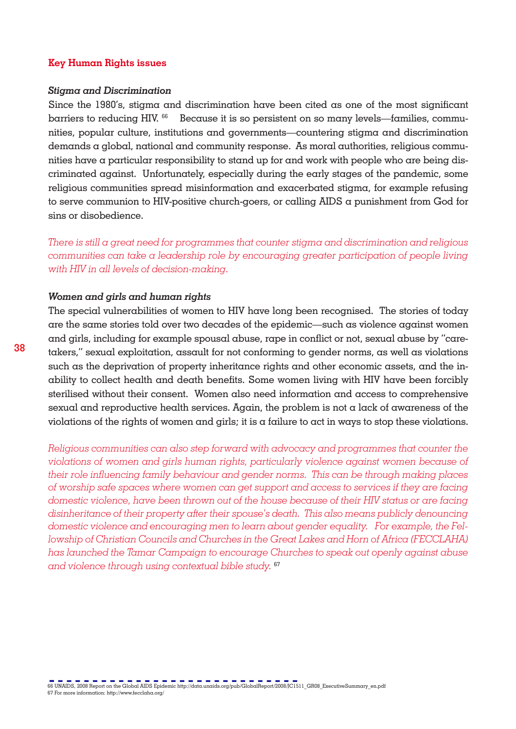## Key Human Rights issues

### *Stigma and Discrimination*

Since the 1980's, stigma and discrimination have been cited as one of the most significant barriers to reducing HIV.[66] Because it is so persistent on so many levels—families, communities, popular culture, institutions and governments—countering stigma and discrimination demands a global, national and community response. As moral authorities, religious communities have a particular responsibility to stand up for and work with people who are being discriminated against. Unfortunately, especially during the early stages of the pandemic, some religious communities spread misinformation and exacerbated stigma, for example refusing to serve communion to HIV-positive church-goers, or calling AIDS a punishment from God for sins or disobedience.

*There is still a great need for programmes that counter stigma and discrimination and religious communities can take a leadership role by encouraging greater participation of people living with HIV in all levels of decision-making.*

### *Women and girls and human rights*

The special vulnerabilities of women to HIV have long been recognised. The stories of today are the same stories told over two decades of the epidemic—such as violence against women and girls, including for example spousal abuse, rape in conflict or not, sexual abuse by "caretakers," sexual exploitation, assault for not conforming to gender norms, as well as violations such as the deprivation of property inheritance rights and other economic assets, and the inability to collect health and death benefits. Some women living with HIV have been forcibly sterilised without their consent. Women also need information and access to comprehensive sexual and reproductive health services. Again, the problem is not a lack of awareness of the violations of the rights of women and girls; it is a failure to act in ways to stop these violations.

*Religious communities can also step forward with advocacy and programmes that counter the violations of women and girls human rights, particularly violence against women because of their role influencing family behaviour and gender norms. This can be through making places of worship safe spaces where women can get support and access to services if they are facing domestic violence, have been thrown out of the house because of their HIV status or are facing disinheritance of their property after their spouse's death. This also means publicly denouncing domestic violence and encouraging men to learn about gender equality. For example, the Fellowship of Christian Councils and Churches in the Great Lakes and Horn of Africa (FECCLAHA) has launched the Tamar Campaign to encourage Churches to speak out openly against abuse and violence through using contextual bible study.*[67]

---

66 UNAIDS, 2008 Report on the Global AIDS Epidemic http://data.unaids.org/pub/GlobalReport/2008/JC1511_GR08_ExecutiveSummary_en.pdf
67 For more information: http://www.fecclaha.org/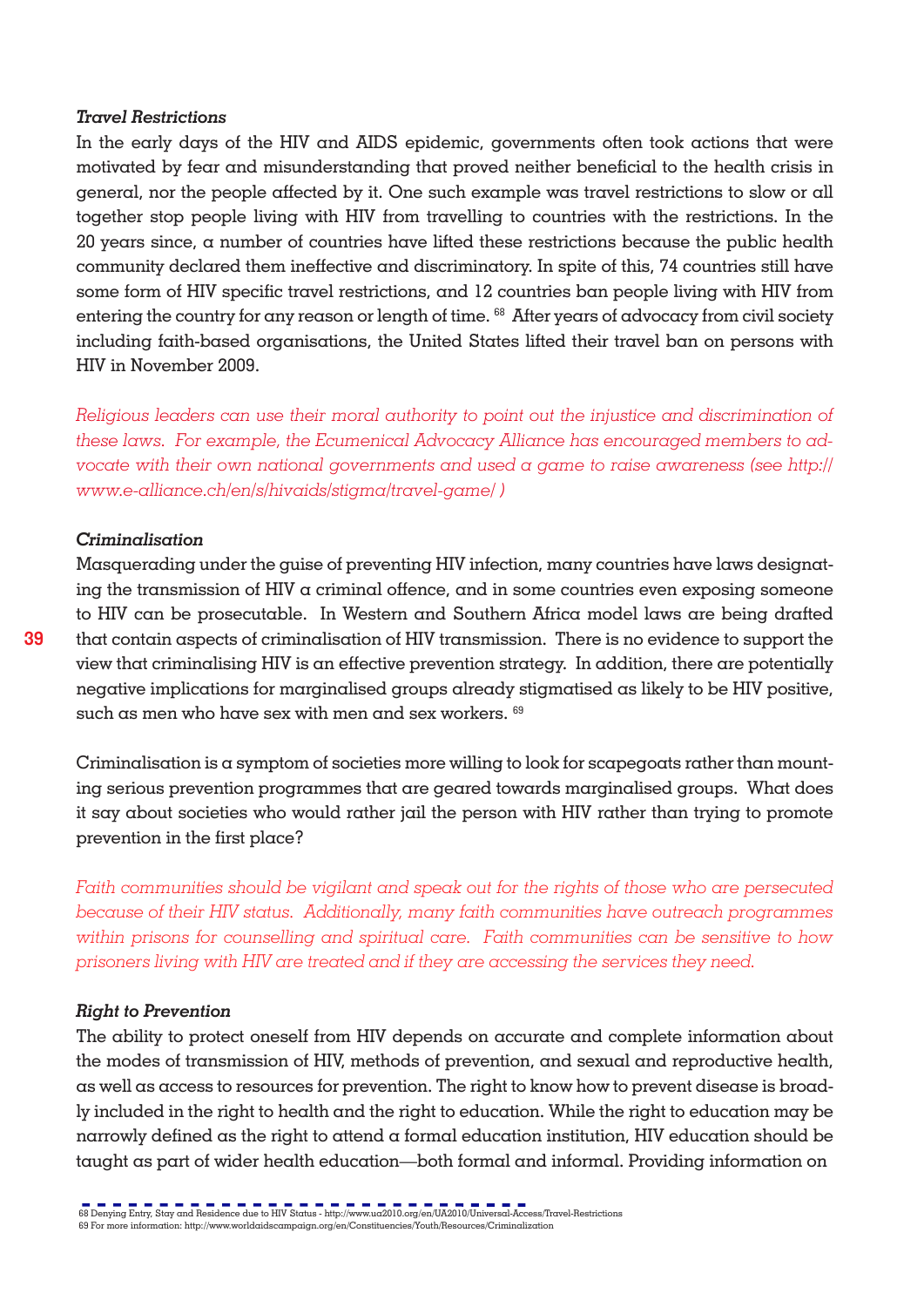### *Travel Restrictions*

In the early days of the HIV and AIDS epidemic, governments often took actions that were motivated by fear and misunderstanding that proved neither beneficial to the health crisis in general, nor the people affected by it. One such example was travel restrictions to slow or all together stop people living with HIV from travelling to countries with the restrictions. In the 20 years since, a number of countries have lifted these restrictions because the public health community declared them ineffective and discriminatory. In spite of this, 74 countries still have some form of HIV specific travel restrictions, and 12 countries ban people living with HIV from entering the country for any reason or length of time. [68] After years of advocacy from civil society including faith-based organisations, the United States lifted their travel ban on persons with HIV in November 2009.

*Religious leaders can use their moral authority to point out the injustice and discrimination of these laws. For example, the Ecumenical Advocacy Alliance has encouraged members to advocate with their own national governments and used a game to raise awareness (see http://www.e-alliance.ch/en/s/hivaids/stigma/travel-game/ )*

### *Criminalisation*

Masquerading under the guise of preventing HIV infection, many countries have laws designating the transmission of HIV a criminal offence, and in some countries even exposing someone to HIV can be prosecutable. In Western and Southern Africa model laws are being drafted that contain aspects of criminalisation of HIV transmission. There is no evidence to support the view that criminalising HIV is an effective prevention strategy. In addition, there are potentially negative implications for marginalised groups already stigmatised as likely to be HIV positive, such as men who have sex with men and sex workers. [69]

Criminalisation is a symptom of societies more willing to look for scapegoats rather than mounting serious prevention programmes that are geared towards marginalised groups. What does it say about societies who would rather jail the person with HIV rather than trying to promote prevention in the first place?

*Faith communities should be vigilant and speak out for the rights of those who are persecuted because of their HIV status. Additionally, many faith communities have outreach programmes within prisons for counselling and spiritual care. Faith communities can be sensitive to how prisoners living with HIV are treated and if they are accessing the services they need.*

### *Right to Prevention*

The ability to protect oneself from HIV depends on accurate and complete information about the modes of transmission of HIV, methods of prevention, and sexual and reproductive health, as well as access to resources for prevention. The right to know how to prevent disease is broadly included in the right to health and the right to education. While the right to education may be narrowly defined as the right to attend a formal education institution, HIV education should be taught as part of wider health education—both formal and informal. Providing information on

---

68 Denying Entry, Stay and Residence due to HIV Status - http://www.ua2010.org/en/UA2010/Universal-Access/Travel-Restrictions
69 For more information: http://www.worldaidscampaign.org/en/Constituencies/Youth/Resources/Criminalization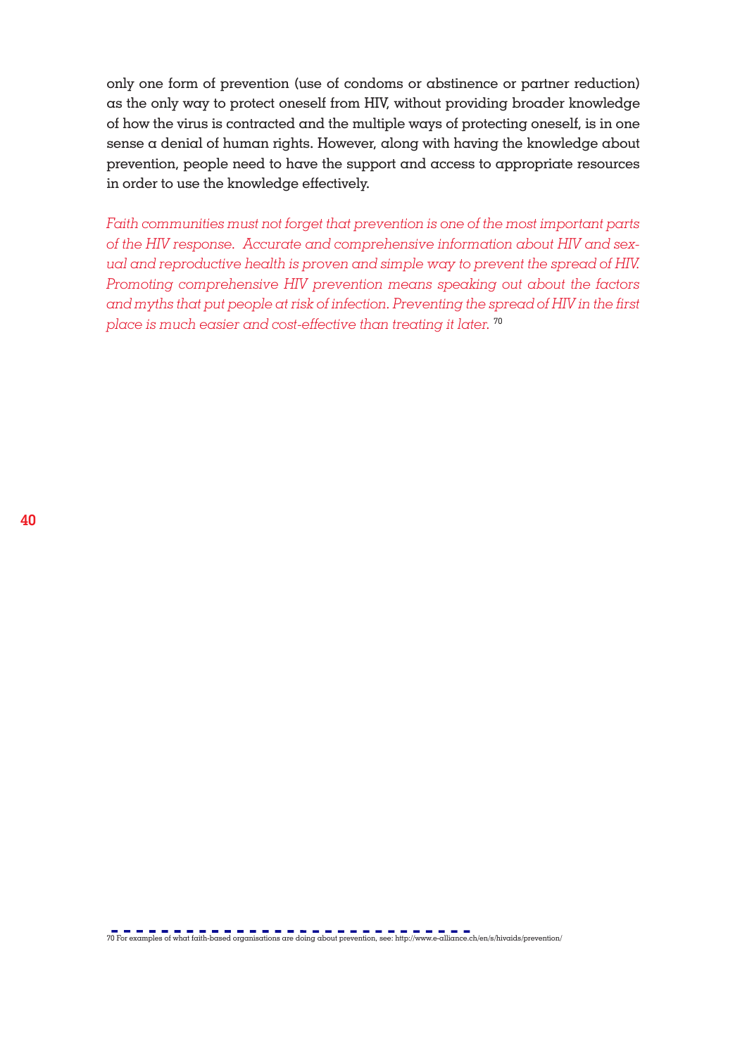only one form of prevention (use of condoms or abstinence or partner reduction) as the only way to protect oneself from HIV, without providing broader knowledge of how the virus is contracted and the multiple ways of protecting oneself, is in one sense a denial of human rights. However, along with having the knowledge about prevention, people need to have the support and access to appropriate resources in order to use the knowledge effectively.

*Faith communities must not forget that prevention is one of the most important parts of the HIV response. Accurate and comprehensive information about HIV and sexual and reproductive health is proven and simple way to prevent the spread of HIV. Promoting comprehensive HIV prevention means speaking out about the factors and myths that put people at risk of infection. Preventing the spread of HIV in the first place is much easier and cost-effective than treating it later.* [70]

70 For examples of what faith-based organisations are doing about prevention, see: http://www.e-alliance.ch/en/s/hivaids/prevention/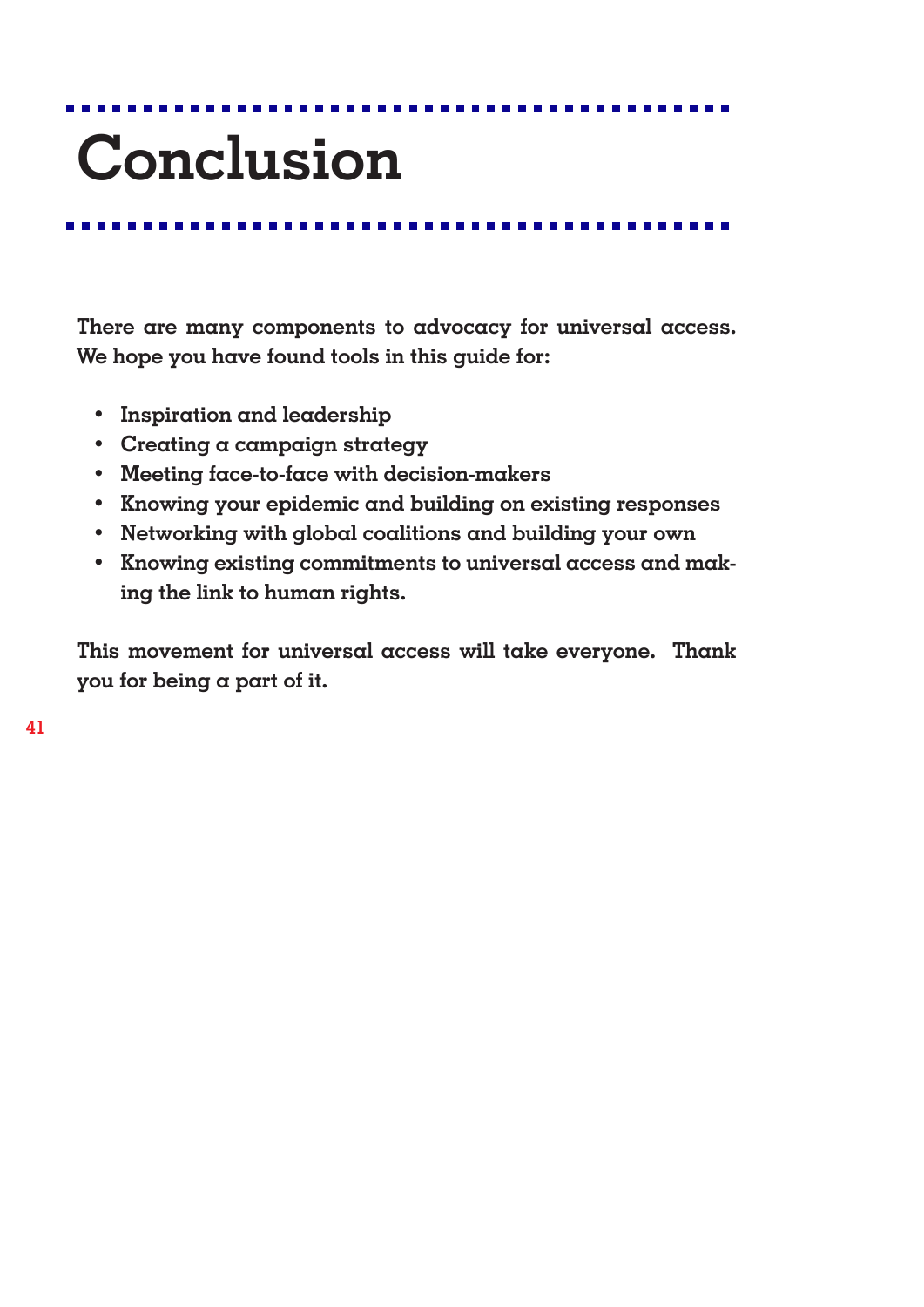# Conclusion

**There are many components to advocacy for universal access. We hope you have found tools in this guide for:**

- **Inspiration and leadership**
- **Creating a campaign strategy**
- **Meeting face-to-face with decision-makers**
- **Knowing your epidemic and building on existing responses**
- **Networking with global coalitions and building your own**
- **Knowing existing commitments to universal access and making the link to human rights.**

**This movement for universal access will take everyone. Thank you for being a part of it.**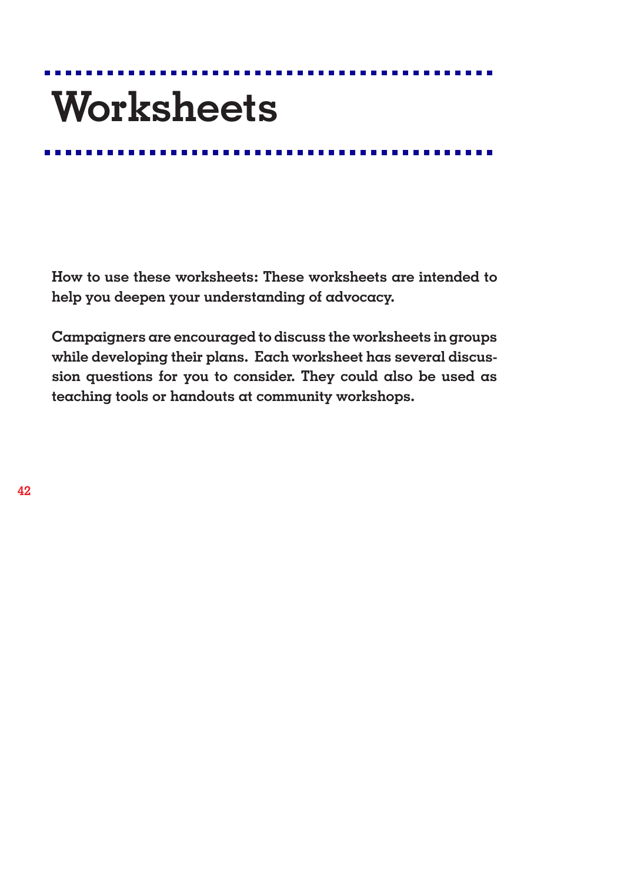# Worksheets

**How to use these worksheets: These worksheets are intended to help you deepen your understanding of advocacy.**

**Campaigners are encouraged to discuss the worksheets in groups while developing their plans. Each worksheet has several discussion questions for you to consider. They could also be used as teaching tools or handouts at community workshops.**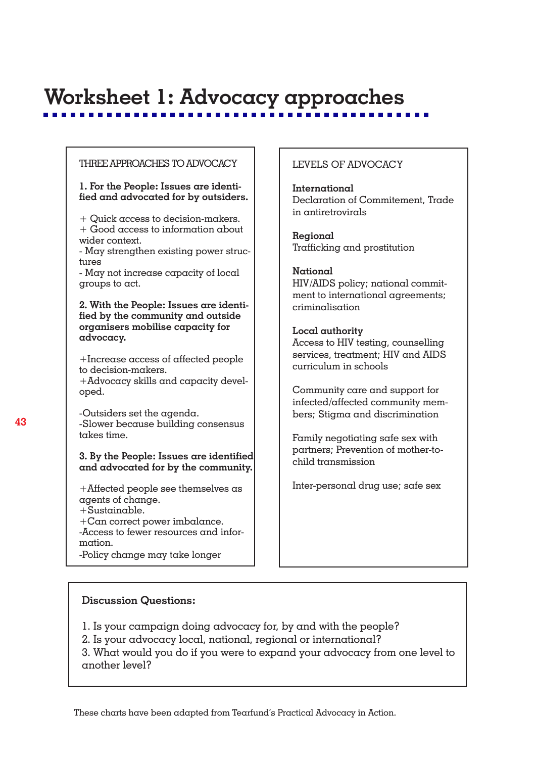# Worksheet 1: Advocacy approaches

THREE APPROACHES TO ADVOCACY

**1. For the People: Issues are identified and advocated for by outsiders.**

+ Quick access to decision-makers.
+ Good access to information about wider context.
- May strengthen existing power structures
- May not increase capacity of local groups to act.

**2. With the People: Issues are identified by the community and outside organisers mobilise capacity for advocacy.**

+Increase access of affected people to decision-makers.
+Advocacy skills and capacity developed.

-Outsiders set the agenda.
-Slower because building consensus takes time.

**3. By the People: Issues are identified and advocated for by the community.**

+Affected people see themselves as agents of change.
+Sustainable.
+Can correct power imbalance.
-Access to fewer resources and information.
-Policy change may take longer

LEVELS OF ADVOCACY

**International**
Declaration of Commitement, Trade in antiretrovirals

**Regional**
Trafficking and prostitution

**National**
HIV/AIDS policy; national commitment to international agreements; criminalisation

**Local authority**
Access to HIV testing, counselling services, treatment; HIV and AIDS curriculum in schools

Community care and support for infected/affected community members; Stigma and discrimination

Family negotiating safe sex with partners; Prevention of mother-to-child transmission

Inter-personal drug use; safe sex

**Discussion Questions:**

1. Is your campaign doing advocacy for, by and with the people?
2. Is your advocacy local, national, regional or international?
3. What would you do if you were to expand your advocacy from one level to another level?

These charts have been adapted from Tearfund's Practical Advocacy in Action.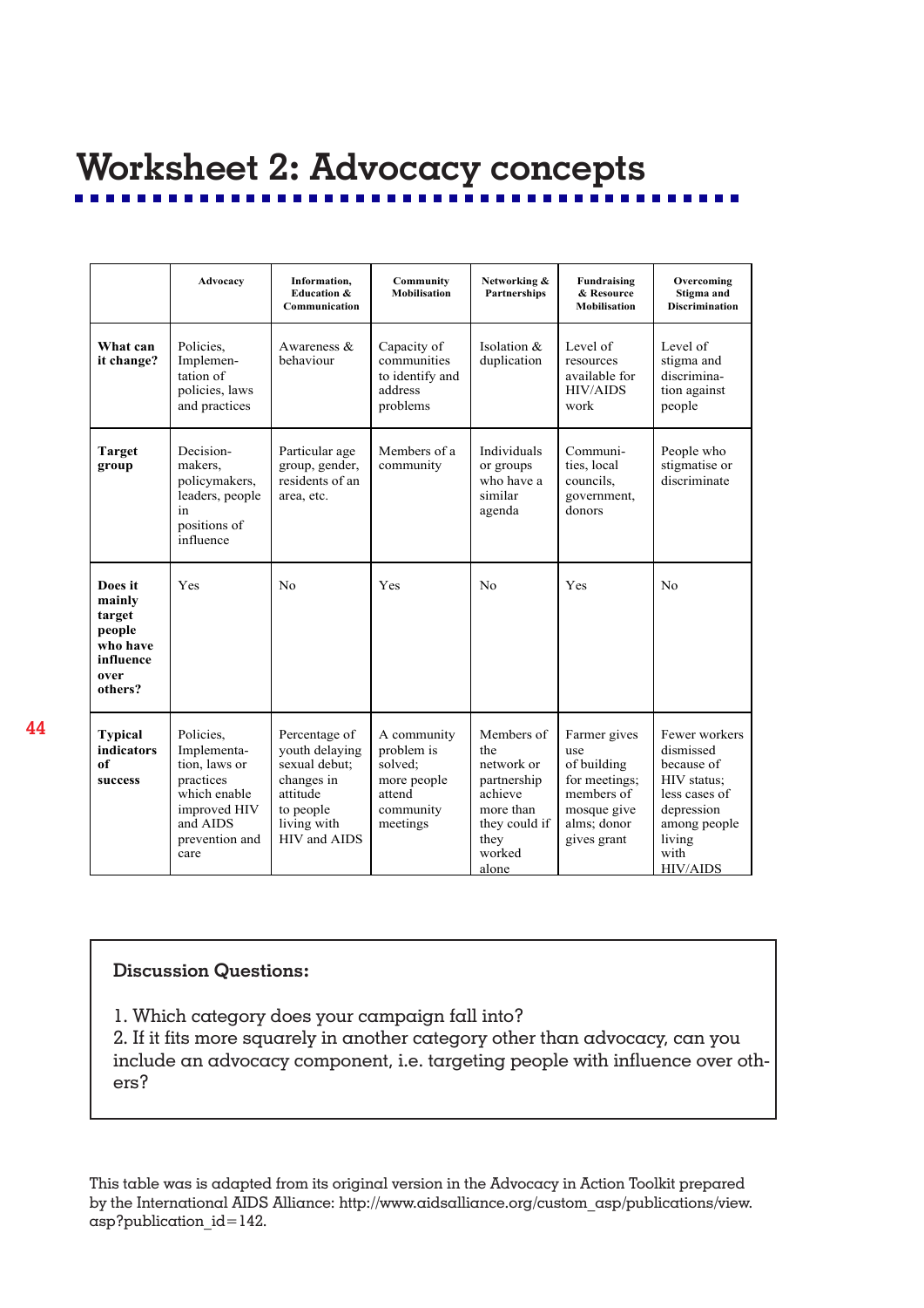# Worksheet 2: Advocacy concepts

| | Advocacy | Information, Education & Communication | Community Mobilisation | Networking & Partnerships | Fundraising & Resource Mobilisation | Overcoming Stigma and Discrimination |
|---|---|---|---|---|---|---|
| **What can it change?** | Policies, Implementation of policies, laws and practices | Awareness & behaviour | Capacity of communities to identify and address problems | Isolation & duplication | Level of resources available for HIV/AIDS work | Level of stigma and discrimination against people |
| **Target group** | Decision-makers, policymakers, leaders, people in positions of influence | Particular age group, gender, residents of an area, etc. | Members of a community | Individuals or groups who have a similar agenda | Communities, local councils, government, donors | People who stigmatise or discriminate |
| **Does it mainly target people who have influence over others?** | Yes | No | Yes | No | Yes | No |
| **Typical indicators of success** | Policies, Implementation, laws or practices which enable improved HIV and AIDS prevention and care | Percentage of youth delaying sexual debut; changes in attitude to people living with HIV and AIDS | A community problem is solved; more people attend community meetings | Members of the network or partnership achieve more than they could if they worked alone | Farmer gives use of building for meetings; members of mosque give alms; donor gives grant | Fewer workers dismissed because of HIV status; less cases of depression among people living with HIV/AIDS |

**Discussion Questions:**

1. Which category does your campaign fall into?
2. If it fits more squarely in another category other than advocacy, can you include an advocacy component, i.e. targeting people with influence over others?

This table was is adapted from its original version in the Advocacy in Action Toolkit prepared by the International AIDS Alliance: http://www.aidsalliance.org/custom_asp/publications/view.asp?publication_id=142.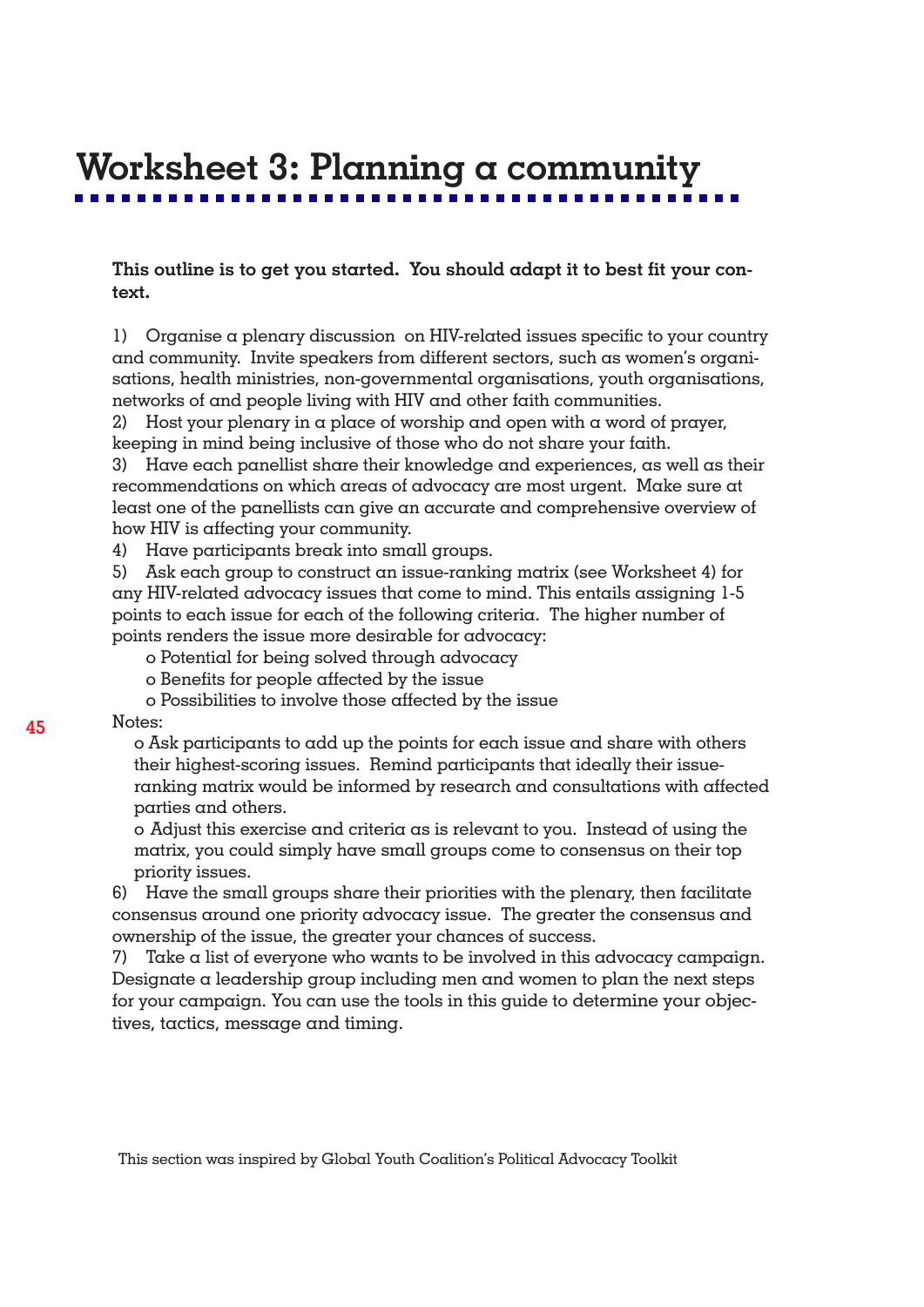# Worksheet 3: Planning a community

**This outline is to get you started. You should adapt it to best fit your context.**

1) Organise a plenary discussion on HIV-related issues specific to your country and community. Invite speakers from different sectors, such as women's organisations, health ministries, non-governmental organisations, youth organisations, networks of and people living with HIV and other faith communities.
2) Host your plenary in a place of worship and open with a word of prayer, keeping in mind being inclusive of those who do not share your faith.
3) Have each panellist share their knowledge and experiences, as well as their recommendations on which areas of advocacy are most urgent. Make sure at least one of the panellists can give an accurate and comprehensive overview of how HIV is affecting your community.
4) Have participants break into small groups.
5) Ask each group to construct an issue-ranking matrix (see Worksheet 4) for any HIV-related advocacy issues that come to mind. This entails assigning 1-5 points to each issue for each of the following criteria. The higher number of points renders the issue more desirable for advocacy:
   - o Potential for being solved through advocacy
   - o Benefits for people affected by the issue
   - o Possibilities to involve those affected by the issue

Notes:
   - o Ask participants to add up the points for each issue and share with others their highest-scoring issues. Remind participants that ideally their issue-ranking matrix would be informed by research and consultations with affected parties and others.
   - o Adjust this exercise and criteria as is relevant to you. Instead of using the matrix, you could simply have small groups come to consensus on their top priority issues.

6) Have the small groups share their priorities with the plenary, then facilitate consensus around one priority advocacy issue. The greater the consensus and ownership of the issue, the greater your chances of success.
7) Take a list of everyone who wants to be involved in this advocacy campaign. Designate a leadership group including men and women to plan the next steps for your campaign. You can use the tools in this guide to determine your objectives, tactics, message and timing.

This section was inspired by Global Youth Coalition's Political Advocacy Toolkit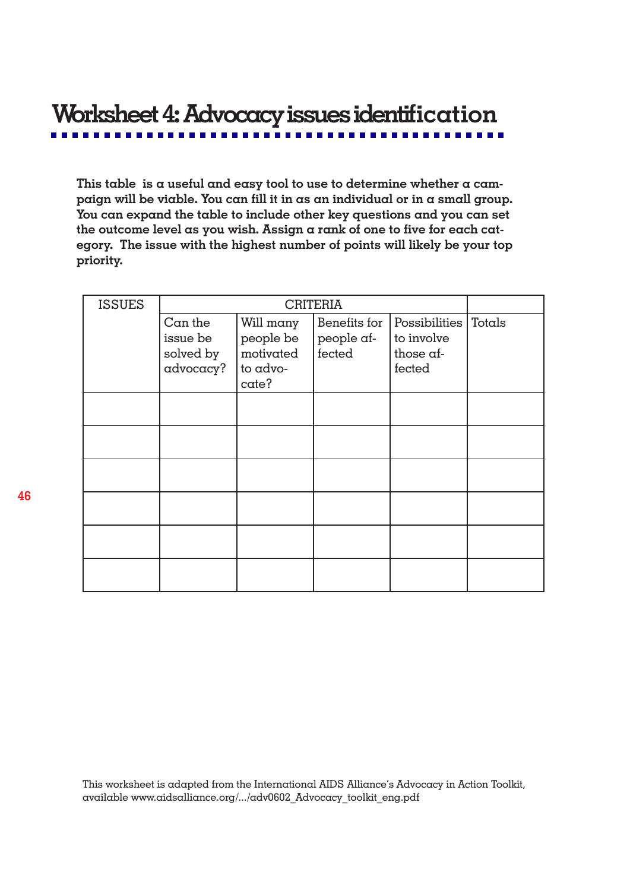# Worksheet 4: Advocacy issues identification

**This table is a useful and easy tool to use to determine whether a campaign will be viable. You can fill it in as an individual or in a small group. You can expand the table to include other key questions and you can set the outcome level as you wish. Assign a rank of one to five for each category. The issue with the highest number of points will likely be your top priority.**

| ISSUES | CRITERIA | | | | |
|---|---|---|---|---|---|
| | Can the issue be solved by advocacy? | Will many people be motivated to advocate? | Benefits for people affected | Possibilities to involve those affected | Totals |
| | | | | | |
| | | | | | |
| | | | | | |
| | | | | | |
| | | | | | |
| | | | | | |

This worksheet is adapted from the International AIDS Alliance's Advocacy in Action Toolkit, available www.aidsalliance.org/.../adv0602_Advocacy_toolkit_eng.pdf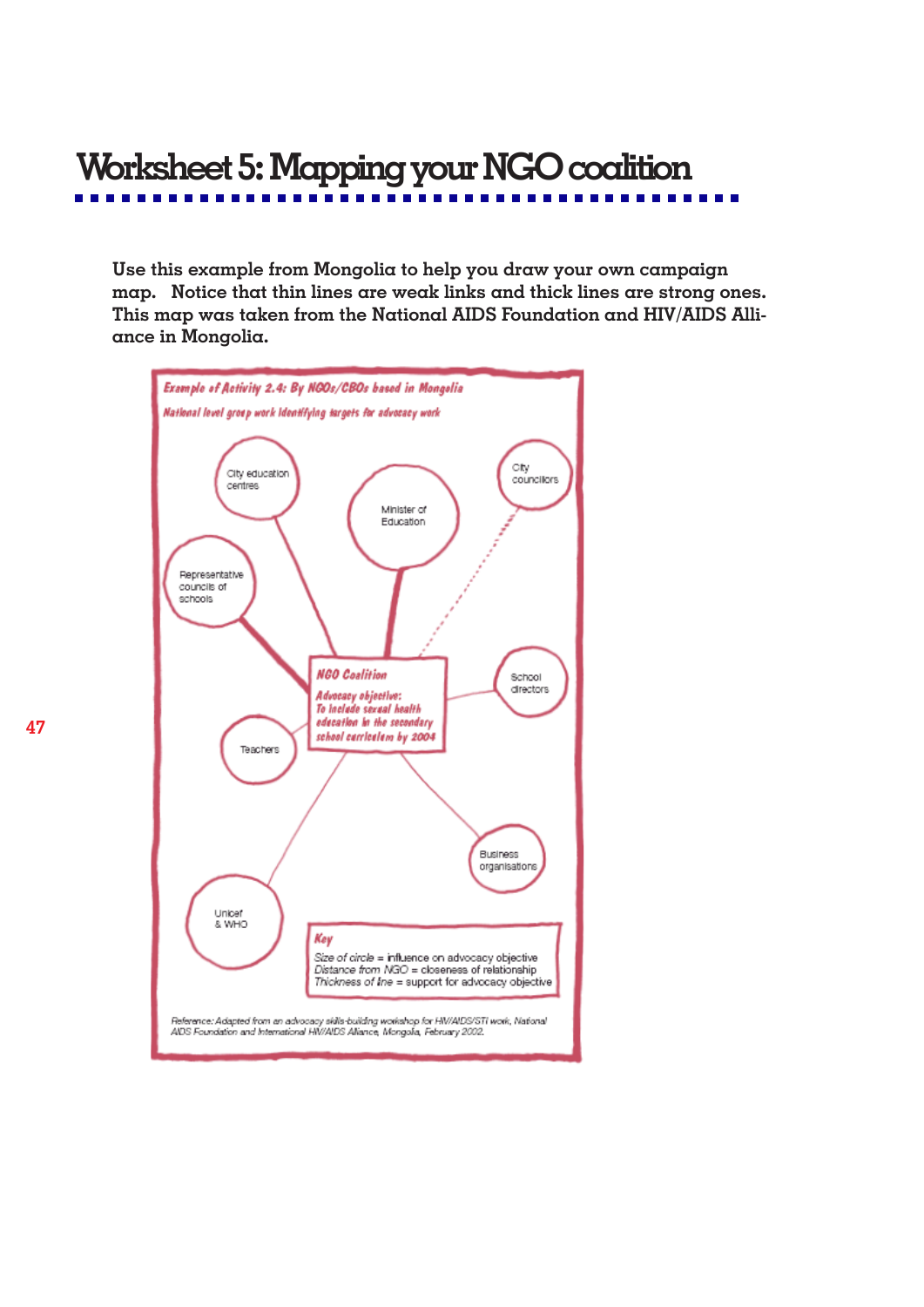# Worksheet 5: Mapping your NGO coalition

**Use this example from Mongolia to help you draw your own campaign map. Notice that thin lines are weak links and thick lines are strong ones. This map was taken from the National AIDS Foundation and HIV/AIDS Alliance in Mongolia.**

*Example of Activity 2.4: By NGOs/CBOs based in Mongolia*

*National level group work identifying targets for advocacy work*

City education centres

Minister of Education

City councillors

Representative councils of schools

**NGO Coalition**

*Advocacy objective: To include sexual health education in the secondary school curriculum by 2004*

School directors

Teachers

Business organisations

Unicef & WHO

**Key**

*Size of circle* = influence on advocacy objective
*Distance from NGO* = closeness of relationship
*Thickness of line* = support for advocacy objective

*Reference: Adapted from an advocacy skills-building workshop for HIV/AIDS/STI work, National AIDS Foundation and International HIV/AIDS Alliance, Mongolia, February 2002.*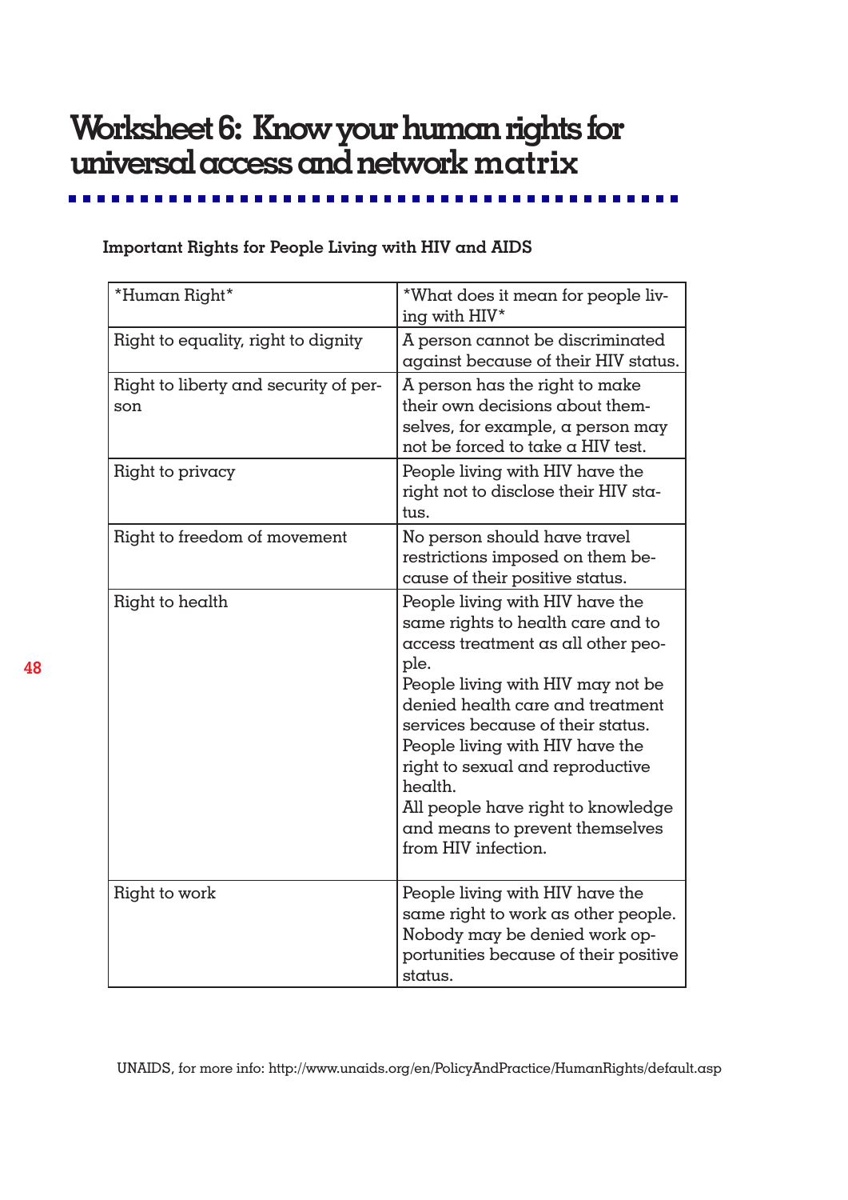# Worksheet 6: Know your human rights for universal access and network matrix

**Important Rights for People Living with HIV and AIDS**

| *Human Right* | *What does it mean for people living with HIV* |
|---|---|
| Right to equality, right to dignity | A person cannot be discriminated against because of their HIV status. |
| Right to liberty and security of person | A person has the right to make their own decisions about themselves, for example, a person may not be forced to take a HIV test. |
| Right to privacy | People living with HIV have the right not to disclose their HIV status. |
| Right to freedom of movement | No person should have travel restrictions imposed on them because of their positive status. |
| Right to health | People living with HIV have the same rights to health care and to access treatment as all other people.<br>People living with HIV may not be denied health care and treatment services because of their status.<br>People living with HIV have the right to sexual and reproductive health.<br>All people have right to knowledge and means to prevent themselves from HIV infection. |
| Right to work | People living with HIV have the same right to work as other people. Nobody may be denied work opportunities because of their positive status. |

UNAIDS, for more info: http://www.unaids.org/en/PolicyAndPractice/HumanRights/default.asp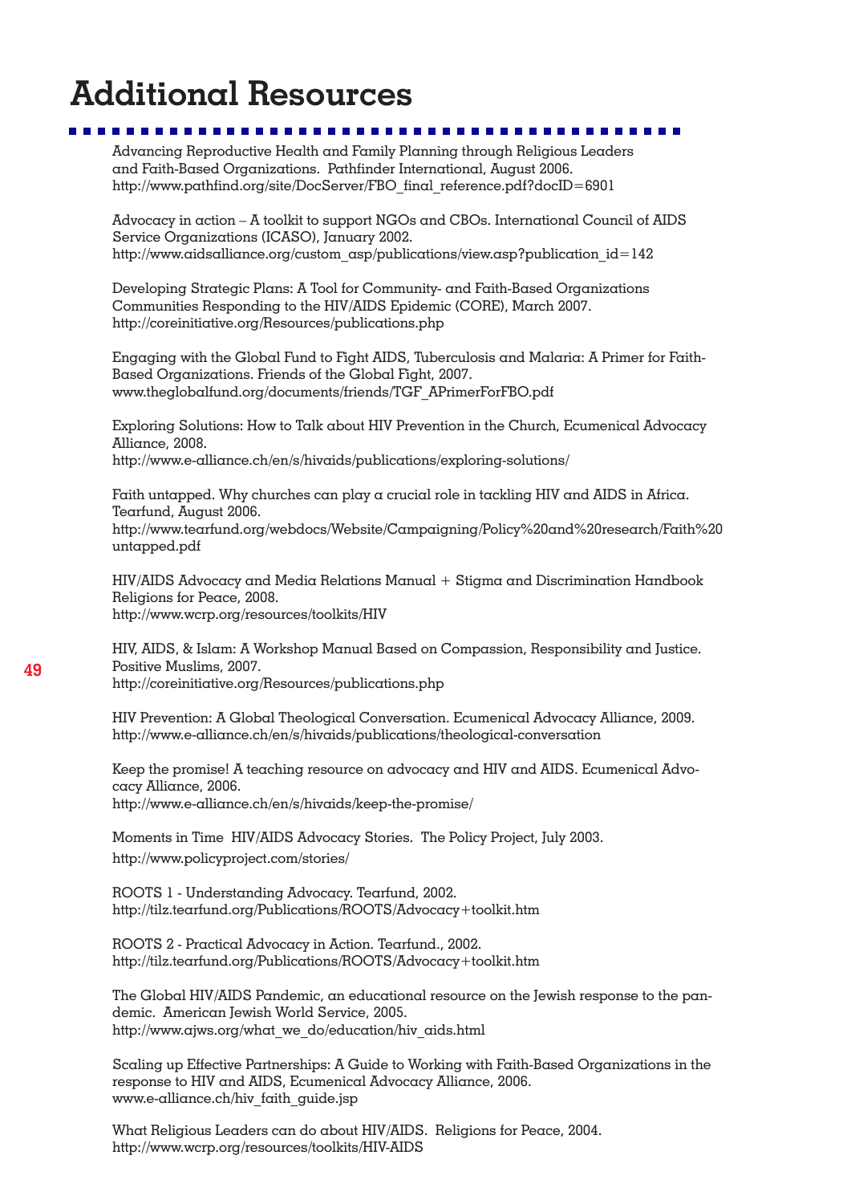# Additional Resources

Advancing Reproductive Health and Family Planning through Religious Leaders and Faith-Based Organizations. Pathfinder International, August 2006.
http://www.pathfind.org/site/DocServer/FBO_final_reference.pdf?docID=6901

Advocacy in action – A toolkit to support NGOs and CBOs. International Council of AIDS Service Organizations (ICASO), January 2002.
http://www.aidsalliance.org/custom_asp/publications/view.asp?publication_id=142

Developing Strategic Plans: A Tool for Community- and Faith-Based Organizations Communities Responding to the HIV/AIDS Epidemic (CORE), March 2007.
http://coreinitiative.org/Resources/publications.php

Engaging with the Global Fund to Fight AIDS, Tuberculosis and Malaria: A Primer for Faith-Based Organizations. Friends of the Global Fight, 2007.
www.theglobalfund.org/documents/friends/TGF_APrimerForFBO.pdf

Exploring Solutions: How to Talk about HIV Prevention in the Church, Ecumenical Advocacy Alliance, 2008.
http://www.e-alliance.ch/en/s/hivaids/publications/exploring-solutions/

Faith untapped. Why churches can play a crucial role in tackling HIV and AIDS in Africa. Tearfund, August 2006.
http://www.tearfund.org/webdocs/Website/Campaigning/Policy%20and%20research/Faith%20untapped.pdf

HIV/AIDS Advocacy and Media Relations Manual + Stigma and Discrimination Handbook Religions for Peace, 2008.
http://www.wcrp.org/resources/toolkits/HIV

HIV, AIDS, & Islam: A Workshop Manual Based on Compassion, Responsibility and Justice. Positive Muslims, 2007.
http://coreinitiative.org/Resources/publications.php

HIV Prevention: A Global Theological Conversation. Ecumenical Advocacy Alliance, 2009.
http://www.e-alliance.ch/en/s/hivaids/publications/theological-conversation

Keep the promise! A teaching resource on advocacy and HIV and AIDS. Ecumenical Advocacy Alliance, 2006.
http://www.e-alliance.ch/en/s/hivaids/keep-the-promise/

Moments in Time HIV/AIDS Advocacy Stories. The Policy Project, July 2003.
http://www.policyproject.com/stories/

ROOTS 1 - Understanding Advocacy. Tearfund, 2002.
http://tilz.tearfund.org/Publications/ROOTS/Advocacy+toolkit.htm

ROOTS 2 - Practical Advocacy in Action. Tearfund., 2002.
http://tilz.tearfund.org/Publications/ROOTS/Advocacy+toolkit.htm

The Global HIV/AIDS Pandemic, an educational resource on the Jewish response to the pandemic. American Jewish World Service, 2005.
http://www.ajws.org/what_we_do/education/hiv_aids.html

Scaling up Effective Partnerships: A Guide to Working with Faith-Based Organizations in the response to HIV and AIDS, Ecumenical Advocacy Alliance, 2006.
www.e-alliance.ch/hiv_faith_guide.jsp

What Religious Leaders can do about HIV/AIDS. Religions for Peace, 2004.
http://www.wcrp.org/resources/toolkits/HIV-AIDS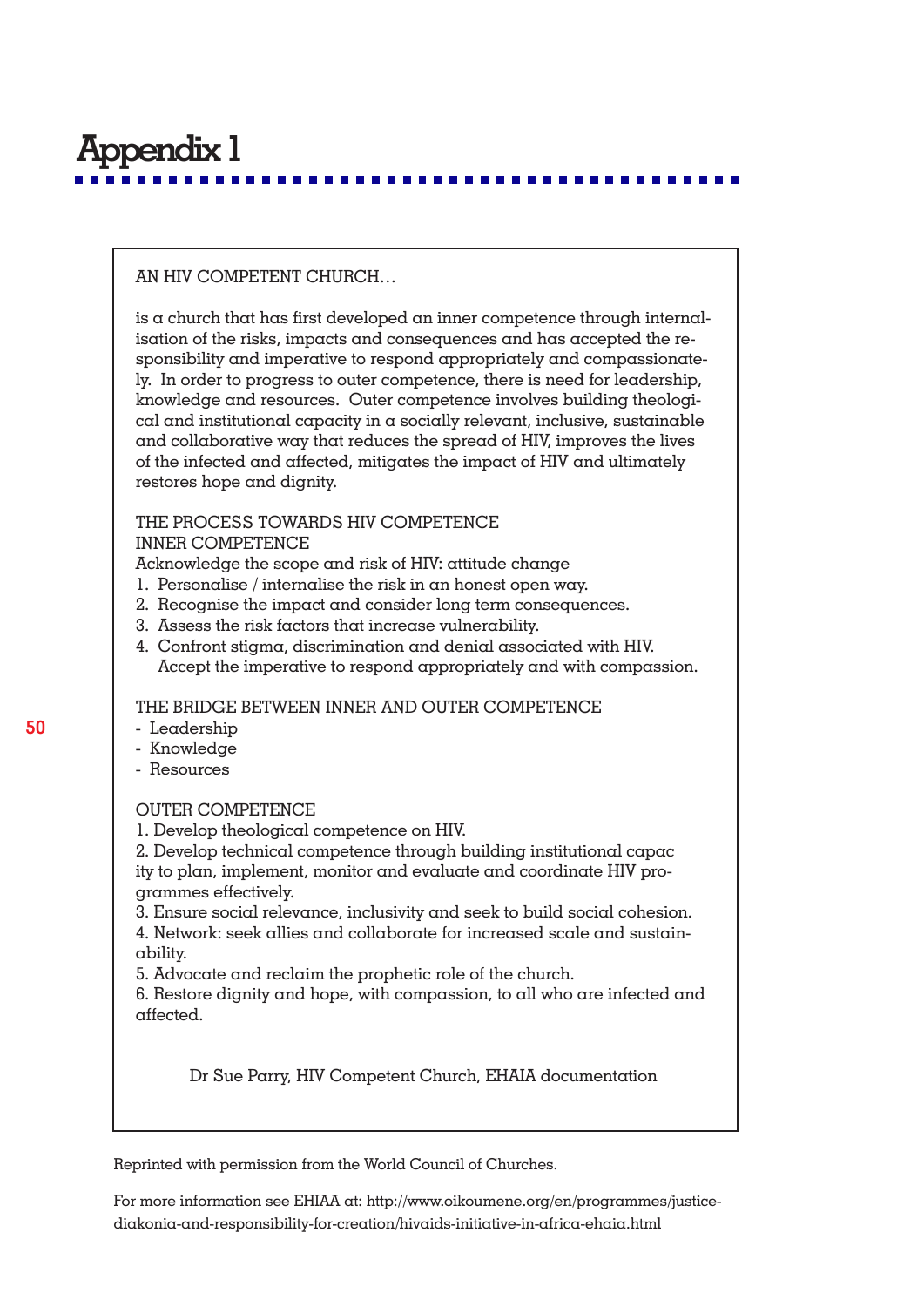# Appendix 1

AN HIV COMPETENT CHURCH…

is a church that has first developed an inner competence through internalisation of the risks, impacts and consequences and has accepted the responsibility and imperative to respond appropriately and compassionately. In order to progress to outer competence, there is need for leadership, knowledge and resources. Outer competence involves building theological and institutional capacity in a socially relevant, inclusive, sustainable and collaborative way that reduces the spread of HIV, improves the lives of the infected and affected, mitigates the impact of HIV and ultimately restores hope and dignity.

THE PROCESS TOWARDS HIV COMPETENCE

INNER COMPETENCE

Acknowledge the scope and risk of HIV: attitude change

1. Personalise / internalise the risk in an honest open way.
2. Recognise the impact and consider long term consequences.
3. Assess the risk factors that increase vulnerability.
4. Confront stigma, discrimination and denial associated with HIV. Accept the imperative to respond appropriately and with compassion.

THE BRIDGE BETWEEN INNER AND OUTER COMPETENCE

- Leadership
- Knowledge
- Resources

OUTER COMPETENCE

1. Develop theological competence on HIV.
2. Develop technical competence through building institutional capacity to plan, implement, monitor and evaluate and coordinate HIV programmes effectively.
3. Ensure social relevance, inclusivity and seek to build social cohesion.
4. Network: seek allies and collaborate for increased scale and sustainability.
5. Advocate and reclaim the prophetic role of the church.
6. Restore dignity and hope, with compassion, to all who are infected and affected.

Dr Sue Parry, HIV Competent Church, EHAIA documentation

Reprinted with permission from the World Council of Churches.

For more information see EHIAA at: http://www.oikoumene.org/en/programmes/justice-diakonia-and-responsibility-for-creation/hivaids-initiative-in-africa-ehaia.html